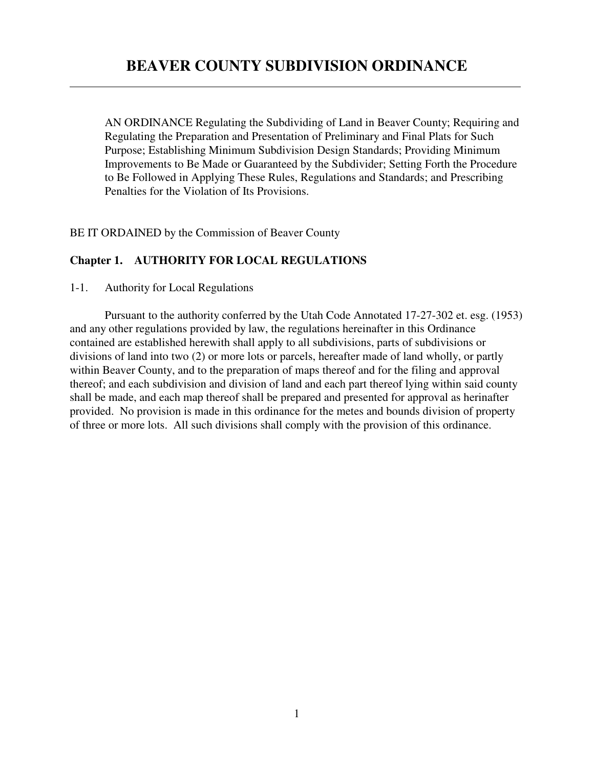# BEAVER COUNTY SUBDIVISION ORDINANCE

AN ORDINANCE Regulating the Subdividing of Land in Beaver County; Requiring and Regulating the Preparation and Presentation of Preliminary and Final Plats for Such Purpose; Establishing Minimum Subdivision Design Standards; Providing Minimum Improvements to Be Made or Guaranteed by the Subdivider; Setting Forth the Procedure to Be Followed in Applying These Rules, Regulations and Standards; and Prescribing Penalties for the Violation of Its Provisions.

BE IT ORDAINED by the Commission of Beaver County

## Chapter 1. AUTHORITY FOR LOCAL REGULATIONS

1-1. Authority for Local Regulations

Pursuant to the authority conferred by the Utah Code Annotated 17-27-302 et. esg. (1953) and any other regulations provided by law, the regulations hereinafter in this Ordinance contained are established herewith shall apply to all subdivisions, parts of subdivisions or divisions of land into two (2) or more lots or parcels, hereafter made of land wholly, or partly within Beaver County, and to the preparation of maps thereof and for the filing and approval thereof; and each subdivision and division of land and each part thereof lying within said county shall be made, and each map thereof shall be prepared and presented for approval as herinafter provided. No provision is made in this ordinance for the metes and bounds division of property of three or more lots. All such divisions shall comply with the provision of this ordinance.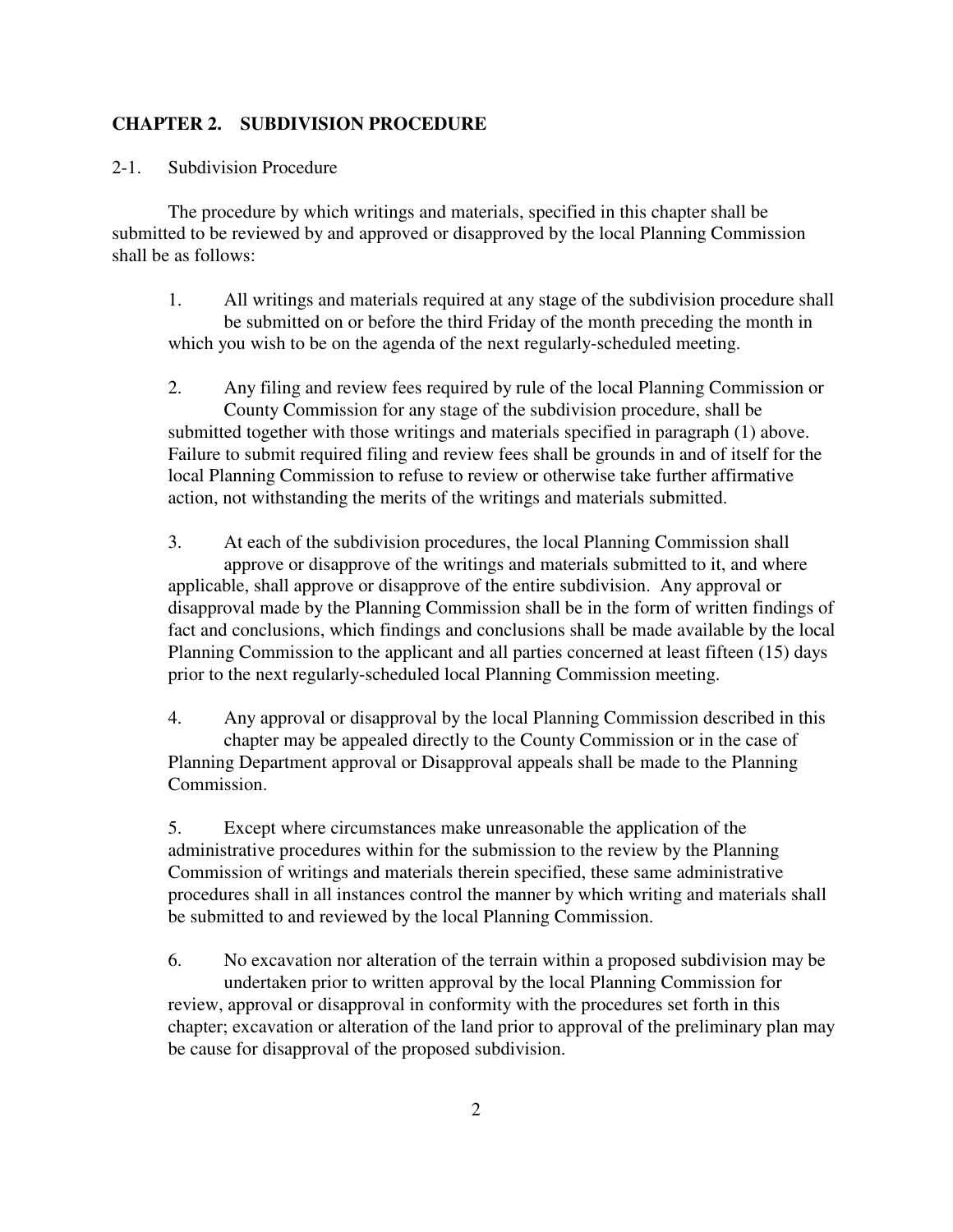## CHAPTER 2. SUBDIVISION PROCEDURE

### 2-1. Subdivision Procedure

The procedure by which writings and materials, specified in this chapter shall be submitted to be reviewed by and approved or disapproved by the local Planning Commission shall be as follows:

1. All writings and materials required at any stage of the subdivision procedure shall be submitted on or before the third Friday of the month preceding the month in which you wish to be on the agenda of the next regularly-scheduled meeting.

2. Any filing and review fees required by rule of the local Planning Commission or County Commission for any stage of the subdivision procedure, shall be submitted together with those writings and materials specified in paragraph (1) above. Failure to submit required filing and review fees shall be grounds in and of itself for the local Planning Commission to refuse to review or otherwise take further affirmative action, not withstanding the merits of the writings and materials submitted.

3. At each of the subdivision procedures, the local Planning Commission shall approve or disapprove of the writings and materials submitted to it, and where applicable, shall approve or disapprove of the entire subdivision. Any approval or disapproval made by the Planning Commission shall be in the form of written findings of fact and conclusions, which findings and conclusions shall be made available by the local Planning Commission to the applicant and all parties concerned at least fifteen (15) days prior to the next regularly-scheduled local Planning Commission meeting.

4. Any approval or disapproval by the local Planning Commission described in this chapter may be appealed directly to the County Commission or in the case of Planning Department approval or Disapproval appeals shall be made to the Planning Commission.

5. Except where circumstances make unreasonable the application of the administrative procedures within for the submission to the review by the Planning Commission of writings and materials therein specified, these same administrative procedures shall in all instances control the manner by which writing and materials shall be submitted to and reviewed by the local Planning Commission.

6. No excavation nor alteration of the terrain within a proposed subdivision may be undertaken prior to written approval by the local Planning Commission for review, approval or disapproval in conformity with the procedures set forth in this chapter; excavation or alteration of the land prior to approval of the preliminary plan may be cause for disapproval of the proposed subdivision.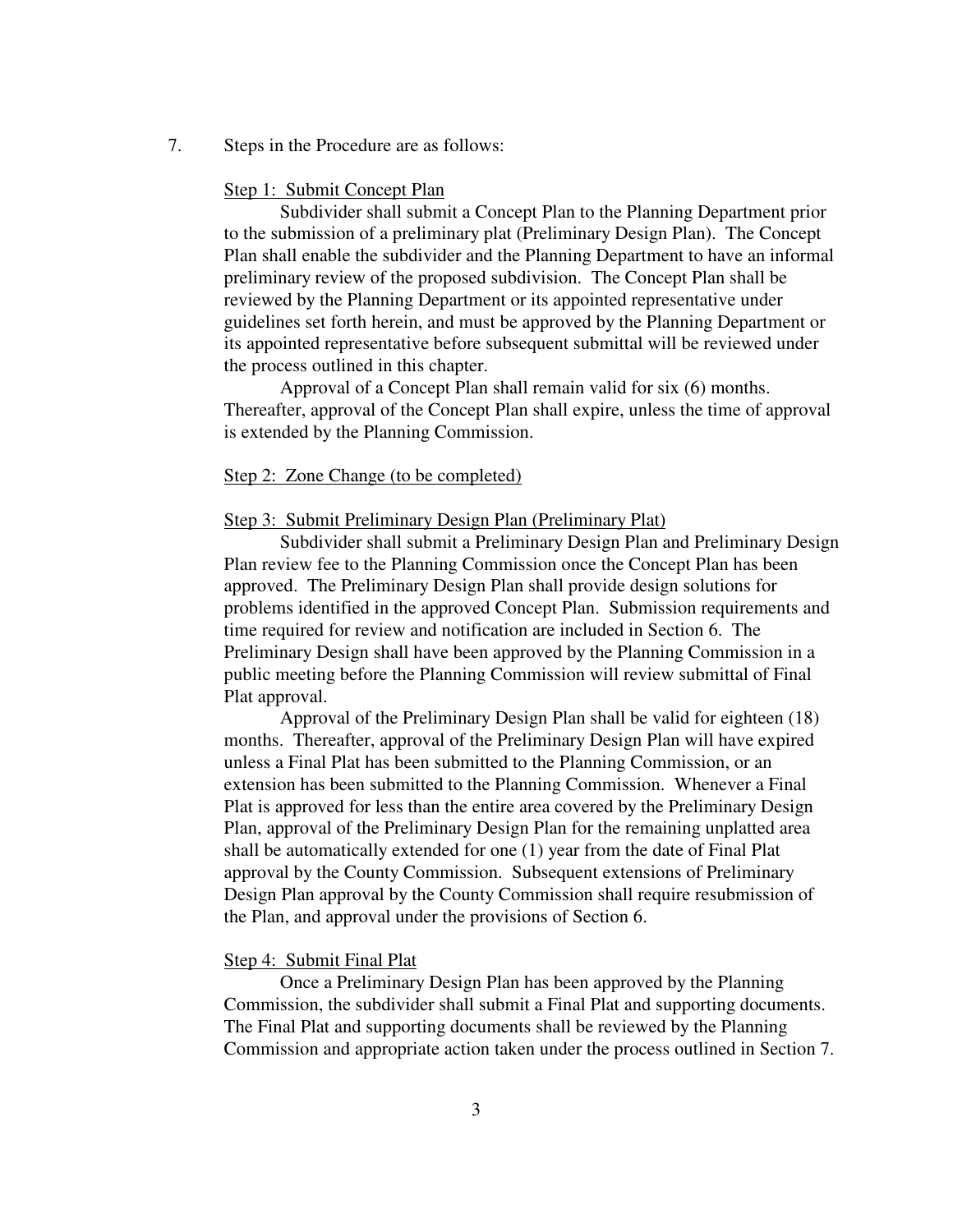7. Steps in the Procedure are as follows:

<u>Step 1: Submit Concept Plan</u>

Subdivider shall submit a Concept Plan to the Planning Department prior to the submission of a preliminary plat (Preliminary Design Plan). The Concept Plan shall enable the subdivider and the Planning Department to have an informal preliminary review of the proposed subdivision. The Concept Plan shall be reviewed by the Planning Department or its appointed representative under guidelines set forth herein, and must be approved by the Planning Department or its appointed representative before subsequent submittal will be reviewed under the process outlined in this chapter.

Approval of a Concept Plan shall remain valid for six (6) months. Thereafter, approval of the Concept Plan shall expire, unless the time of approval is extended by the Planning Commission.

<u>Step 2: Zone Change (to be completed)</u>

<u>Step 3: Submit Preliminary Design Plan (Preliminary Plat)</u>

Subdivider shall submit a Preliminary Design Plan and Preliminary Design Plan review fee to the Planning Commission once the Concept Plan has been approved. The Preliminary Design Plan shall provide design solutions for problems identified in the approved Concept Plan. Submission requirements and time required for review and notification are included in Section 6. The Preliminary Design shall have been approved by the Planning Commission in a public meeting before the Planning Commission will review submittal of Final Plat approval.

Approval of the Preliminary Design Plan shall be valid for eighteen (18) months. Thereafter, approval of the Preliminary Design Plan will have expired unless a Final Plat has been submitted to the Planning Commission, or an extension has been submitted to the Planning Commission. Whenever a Final Plat is approved for less than the entire area covered by the Preliminary Design Plan, approval of the Preliminary Design Plan for the remaining unplatted area shall be automatically extended for one (1) year from the date of Final Plat approval by the County Commission. Subsequent extensions of Preliminary Design Plan approval by the County Commission shall require resubmission of the Plan, and approval under the provisions of Section 6.

<u>Step 4: Submit Final Plat</u>

Once a Preliminary Design Plan has been approved by the Planning Commission, the subdivider shall submit a Final Plat and supporting documents. The Final Plat and supporting documents shall be reviewed by the Planning Commission and appropriate action taken under the process outlined in Section 7.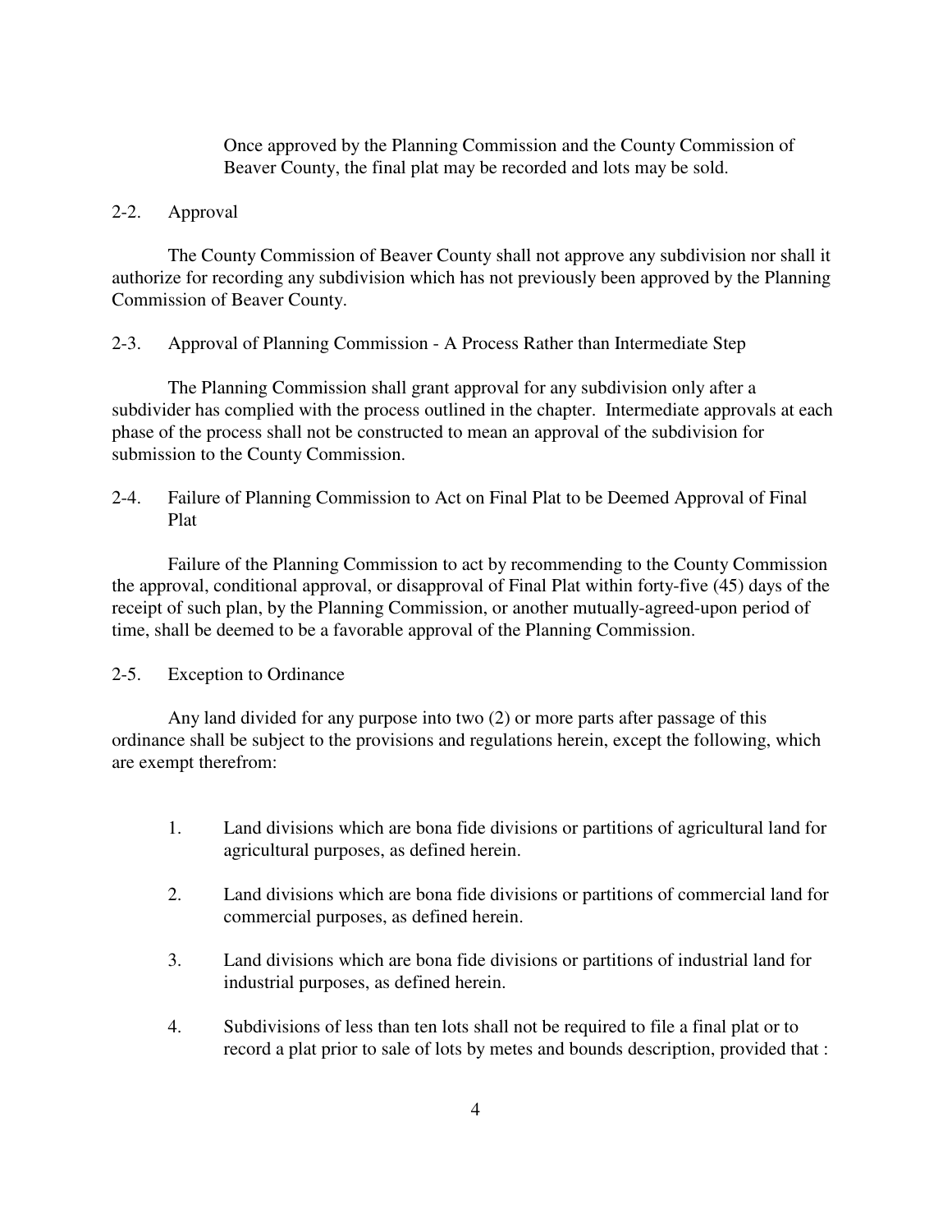Once approved by the Planning Commission and the County Commission of Beaver County, the final plat may be recorded and lots may be sold.

### 2-2. Approval

The County Commission of Beaver County shall not approve any subdivision nor shall it authorize for recording any subdivision which has not previously been approved by the Planning Commission of Beaver County.

### 2-3. Approval of Planning Commission - A Process Rather than Intermediate Step

The Planning Commission shall grant approval for any subdivision only after a subdivider has complied with the process outlined in the chapter. Intermediate approvals at each phase of the process shall not be constructed to mean an approval of the subdivision for submission to the County Commission.

### 2-4. Failure of Planning Commission to Act on Final Plat to be Deemed Approval of Final Plat

Failure of the Planning Commission to act by recommending to the County Commission the approval, conditional approval, or disapproval of Final Plat within forty-five (45) days of the receipt of such plan, by the Planning Commission, or another mutually-agreed-upon period of time, shall be deemed to be a favorable approval of the Planning Commission.

### 2-5. Exception to Ordinance

Any land divided for any purpose into two (2) or more parts after passage of this ordinance shall be subject to the provisions and regulations herein, except the following, which are exempt therefrom:

1. Land divisions which are bona fide divisions or partitions of agricultural land for agricultural purposes, as defined herein.

2. Land divisions which are bona fide divisions or partitions of commercial land for commercial purposes, as defined herein.

3. Land divisions which are bona fide divisions or partitions of industrial land for industrial purposes, as defined herein.

4. Subdivisions of less than ten lots shall not be required to file a final plat or to record a plat prior to sale of lots by metes and bounds description, provided that :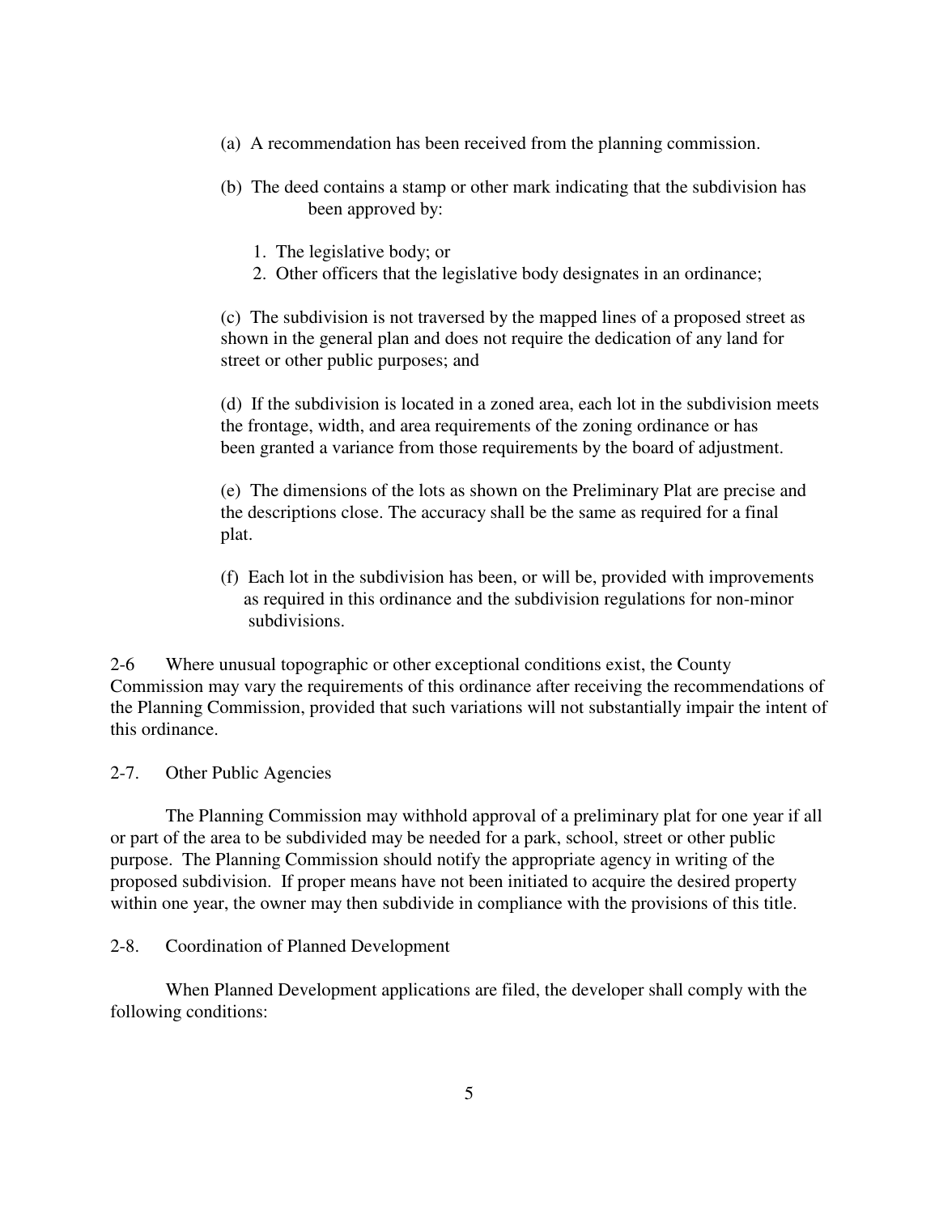(a) A recommendation has been received from the planning commission.

(b) The deed contains a stamp or other mark indicating that the subdivision has been approved by:

1. The legislative body; or
2. Other officers that the legislative body designates in an ordinance;

(c) The subdivision is not traversed by the mapped lines of a proposed street as shown in the general plan and does not require the dedication of any land for street or other public purposes; and

(d) If the subdivision is located in a zoned area, each lot in the subdivision meets the frontage, width, and area requirements of the zoning ordinance or has been granted a variance from those requirements by the board of adjustment.

(e) The dimensions of the lots as shown on the Preliminary Plat are precise and the descriptions close. The accuracy shall be the same as required for a final plat.

(f) Each lot in the subdivision has been, or will be, provided with improvements as required in this ordinance and the subdivision regulations for non-minor subdivisions.

2-6 Where unusual topographic or other exceptional conditions exist, the County Commission may vary the requirements of this ordinance after receiving the recommendations of the Planning Commission, provided that such variations will not substantially impair the intent of this ordinance.

2-7. Other Public Agencies

The Planning Commission may withhold approval of a preliminary plat for one year if all or part of the area to be subdivided may be needed for a park, school, street or other public purpose. The Planning Commission should notify the appropriate agency in writing of the proposed subdivision. If proper means have not been initiated to acquire the desired property within one year, the owner may then subdivide in compliance with the provisions of this title.

2-8. Coordination of Planned Development

When Planned Development applications are filed, the developer shall comply with the following conditions: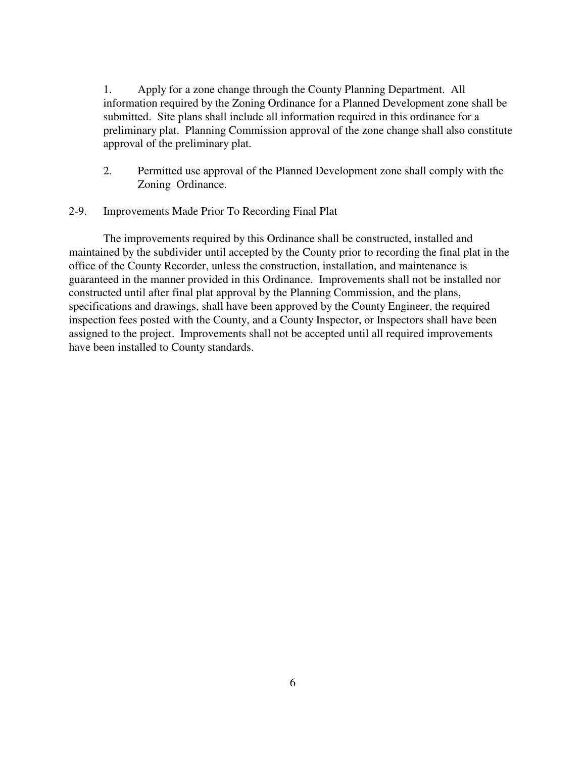1. Apply for a zone change through the County Planning Department. All information required by the Zoning Ordinance for a Planned Development zone shall be submitted. Site plans shall include all information required in this ordinance for a preliminary plat. Planning Commission approval of the zone change shall also constitute approval of the preliminary plat.

2. Permitted use approval of the Planned Development zone shall comply with the Zoning Ordinance.

## 2-9. Improvements Made Prior To Recording Final Plat

The improvements required by this Ordinance shall be constructed, installed and maintained by the subdivider until accepted by the County prior to recording the final plat in the office of the County Recorder, unless the construction, installation, and maintenance is guaranteed in the manner provided in this Ordinance. Improvements shall not be installed nor constructed until after final plat approval by the Planning Commission, and the plans, specifications and drawings, shall have been approved by the County Engineer, the required inspection fees posted with the County, and a County Inspector, or Inspectors shall have been assigned to the project. Improvements shall not be accepted until all required improvements have been installed to County standards.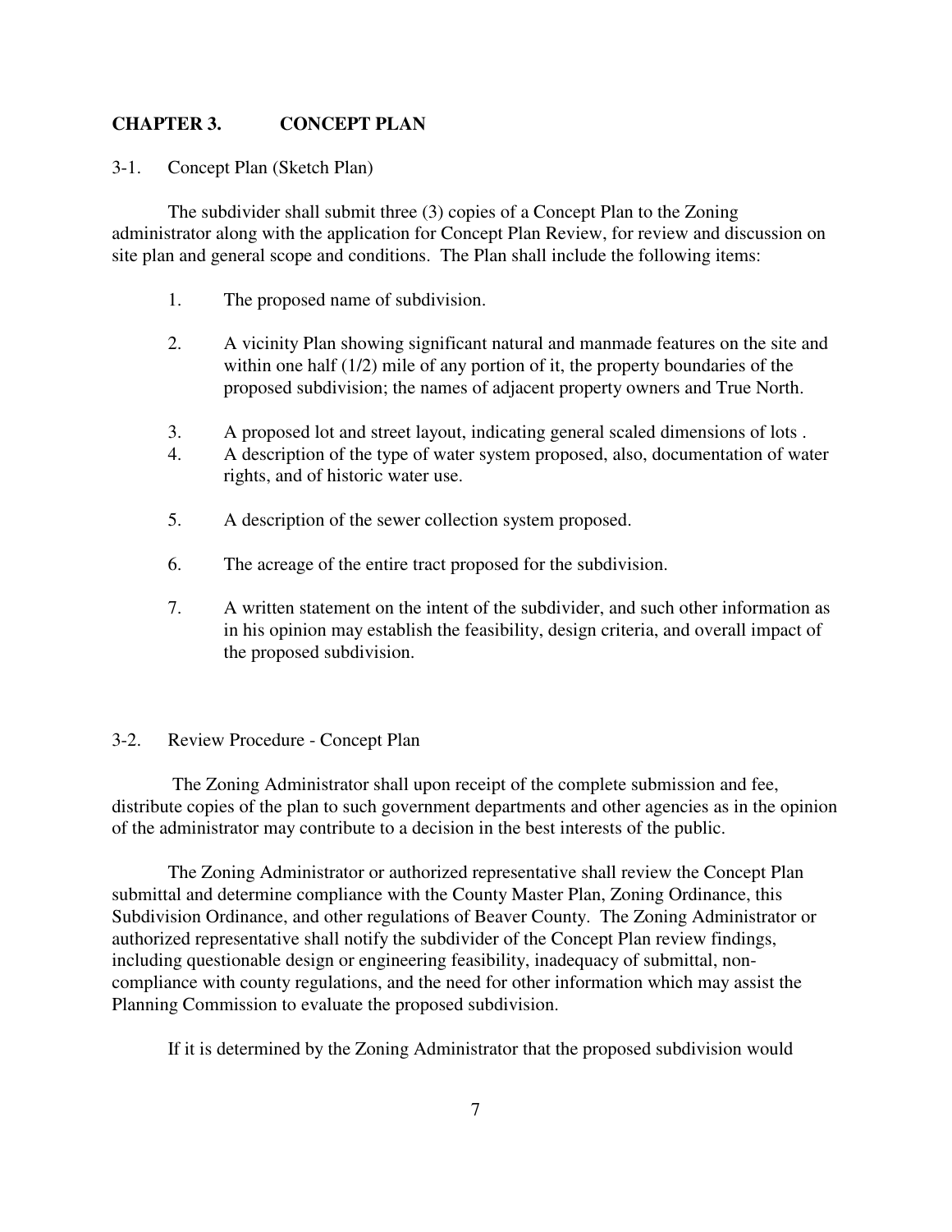# CHAPTER 3. CONCEPT PLAN

## 3-1. Concept Plan (Sketch Plan)

The subdivider shall submit three (3) copies of a Concept Plan to the Zoning administrator along with the application for Concept Plan Review, for review and discussion on site plan and general scope and conditions. The Plan shall include the following items:

1. The proposed name of subdivision.

2. A vicinity Plan showing significant natural and manmade features on the site and within one half (1/2) mile of any portion of it, the property boundaries of the proposed subdivision; the names of adjacent property owners and True North.

3. A proposed lot and street layout, indicating general scaled dimensions of lots .

4. A description of the type of water system proposed, also, documentation of water rights, and of historic water use.

5. A description of the sewer collection system proposed.

6. The acreage of the entire tract proposed for the subdivision.

7. A written statement on the intent of the subdivider, and such other information as in his opinion may establish the feasibility, design criteria, and overall impact of the proposed subdivision.

## 3-2. Review Procedure - Concept Plan

The Zoning Administrator shall upon receipt of the complete submission and fee, distribute copies of the plan to such government departments and other agencies as in the opinion of the administrator may contribute to a decision in the best interests of the public.

The Zoning Administrator or authorized representative shall review the Concept Plan submittal and determine compliance with the County Master Plan, Zoning Ordinance, this Subdivision Ordinance, and other regulations of Beaver County. The Zoning Administrator or authorized representative shall notify the subdivider of the Concept Plan review findings, including questionable design or engineering feasibility, inadequacy of submittal, non-compliance with county regulations, and the need for other information which may assist the Planning Commission to evaluate the proposed subdivision.

If it is determined by the Zoning Administrator that the proposed subdivision would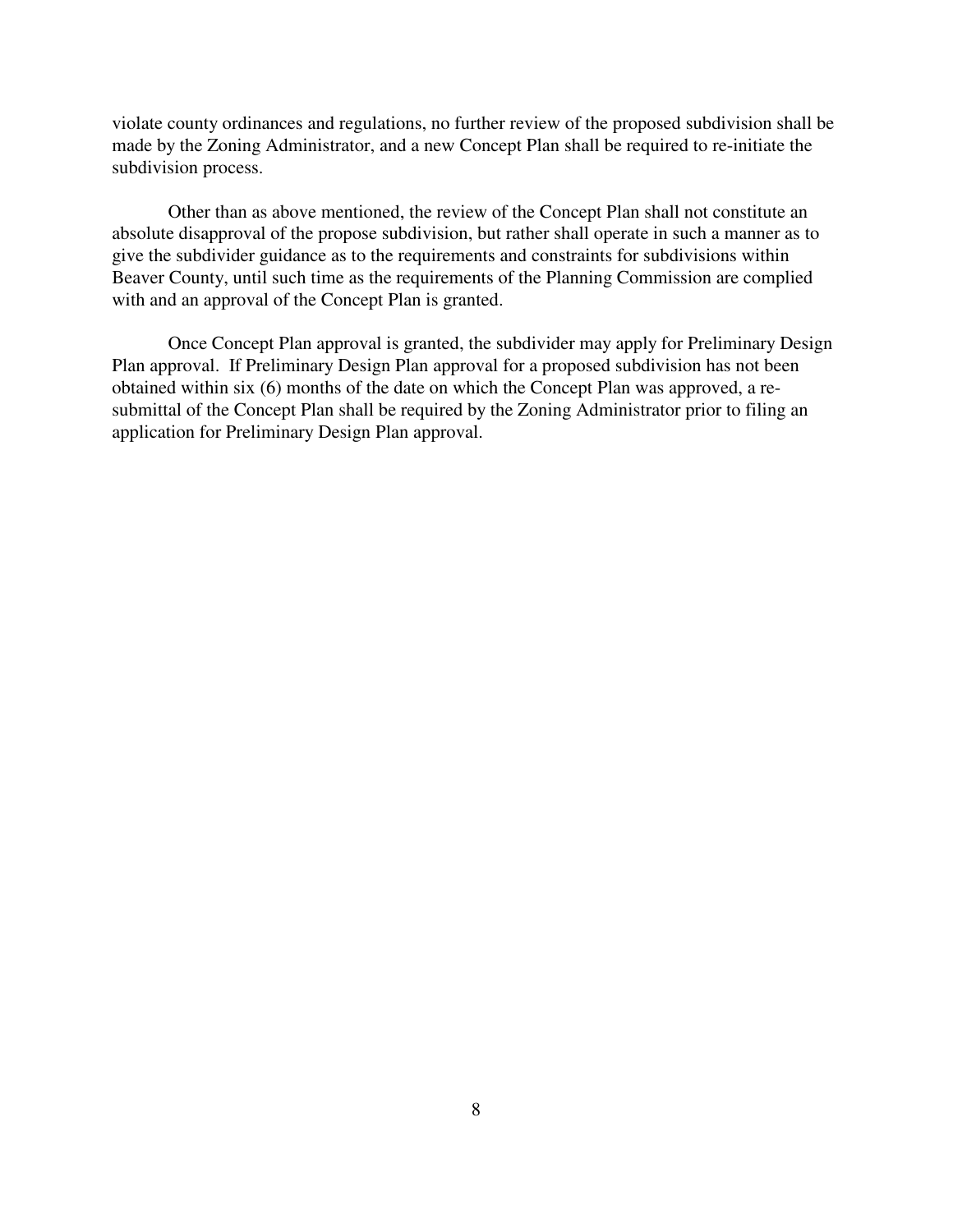violate county ordinances and regulations, no further review of the proposed subdivision shall be made by the Zoning Administrator, and a new Concept Plan shall be required to re-initiate the subdivision process.

Other than as above mentioned, the review of the Concept Plan shall not constitute an absolute disapproval of the propose subdivision, but rather shall operate in such a manner as to give the subdivider guidance as to the requirements and constraints for subdivisions within Beaver County, until such time as the requirements of the Planning Commission are complied with and an approval of the Concept Plan is granted.

Once Concept Plan approval is granted, the subdivider may apply for Preliminary Design Plan approval. If Preliminary Design Plan approval for a proposed subdivision has not been obtained within six (6) months of the date on which the Concept Plan was approved, a re-submittal of the Concept Plan shall be required by the Zoning Administrator prior to filing an application for Preliminary Design Plan approval.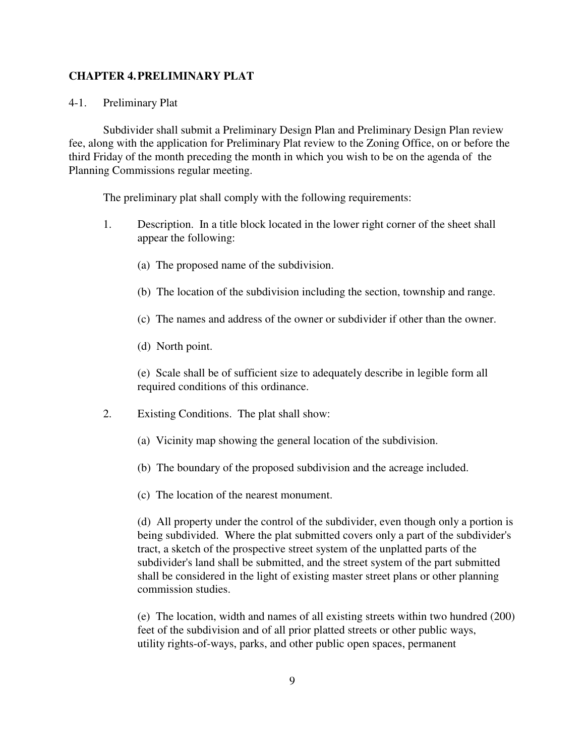## CHAPTER 4. PRELIMINARY PLAT

4-1. Preliminary Plat

Subdivider shall submit a Preliminary Design Plan and Preliminary Design Plan review fee, along with the application for Preliminary Plat review to the Zoning Office, on or before the third Friday of the month preceding the month in which you wish to be on the agenda of the Planning Commissions regular meeting.

The preliminary plat shall comply with the following requirements:

1. Description. In a title block located in the lower right corner of the sheet shall appear the following:

   (a) The proposed name of the subdivision.

   (b) The location of the subdivision including the section, township and range.

   (c) The names and address of the owner or subdivider if other than the owner.

   (d) North point.

   (e) Scale shall be of sufficient size to adequately describe in legible form all required conditions of this ordinance.

2. Existing Conditions. The plat shall show:

   (a) Vicinity map showing the general location of the subdivision.

   (b) The boundary of the proposed subdivision and the acreage included.

   (c) The location of the nearest monument.

   (d) All property under the control of the subdivider, even though only a portion is being subdivided. Where the plat submitted covers only a part of the subdivider's tract, a sketch of the prospective street system of the unplatted parts of the subdivider's land shall be submitted, and the street system of the part submitted shall be considered in the light of existing master street plans or other planning commission studies.

   (e) The location, width and names of all existing streets within two hundred (200) feet of the subdivision and of all prior platted streets or other public ways, utility rights-of-ways, parks, and other public open spaces, permanent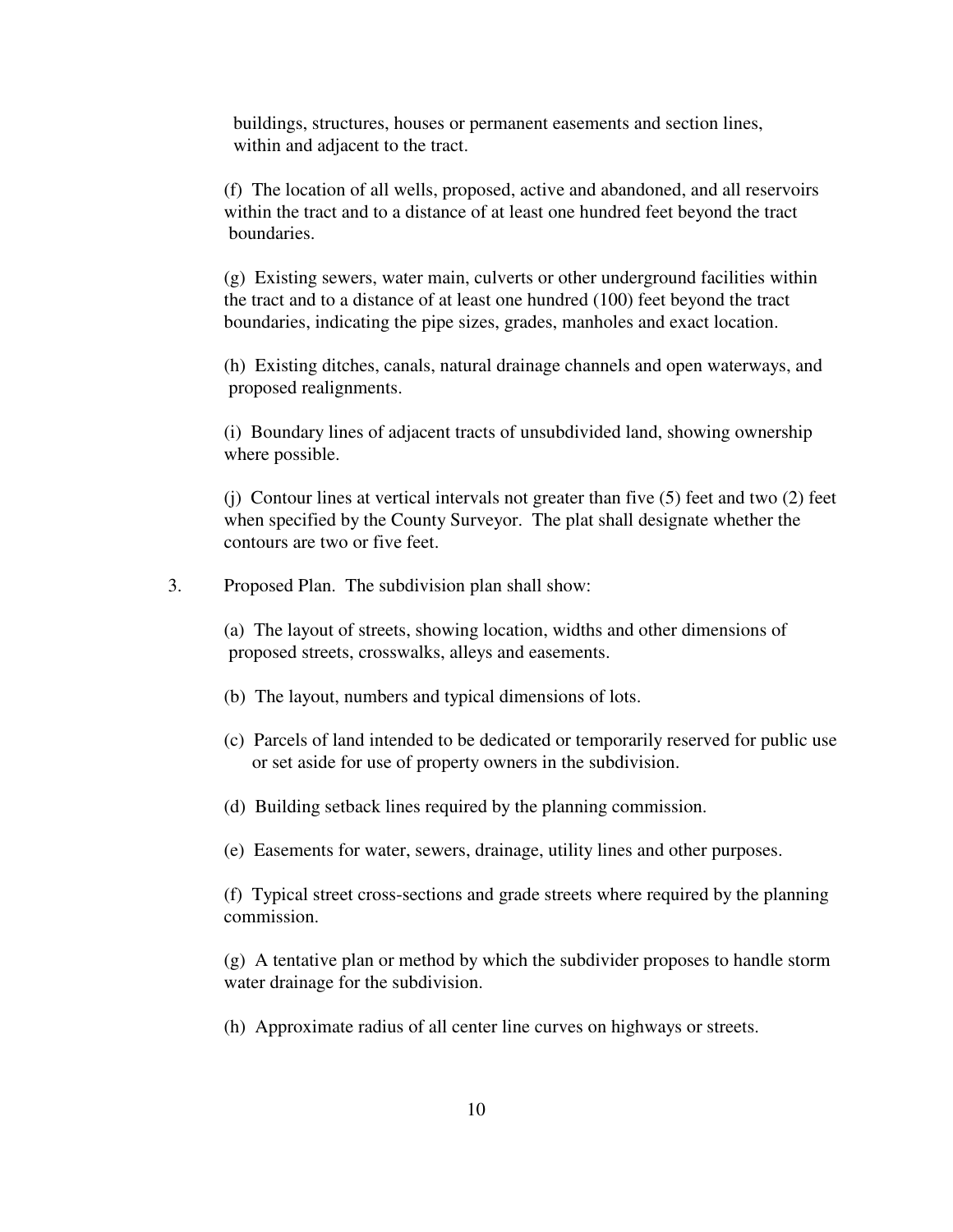buildings, structures, houses or permanent easements and section lines, within and adjacent to the tract.

(f) The location of all wells, proposed, active and abandoned, and all reservoirs within the tract and to a distance of at least one hundred feet beyond the tract boundaries.

(g) Existing sewers, water main, culverts or other underground facilities within the tract and to a distance of at least one hundred (100) feet beyond the tract boundaries, indicating the pipe sizes, grades, manholes and exact location.

(h) Existing ditches, canals, natural drainage channels and open waterways, and proposed realignments.

(i) Boundary lines of adjacent tracts of unsubdivided land, showing ownership where possible.

(j) Contour lines at vertical intervals not greater than five (5) feet and two (2) feet when specified by the County Surveyor. The plat shall designate whether the contours are two or five feet.

3. Proposed Plan. The subdivision plan shall show:

(a) The layout of streets, showing location, widths and other dimensions of proposed streets, crosswalks, alleys and easements.

(b) The layout, numbers and typical dimensions of lots.

(c) Parcels of land intended to be dedicated or temporarily reserved for public use or set aside for use of property owners in the subdivision.

(d) Building setback lines required by the planning commission.

(e) Easements for water, sewers, drainage, utility lines and other purposes.

(f) Typical street cross-sections and grade streets where required by the planning commission.

(g) A tentative plan or method by which the subdivider proposes to handle storm water drainage for the subdivision.

(h) Approximate radius of all center line curves on highways or streets.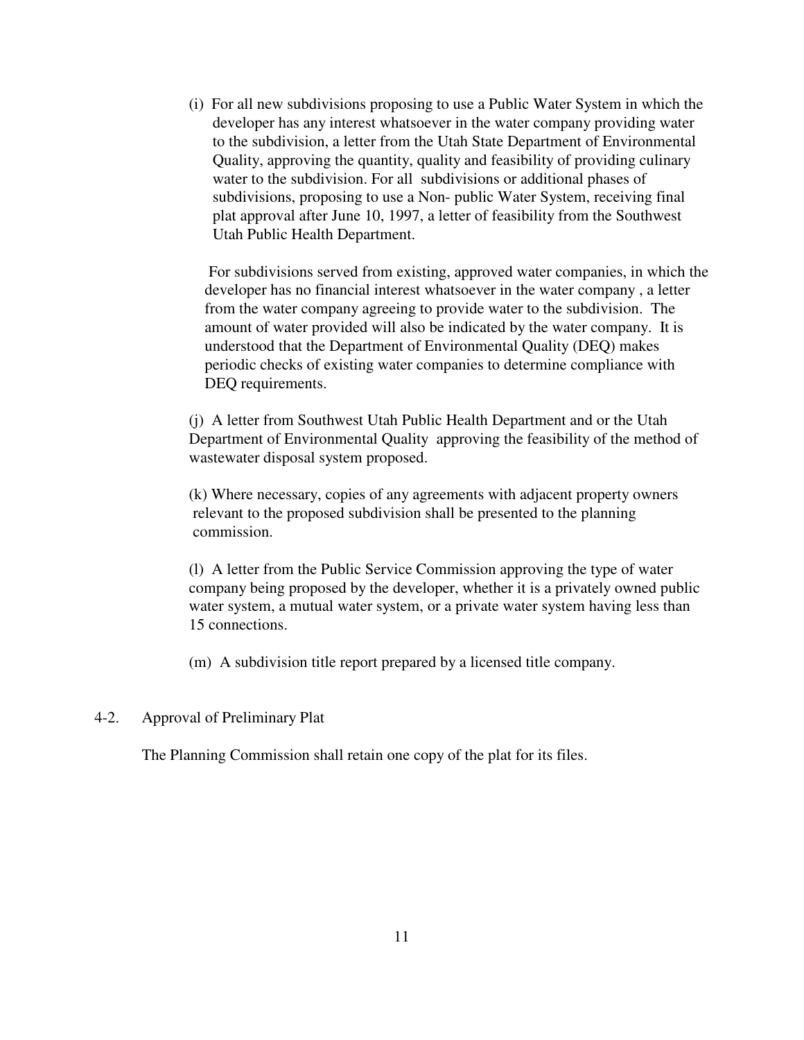(i) For all new subdivisions proposing to use a Public Water System in which the developer has any interest whatsoever in the water company providing water to the subdivision, a letter from the Utah State Department of Environmental Quality, approving the quantity, quality and feasibility of providing culinary water to the subdivision. For all subdivisions or additional phases of subdivisions, proposing to use a Non- public Water System, receiving final plat approval after June 10, 1997, a letter of feasibility from the Southwest Utah Public Health Department.

For subdivisions served from existing, approved water companies, in which the developer has no financial interest whatsoever in the water company , a letter from the water company agreeing to provide water to the subdivision. The amount of water provided will also be indicated by the water company. It is understood that the Department of Environmental Quality (DEQ) makes periodic checks of existing water companies to determine compliance with DEQ requirements.

(j) A letter from Southwest Utah Public Health Department and or the Utah Department of Environmental Quality approving the feasibility of the method of wastewater disposal system proposed.

(k) Where necessary, copies of any agreements with adjacent property owners relevant to the proposed subdivision shall be presented to the planning commission.

(l) A letter from the Public Service Commission approving the type of water company being proposed by the developer, whether it is a privately owned public water system, a mutual water system, or a private water system having less than 15 connections.

(m) A subdivision title report prepared by a licensed title company.

4-2. Approval of Preliminary Plat

The Planning Commission shall retain one copy of the plat for its files.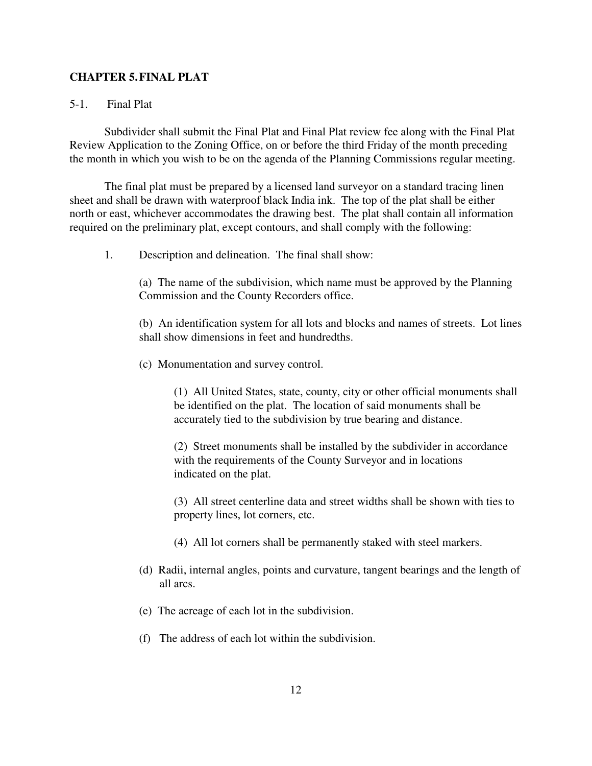## CHAPTER 5. FINAL PLAT

### 5-1. Final Plat

Subdivider shall submit the Final Plat and Final Plat review fee along with the Final Plat Review Application to the Zoning Office, on or before the third Friday of the month preceding the month in which you wish to be on the agenda of the Planning Commissions regular meeting.

The final plat must be prepared by a licensed land surveyor on a standard tracing linen sheet and shall be drawn with waterproof black India ink. The top of the plat shall be either north or east, whichever accommodates the drawing best. The plat shall contain all information required on the preliminary plat, except contours, and shall comply with the following:

1. Description and delineation. The final shall show:

   (a) The name of the subdivision, which name must be approved by the Planning Commission and the County Recorders office.

   (b) An identification system for all lots and blocks and names of streets. Lot lines shall show dimensions in feet and hundredths.

   (c) Monumentation and survey control.

      (1) All United States, state, county, city or other official monuments shall be identified on the plat. The location of said monuments shall be accurately tied to the subdivision by true bearing and distance.

      (2) Street monuments shall be installed by the subdivider in accordance with the requirements of the County Surveyor and in locations indicated on the plat.

      (3) All street centerline data and street widths shall be shown with ties to property lines, lot corners, etc.

      (4) All lot corners shall be permanently staked with steel markers.

   (d) Radii, internal angles, points and curvature, tangent bearings and the length of all arcs.

   (e) The acreage of each lot in the subdivision.

   (f) The address of each lot within the subdivision.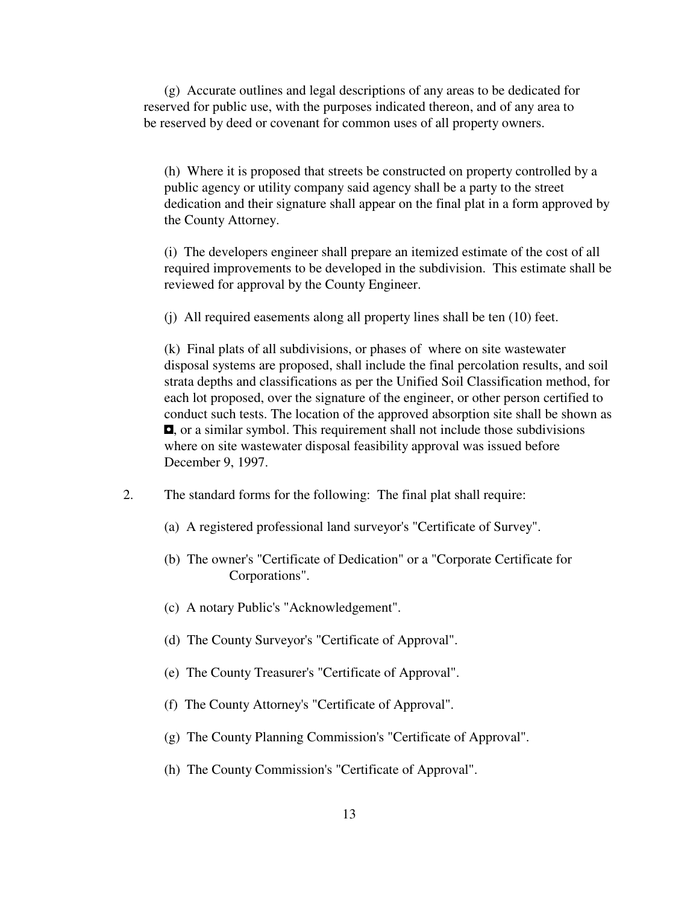(g) Accurate outlines and legal descriptions of any areas to be dedicated for reserved for public use, with the purposes indicated thereon, and of any area to be reserved by deed or covenant for common uses of all property owners.

(h) Where it is proposed that streets be constructed on property controlled by a public agency or utility company said agency shall be a party to the street dedication and their signature shall appear on the final plat in a form approved by the County Attorney.

(i) The developers engineer shall prepare an itemized estimate of the cost of all required improvements to be developed in the subdivision. This estimate shall be reviewed for approval by the County Engineer.

(j) All required easements along all property lines shall be ten (10) feet.

(k) Final plats of all subdivisions, or phases of where on site wastewater disposal systems are proposed, shall include the final percolation results, and soil strata depths and classifications as per the Unified Soil Classification method, for each lot proposed, over the signature of the engineer, or other person certified to conduct such tests. The location of the approved absorption site shall be shown as ◘, or a similar symbol. This requirement shall not include those subdivisions where on site wastewater disposal feasibility approval was issued before December 9, 1997.

2. The standard forms for the following: The final plat shall require:

   (a) A registered professional land surveyor's "Certificate of Survey".

   (b) The owner's "Certificate of Dedication" or a "Corporate Certificate for Corporations".

   (c) A notary Public's "Acknowledgement".

   (d) The County Surveyor's "Certificate of Approval".

   (e) The County Treasurer's "Certificate of Approval".

   (f) The County Attorney's "Certificate of Approval".

   (g) The County Planning Commission's "Certificate of Approval".

   (h) The County Commission's "Certificate of Approval".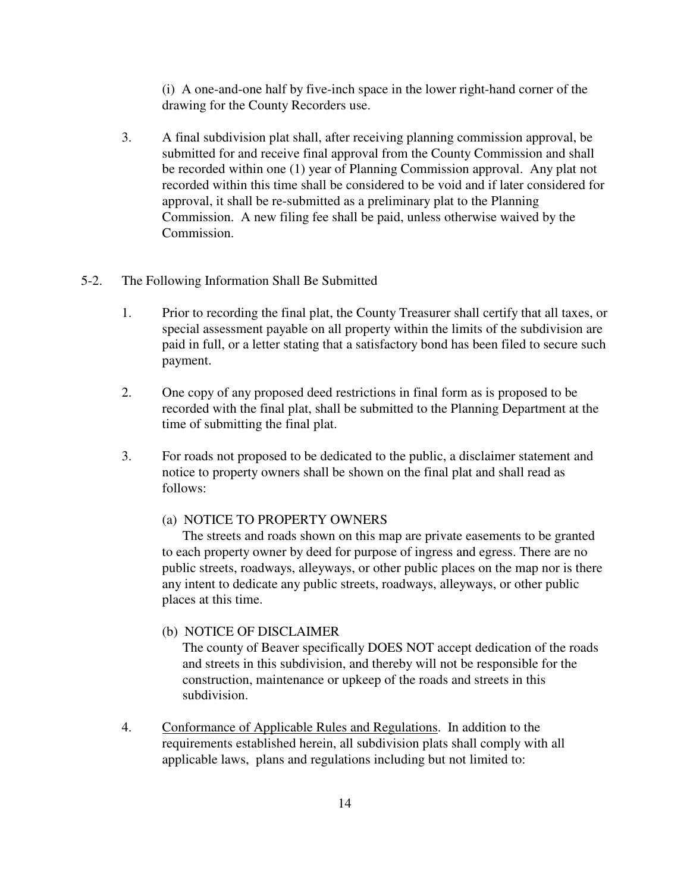(i) A one-and-one half by five-inch space in the lower right-hand corner of the drawing for the County Recorders use.

3. A final subdivision plat shall, after receiving planning commission approval, be submitted for and receive final approval from the County Commission and shall be recorded within one (1) year of Planning Commission approval. Any plat not recorded within this time shall be considered to be void and if later considered for approval, it shall be re-submitted as a preliminary plat to the Planning Commission. A new filing fee shall be paid, unless otherwise waived by the Commission.

## 5-2. The Following Information Shall Be Submitted

1. Prior to recording the final plat, the County Treasurer shall certify that all taxes, or special assessment payable on all property within the limits of the subdivision are paid in full, or a letter stating that a satisfactory bond has been filed to secure such payment.

2. One copy of any proposed deed restrictions in final form as is proposed to be recorded with the final plat, shall be submitted to the Planning Department at the time of submitting the final plat.

3. For roads not proposed to be dedicated to the public, a disclaimer statement and notice to property owners shall be shown on the final plat and shall read as follows:

   (a) NOTICE TO PROPERTY OWNERS
   The streets and roads shown on this map are private easements to be granted to each property owner by deed for purpose of ingress and egress. There are no public streets, roadways, alleyways, or other public places on the map nor is there any intent to dedicate any public streets, roadways, alleyways, or other public places at this time.

   (b) NOTICE OF DISCLAIMER
   The county of Beaver specifically DOES NOT accept dedication of the roads and streets in this subdivision, and thereby will not be responsible for the construction, maintenance or upkeep of the roads and streets in this subdivision.

4. Conformance of Applicable Rules and Regulations. In addition to the requirements established herein, all subdivision plats shall comply with all applicable laws, plans and regulations including but not limited to: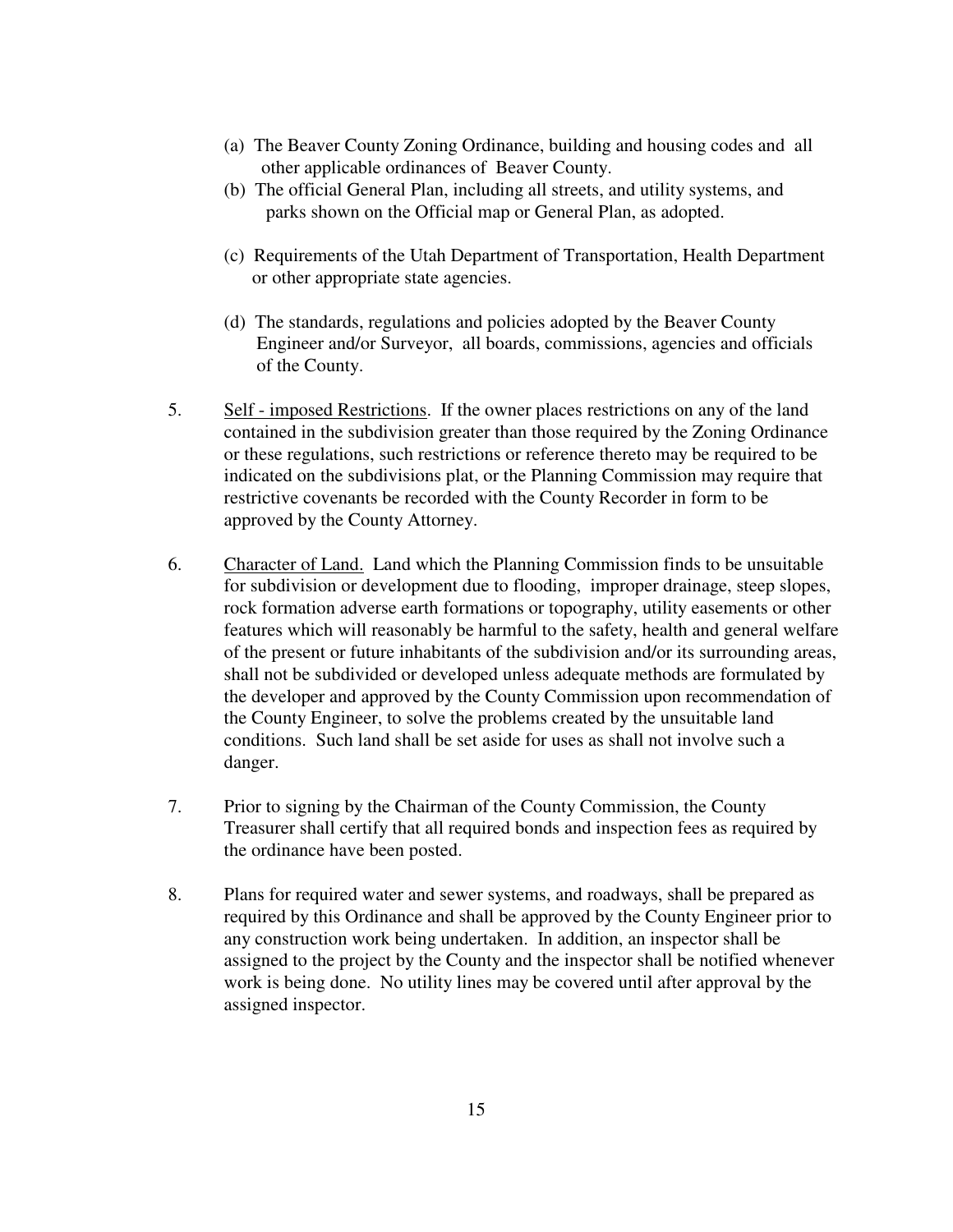(a) The Beaver County Zoning Ordinance, building and housing codes and all other applicable ordinances of Beaver County.

(b) The official General Plan, including all streets, and utility systems, and parks shown on the Official map or General Plan, as adopted.

(c) Requirements of the Utah Department of Transportation, Health Department or other appropriate state agencies.

(d) The standards, regulations and policies adopted by the Beaver County Engineer and/or Surveyor, all boards, commissions, agencies and officials of the County.

5. Self - imposed Restrictions. If the owner places restrictions on any of the land contained in the subdivision greater than those required by the Zoning Ordinance or these regulations, such restrictions or reference thereto may be required to be indicated on the subdivisions plat, or the Planning Commission may require that restrictive covenants be recorded with the County Recorder in form to be approved by the County Attorney.

6. Character of Land. Land which the Planning Commission finds to be unsuitable for subdivision or development due to flooding, improper drainage, steep slopes, rock formation adverse earth formations or topography, utility easements or other features which will reasonably be harmful to the safety, health and general welfare of the present or future inhabitants of the subdivision and/or its surrounding areas, shall not be subdivided or developed unless adequate methods are formulated by the developer and approved by the County Commission upon recommendation of the County Engineer, to solve the problems created by the unsuitable land conditions. Such land shall be set aside for uses as shall not involve such a danger.

7. Prior to signing by the Chairman of the County Commission, the County Treasurer shall certify that all required bonds and inspection fees as required by the ordinance have been posted.

8. Plans for required water and sewer systems, and roadways, shall be prepared as required by this Ordinance and shall be approved by the County Engineer prior to any construction work being undertaken. In addition, an inspector shall be assigned to the project by the County and the inspector shall be notified whenever work is being done. No utility lines may be covered until after approval by the assigned inspector.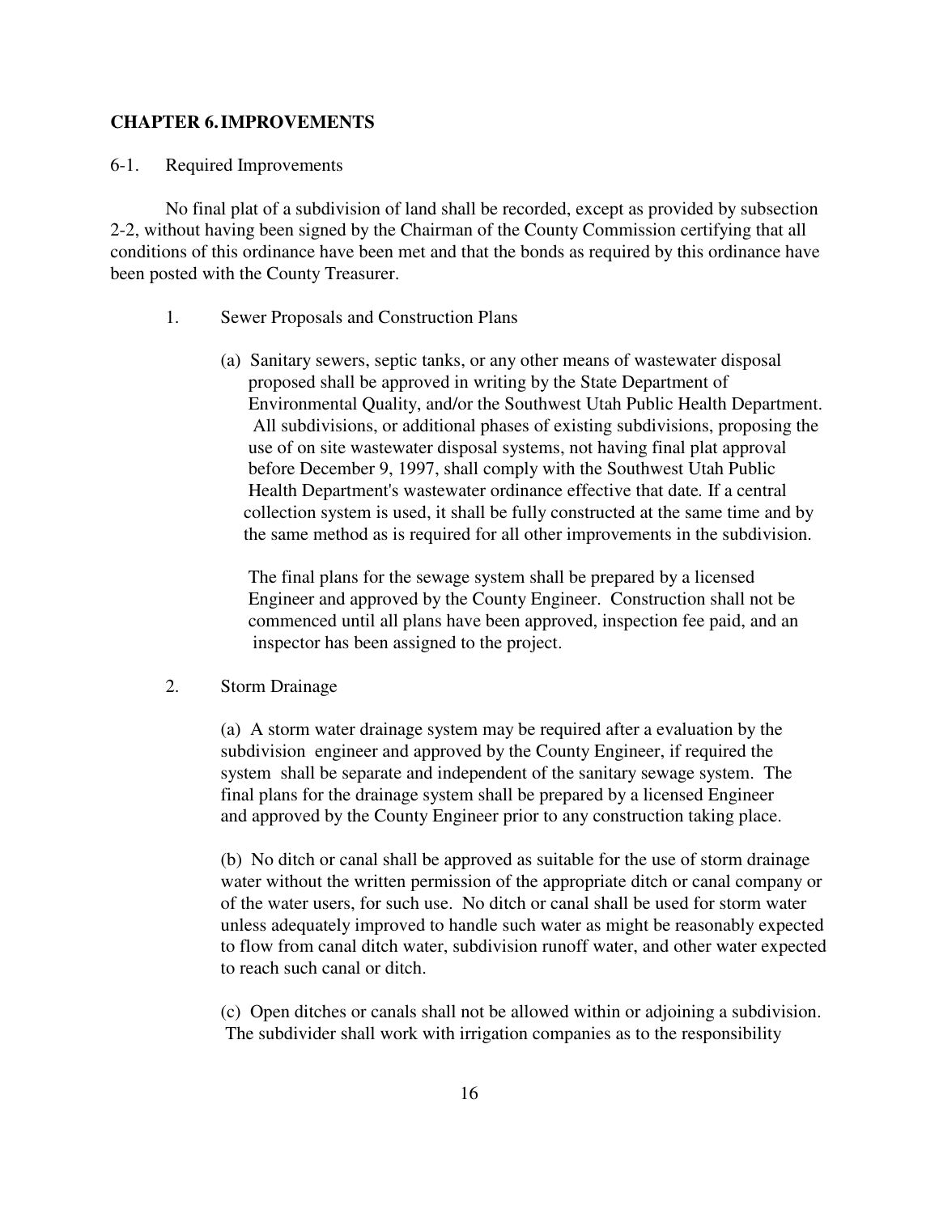## CHAPTER 6. IMPROVEMENTS

6-1. Required Improvements

No final plat of a subdivision of land shall be recorded, except as provided by subsection 2-2, without having been signed by the Chairman of the County Commission certifying that all conditions of this ordinance have been met and that the bonds as required by this ordinance have been posted with the County Treasurer.

1. Sewer Proposals and Construction Plans

   (a) Sanitary sewers, septic tanks, or any other means of wastewater disposal proposed shall be approved in writing by the State Department of Environmental Quality, and/or the Southwest Utah Public Health Department. All subdivisions, or additional phases of existing subdivisions, proposing the use of on site wastewater disposal systems, not having final plat approval before December 9, 1997, shall comply with the Southwest Utah Public Health Department's wastewater ordinance effective that date. If a central collection system is used, it shall be fully constructed at the same time and by the same method as is required for all other improvements in the subdivision.

   The final plans for the sewage system shall be prepared by a licensed Engineer and approved by the County Engineer. Construction shall not be commenced until all plans have been approved, inspection fee paid, and an inspector has been assigned to the project.

2. Storm Drainage

   (a) A storm water drainage system may be required after a evaluation by the subdivision engineer and approved by the County Engineer, if required the system shall be separate and independent of the sanitary sewage system. The final plans for the drainage system shall be prepared by a licensed Engineer and approved by the County Engineer prior to any construction taking place.

   (b) No ditch or canal shall be approved as suitable for the use of storm drainage water without the written permission of the appropriate ditch or canal company or of the water users, for such use. No ditch or canal shall be used for storm water unless adequately improved to handle such water as might be reasonably expected to flow from canal ditch water, subdivision runoff water, and other water expected to reach such canal or ditch.

   (c) Open ditches or canals shall not be allowed within or adjoining a subdivision. The subdivider shall work with irrigation companies as to the responsibility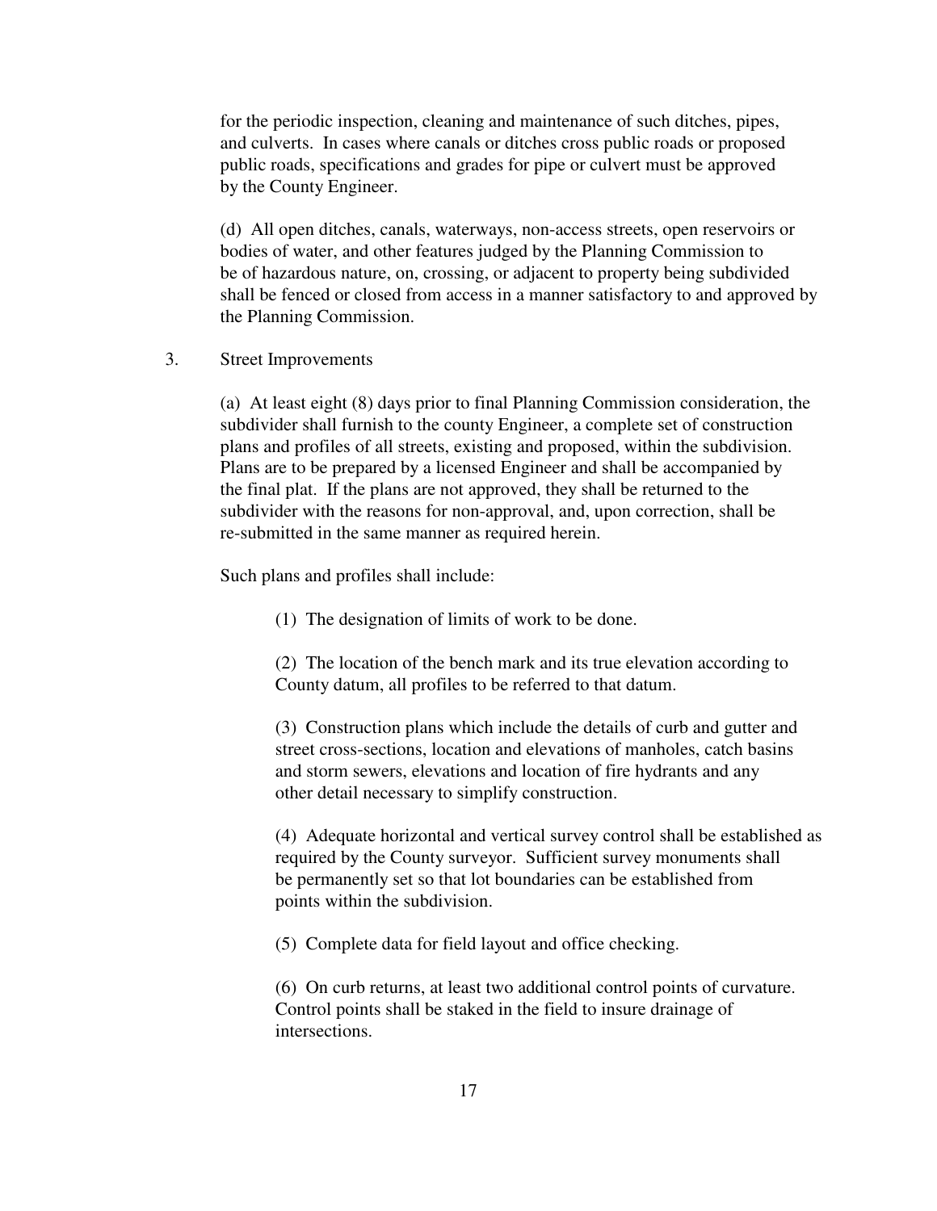for the periodic inspection, cleaning and maintenance of such ditches, pipes, and culverts. In cases where canals or ditches cross public roads or proposed public roads, specifications and grades for pipe or culvert must be approved by the County Engineer.

(d) All open ditches, canals, waterways, non-access streets, open reservoirs or bodies of water, and other features judged by the Planning Commission to be of hazardous nature, on, crossing, or adjacent to property being subdivided shall be fenced or closed from access in a manner satisfactory to and approved by the Planning Commission.

3. Street Improvements

(a) At least eight (8) days prior to final Planning Commission consideration, the subdivider shall furnish to the county Engineer, a complete set of construction plans and profiles of all streets, existing and proposed, within the subdivision. Plans are to be prepared by a licensed Engineer and shall be accompanied by the final plat. If the plans are not approved, they shall be returned to the subdivider with the reasons for non-approval, and, upon correction, shall be re-submitted in the same manner as required herein.

Such plans and profiles shall include:

(1) The designation of limits of work to be done.

(2) The location of the bench mark and its true elevation according to County datum, all profiles to be referred to that datum.

(3) Construction plans which include the details of curb and gutter and street cross-sections, location and elevations of manholes, catch basins and storm sewers, elevations and location of fire hydrants and any other detail necessary to simplify construction.

(4) Adequate horizontal and vertical survey control shall be established as required by the County surveyor. Sufficient survey monuments shall be permanently set so that lot boundaries can be established from points within the subdivision.

(5) Complete data for field layout and office checking.

(6) On curb returns, at least two additional control points of curvature. Control points shall be staked in the field to insure drainage of intersections.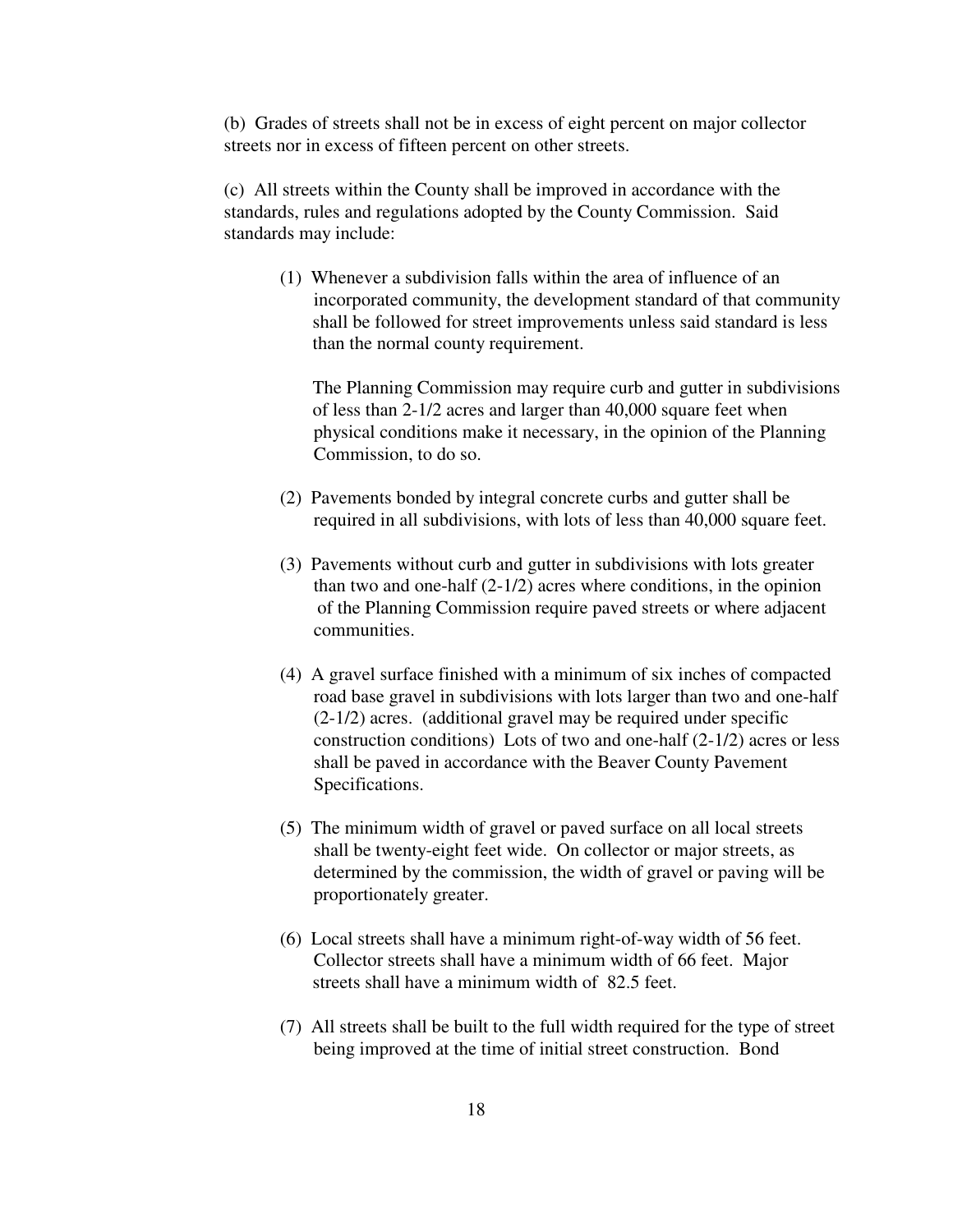(b) Grades of streets shall not be in excess of eight percent on major collector streets nor in excess of fifteen percent on other streets.

(c) All streets within the County shall be improved in accordance with the standards, rules and regulations adopted by the County Commission. Said standards may include:

(1) Whenever a subdivision falls within the area of influence of an incorporated community, the development standard of that community shall be followed for street improvements unless said standard is less than the normal county requirement.

The Planning Commission may require curb and gutter in subdivisions of less than 2-1/2 acres and larger than 40,000 square feet when physical conditions make it necessary, in the opinion of the Planning Commission, to do so.

(2) Pavements bonded by integral concrete curbs and gutter shall be required in all subdivisions, with lots of less than 40,000 square feet.

(3) Pavements without curb and gutter in subdivisions with lots greater than two and one-half (2-1/2) acres where conditions, in the opinion of the Planning Commission require paved streets or where adjacent communities.

(4) A gravel surface finished with a minimum of six inches of compacted road base gravel in subdivisions with lots larger than two and one-half (2-1/2) acres. (additional gravel may be required under specific construction conditions) Lots of two and one-half (2-1/2) acres or less shall be paved in accordance with the Beaver County Pavement Specifications.

(5) The minimum width of gravel or paved surface on all local streets shall be twenty-eight feet wide. On collector or major streets, as determined by the commission, the width of gravel or paving will be proportionately greater.

(6) Local streets shall have a minimum right-of-way width of 56 feet. Collector streets shall have a minimum width of 66 feet. Major streets shall have a minimum width of 82.5 feet.

(7) All streets shall be built to the full width required for the type of street being improved at the time of initial street construction. Bond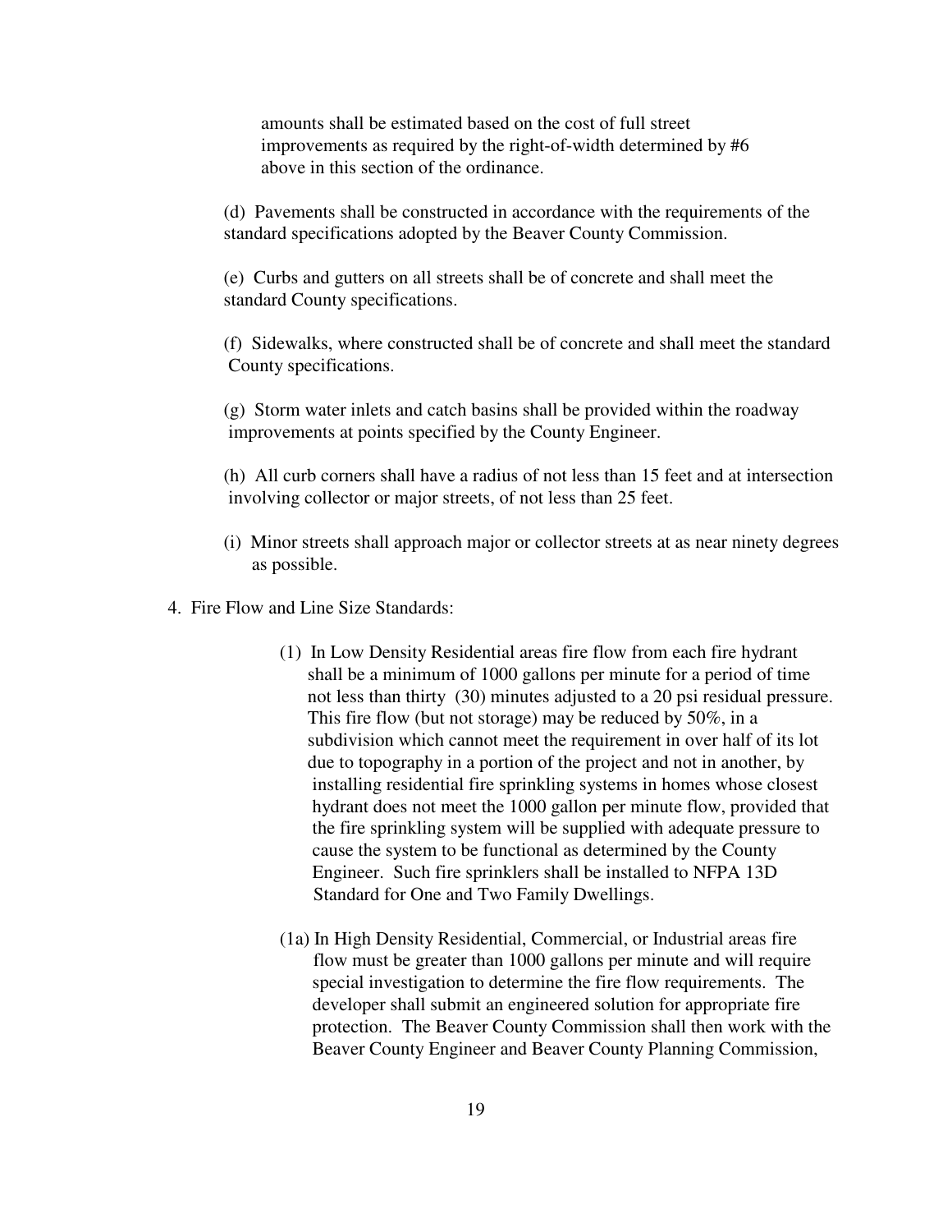amounts shall be estimated based on the cost of full street improvements as required by the right-of-width determined by #6 above in this section of the ordinance.

(d) Pavements shall be constructed in accordance with the requirements of the standard specifications adopted by the Beaver County Commission.

(e) Curbs and gutters on all streets shall be of concrete and shall meet the standard County specifications.

(f) Sidewalks, where constructed shall be of concrete and shall meet the standard County specifications.

(g) Storm water inlets and catch basins shall be provided within the roadway improvements at points specified by the County Engineer.

(h) All curb corners shall have a radius of not less than 15 feet and at intersection involving collector or major streets, of not less than 25 feet.

(i) Minor streets shall approach major or collector streets at as near ninety degrees as possible.

4. Fire Flow and Line Size Standards:

(1) In Low Density Residential areas fire flow from each fire hydrant shall be a minimum of 1000 gallons per minute for a period of time not less than thirty (30) minutes adjusted to a 20 psi residual pressure. This fire flow (but not storage) may be reduced by 50%, in a subdivision which cannot meet the requirement in over half of its lot due to topography in a portion of the project and not in another, by installing residential fire sprinkling systems in homes whose closest hydrant does not meet the 1000 gallon per minute flow, provided that the fire sprinkling system will be supplied with adequate pressure to cause the system to be functional as determined by the County Engineer. Such fire sprinklers shall be installed to NFPA 13D Standard for One and Two Family Dwellings.

(1a) In High Density Residential, Commercial, or Industrial areas fire flow must be greater than 1000 gallons per minute and will require special investigation to determine the fire flow requirements. The developer shall submit an engineered solution for appropriate fire protection. The Beaver County Commission shall then work with the Beaver County Engineer and Beaver County Planning Commission,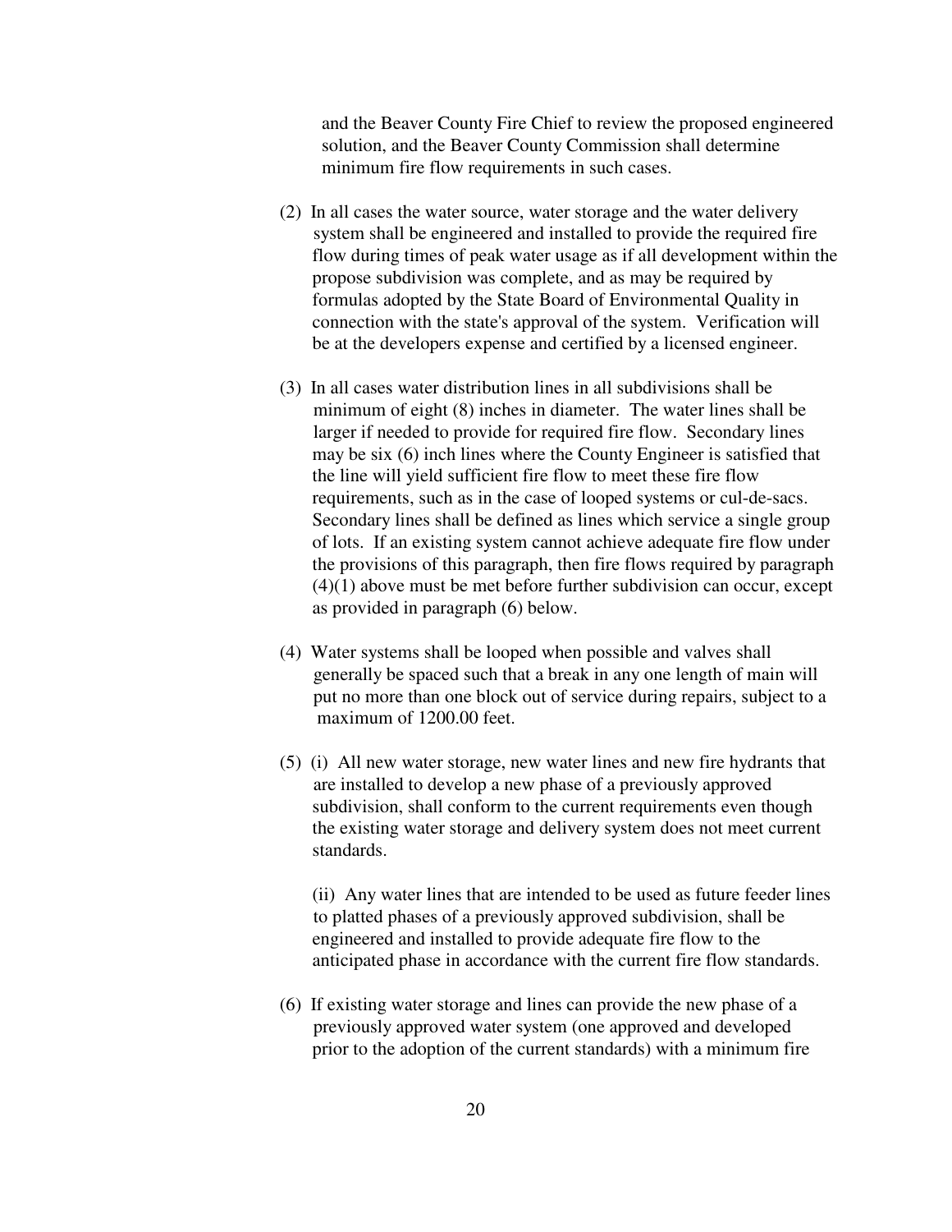and the Beaver County Fire Chief to review the proposed engineered solution, and the Beaver County Commission shall determine minimum fire flow requirements in such cases.

(2) In all cases the water source, water storage and the water delivery system shall be engineered and installed to provide the required fire flow during times of peak water usage as if all development within the propose subdivision was complete, and as may be required by formulas adopted by the State Board of Environmental Quality in connection with the state's approval of the system. Verification will be at the developers expense and certified by a licensed engineer.

(3) In all cases water distribution lines in all subdivisions shall be minimum of eight (8) inches in diameter. The water lines shall be larger if needed to provide for required fire flow. Secondary lines may be six (6) inch lines where the County Engineer is satisfied that the line will yield sufficient fire flow to meet these fire flow requirements, such as in the case of looped systems or cul-de-sacs. Secondary lines shall be defined as lines which service a single group of lots. If an existing system cannot achieve adequate fire flow under the provisions of this paragraph, then fire flows required by paragraph (4)(1) above must be met before further subdivision can occur, except as provided in paragraph (6) below.

(4) Water systems shall be looped when possible and valves shall generally be spaced such that a break in any one length of main will put no more than one block out of service during repairs, subject to a maximum of 1200.00 feet.

(5) (i) All new water storage, new water lines and new fire hydrants that are installed to develop a new phase of a previously approved subdivision, shall conform to the current requirements even though the existing water storage and delivery system does not meet current standards.

(ii) Any water lines that are intended to be used as future feeder lines to platted phases of a previously approved subdivision, shall be engineered and installed to provide adequate fire flow to the anticipated phase in accordance with the current fire flow standards.

(6) If existing water storage and lines can provide the new phase of a previously approved water system (one approved and developed prior to the adoption of the current standards) with a minimum fire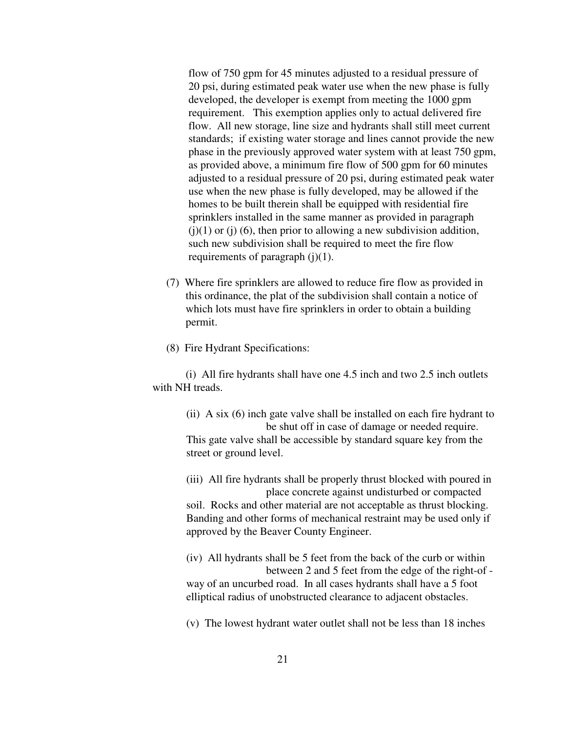flow of 750 gpm for 45 minutes adjusted to a residual pressure of 20 psi, during estimated peak water use when the new phase is fully developed, the developer is exempt from meeting the 1000 gpm requirement. This exemption applies only to actual delivered fire flow. All new storage, line size and hydrants shall still meet current standards; if existing water storage and lines cannot provide the new phase in the previously approved water system with at least 750 gpm, as provided above, a minimum fire flow of 500 gpm for 60 minutes adjusted to a residual pressure of 20 psi, during estimated peak water use when the new phase is fully developed, may be allowed if the homes to be built therein shall be equipped with residential fire sprinklers installed in the same manner as provided in paragraph (j)(1) or (j) (6), then prior to allowing a new subdivision addition, such new subdivision shall be required to meet the fire flow requirements of paragraph (j)(1).

(7) Where fire sprinklers are allowed to reduce fire flow as provided in this ordinance, the plat of the subdivision shall contain a notice of which lots must have fire sprinklers in order to obtain a building permit.

(8) Fire Hydrant Specifications:

(i) All fire hydrants shall have one 4.5 inch and two 2.5 inch outlets with NH treads.

(ii) A six (6) inch gate valve shall be installed on each fire hydrant to be shut off in case of damage or needed require. This gate valve shall be accessible by standard square key from the street or ground level.

(iii) All fire hydrants shall be properly thrust blocked with poured in place concrete against undisturbed or compacted soil. Rocks and other material are not acceptable as thrust blocking. Banding and other forms of mechanical restraint may be used only if approved by the Beaver County Engineer.

(iv) All hydrants shall be 5 feet from the back of the curb or within between 2 and 5 feet from the edge of the right-of - way of an uncurbed road. In all cases hydrants shall have a 5 foot elliptical radius of unobstructed clearance to adjacent obstacles.

(v) The lowest hydrant water outlet shall not be less than 18 inches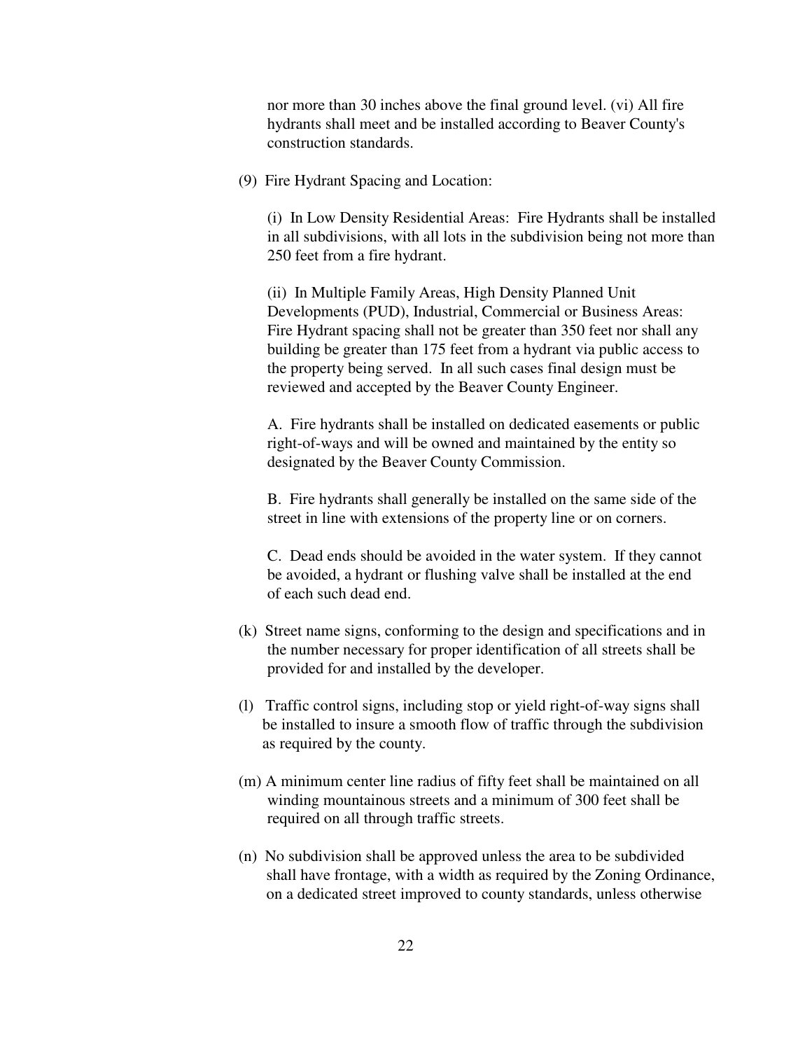nor more than 30 inches above the final ground level. (vi) All fire hydrants shall meet and be installed according to Beaver County's construction standards.

(9) Fire Hydrant Spacing and Location:

(i) In Low Density Residential Areas: Fire Hydrants shall be installed in all subdivisions, with all lots in the subdivision being not more than 250 feet from a fire hydrant.

(ii) In Multiple Family Areas, High Density Planned Unit Developments (PUD), Industrial, Commercial or Business Areas: Fire Hydrant spacing shall not be greater than 350 feet nor shall any building be greater than 175 feet from a hydrant via public access to the property being served. In all such cases final design must be reviewed and accepted by the Beaver County Engineer.

A. Fire hydrants shall be installed on dedicated easements or public right-of-ways and will be owned and maintained by the entity so designated by the Beaver County Commission.

B. Fire hydrants shall generally be installed on the same side of the street in line with extensions of the property line or on corners.

C. Dead ends should be avoided in the water system. If they cannot be avoided, a hydrant or flushing valve shall be installed at the end of each such dead end.

(k) Street name signs, conforming to the design and specifications and in the number necessary for proper identification of all streets shall be provided for and installed by the developer.

(l) Traffic control signs, including stop or yield right-of-way signs shall be installed to insure a smooth flow of traffic through the subdivision as required by the county.

(m) A minimum center line radius of fifty feet shall be maintained on all winding mountainous streets and a minimum of 300 feet shall be required on all through traffic streets.

(n) No subdivision shall be approved unless the area to be subdivided shall have frontage, with a width as required by the Zoning Ordinance, on a dedicated street improved to county standards, unless otherwise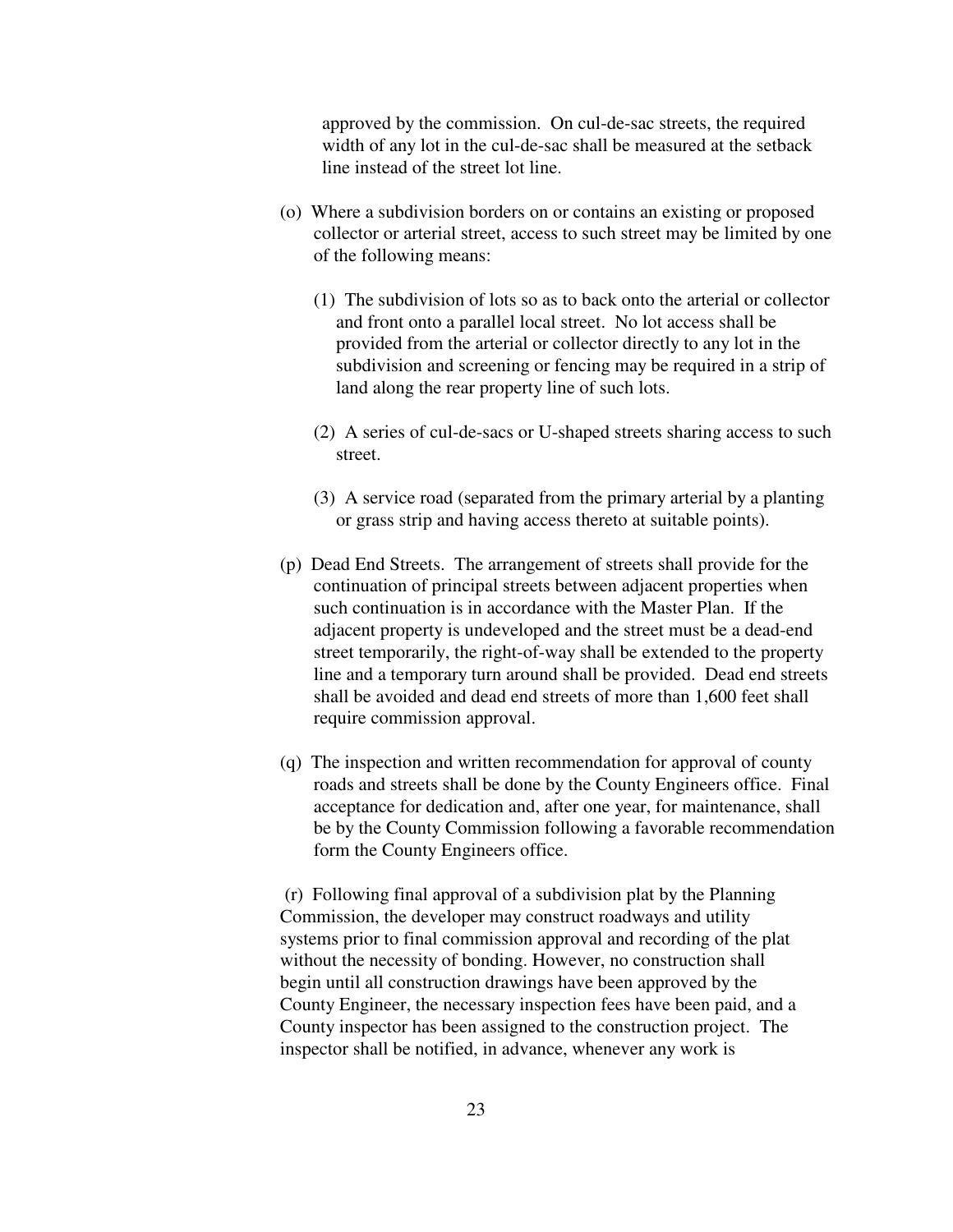approved by the commission. On cul-de-sac streets, the required width of any lot in the cul-de-sac shall be measured at the setback line instead of the street lot line.

(o) Where a subdivision borders on or contains an existing or proposed collector or arterial street, access to such street may be limited by one of the following means:

   (1) The subdivision of lots so as to back onto the arterial or collector and front onto a parallel local street. No lot access shall be provided from the arterial or collector directly to any lot in the subdivision and screening or fencing may be required in a strip of land along the rear property line of such lots.

   (2) A series of cul-de-sacs or U-shaped streets sharing access to such street.

   (3) A service road (separated from the primary arterial by a planting or grass strip and having access thereto at suitable points).

(p) Dead End Streets. The arrangement of streets shall provide for the continuation of principal streets between adjacent properties when such continuation is in accordance with the Master Plan. If the adjacent property is undeveloped and the street must be a dead-end street temporarily, the right-of-way shall be extended to the property line and a temporary turn around shall be provided. Dead end streets shall be avoided and dead end streets of more than 1,600 feet shall require commission approval.

(q) The inspection and written recommendation for approval of county roads and streets shall be done by the County Engineers office. Final acceptance for dedication and, after one year, for maintenance, shall be by the County Commission following a favorable recommendation form the County Engineers office.

(r) Following final approval of a subdivision plat by the Planning Commission, the developer may construct roadways and utility systems prior to final commission approval and recording of the plat without the necessity of bonding. However, no construction shall begin until all construction drawings have been approved by the County Engineer, the necessary inspection fees have been paid, and a County inspector has been assigned to the construction project. The inspector shall be notified, in advance, whenever any work is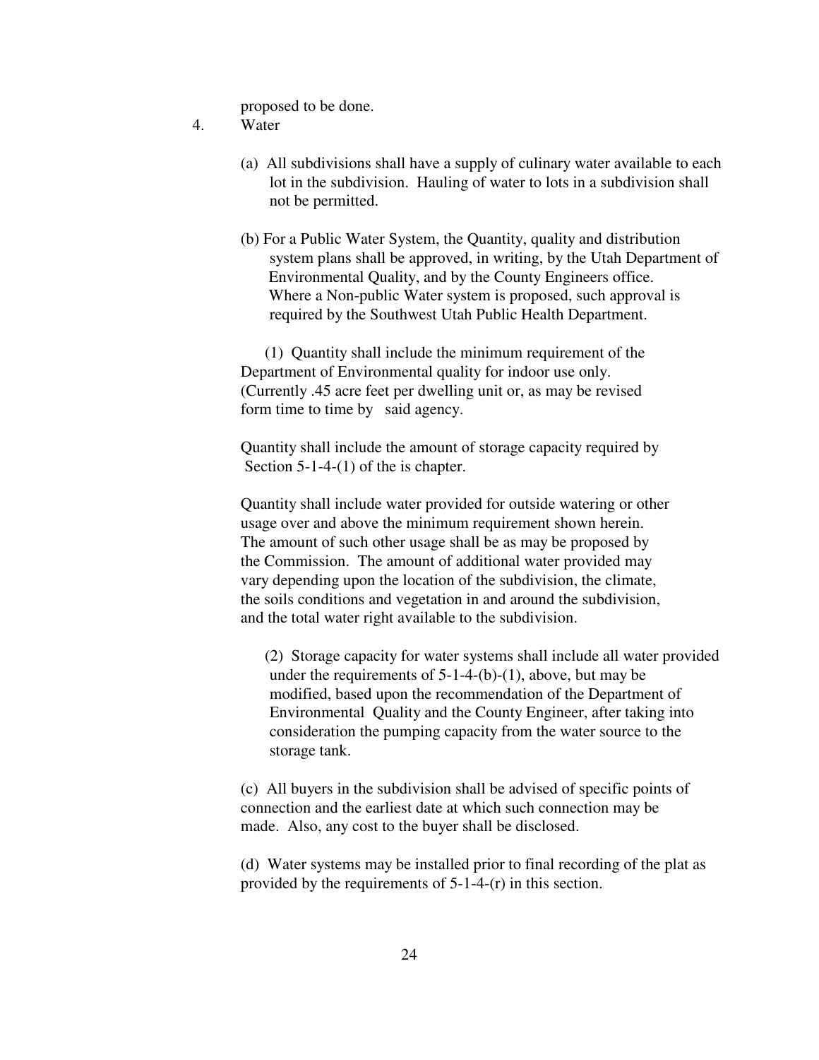proposed to be done.

4. Water

(a) All subdivisions shall have a supply of culinary water available to each lot in the subdivision. Hauling of water to lots in a subdivision shall not be permitted.

(b) For a Public Water System, the Quantity, quality and distribution system plans shall be approved, in writing, by the Utah Department of Environmental Quality, and by the County Engineers office. Where a Non-public Water system is proposed, such approval is required by the Southwest Utah Public Health Department.

(1) Quantity shall include the minimum requirement of the Department of Environmental quality for indoor use only. (Currently .45 acre feet per dwelling unit or, as may be revised form time to time by said agency.

Quantity shall include the amount of storage capacity required by Section 5-1-4-(1) of the is chapter.

Quantity shall include water provided for outside watering or other usage over and above the minimum requirement shown herein. The amount of such other usage shall be as may be proposed by the Commission. The amount of additional water provided may vary depending upon the location of the subdivision, the climate, the soils conditions and vegetation in and around the subdivision, and the total water right available to the subdivision.

(2) Storage capacity for water systems shall include all water provided under the requirements of 5-1-4-(b)-(1), above, but may be modified, based upon the recommendation of the Department of Environmental Quality and the County Engineer, after taking into consideration the pumping capacity from the water source to the storage tank.

(c) All buyers in the subdivision shall be advised of specific points of connection and the earliest date at which such connection may be made. Also, any cost to the buyer shall be disclosed.

(d) Water systems may be installed prior to final recording of the plat as provided by the requirements of 5-1-4-(r) in this section.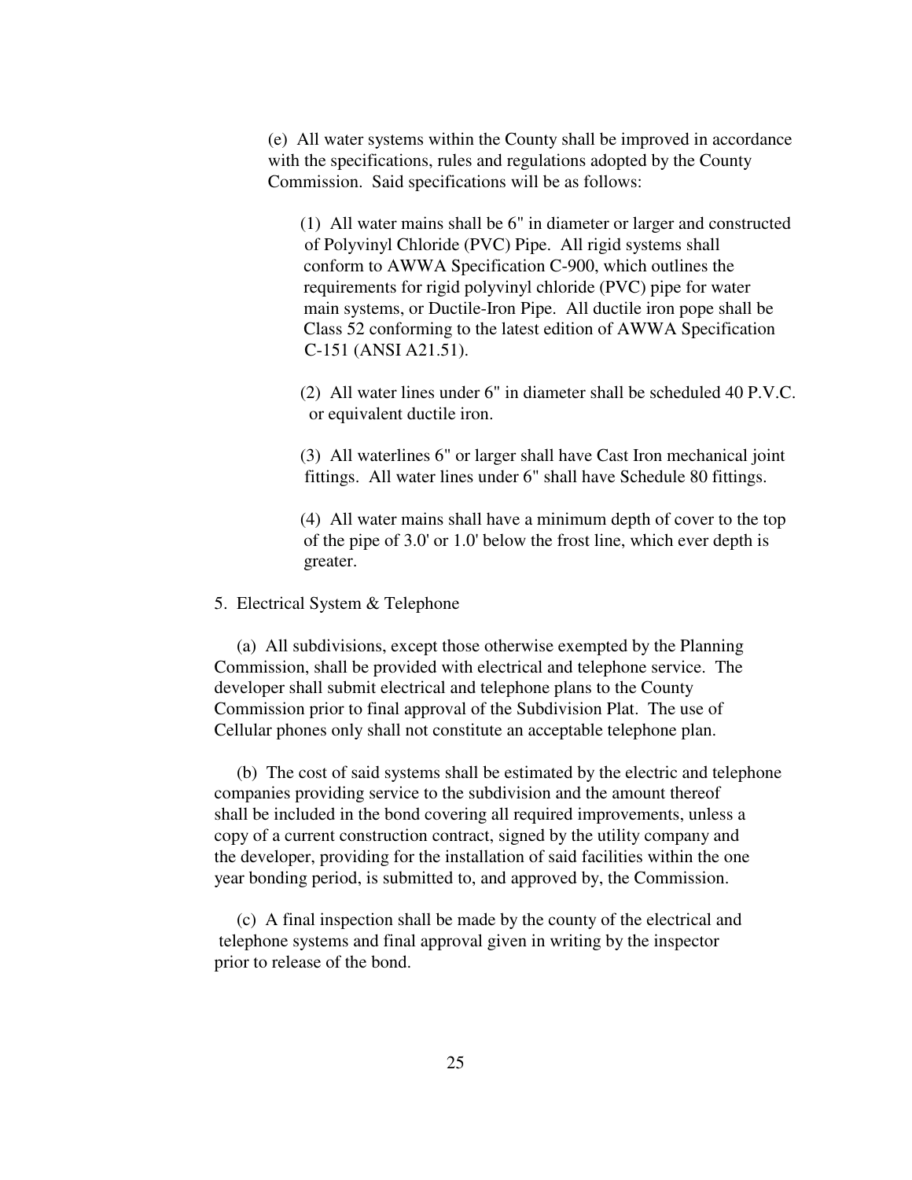(e) All water systems within the County shall be improved in accordance with the specifications, rules and regulations adopted by the County Commission. Said specifications will be as follows:

(1) All water mains shall be 6" in diameter or larger and constructed of Polyvinyl Chloride (PVC) Pipe. All rigid systems shall conform to AWWA Specification C-900, which outlines the requirements for rigid polyvinyl chloride (PVC) pipe for water main systems, or Ductile-Iron Pipe. All ductile iron pope shall be Class 52 conforming to the latest edition of AWWA Specification C-151 (ANSI A21.51).

(2) All water lines under 6" in diameter shall be scheduled 40 P.V.C. or equivalent ductile iron.

(3) All waterlines 6" or larger shall have Cast Iron mechanical joint fittings. All water lines under 6" shall have Schedule 80 fittings.

(4) All water mains shall have a minimum depth of cover to the top of the pipe of 3.0' or 1.0' below the frost line, which ever depth is greater.

5. Electrical System & Telephone

(a) All subdivisions, except those otherwise exempted by the Planning Commission, shall be provided with electrical and telephone service. The developer shall submit electrical and telephone plans to the County Commission prior to final approval of the Subdivision Plat. The use of Cellular phones only shall not constitute an acceptable telephone plan.

(b) The cost of said systems shall be estimated by the electric and telephone companies providing service to the subdivision and the amount thereof shall be included in the bond covering all required improvements, unless a copy of a current construction contract, signed by the utility company and the developer, providing for the installation of said facilities within the one year bonding period, is submitted to, and approved by, the Commission.

(c) A final inspection shall be made by the county of the electrical and telephone systems and final approval given in writing by the inspector prior to release of the bond.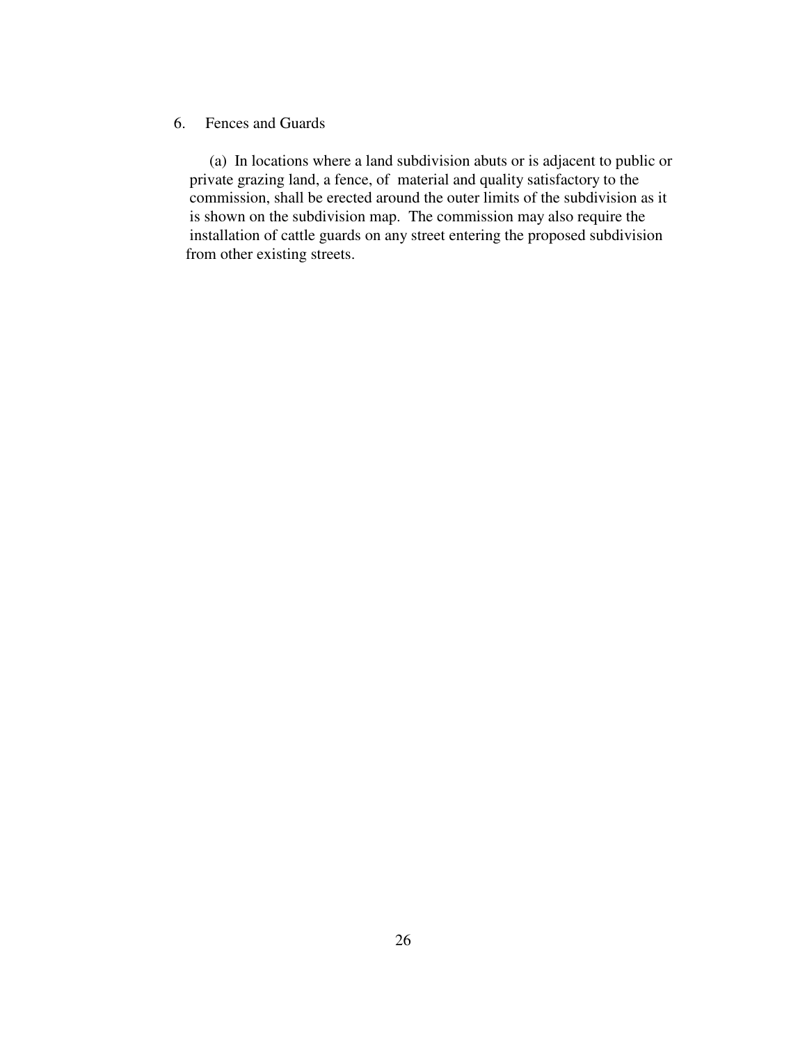6. Fences and Guards

(a) In locations where a land subdivision abuts or is adjacent to public or private grazing land, a fence, of material and quality satisfactory to the commission, shall be erected around the outer limits of the subdivision as it is shown on the subdivision map. The commission may also require the installation of cattle guards on any street entering the proposed subdivision from other existing streets.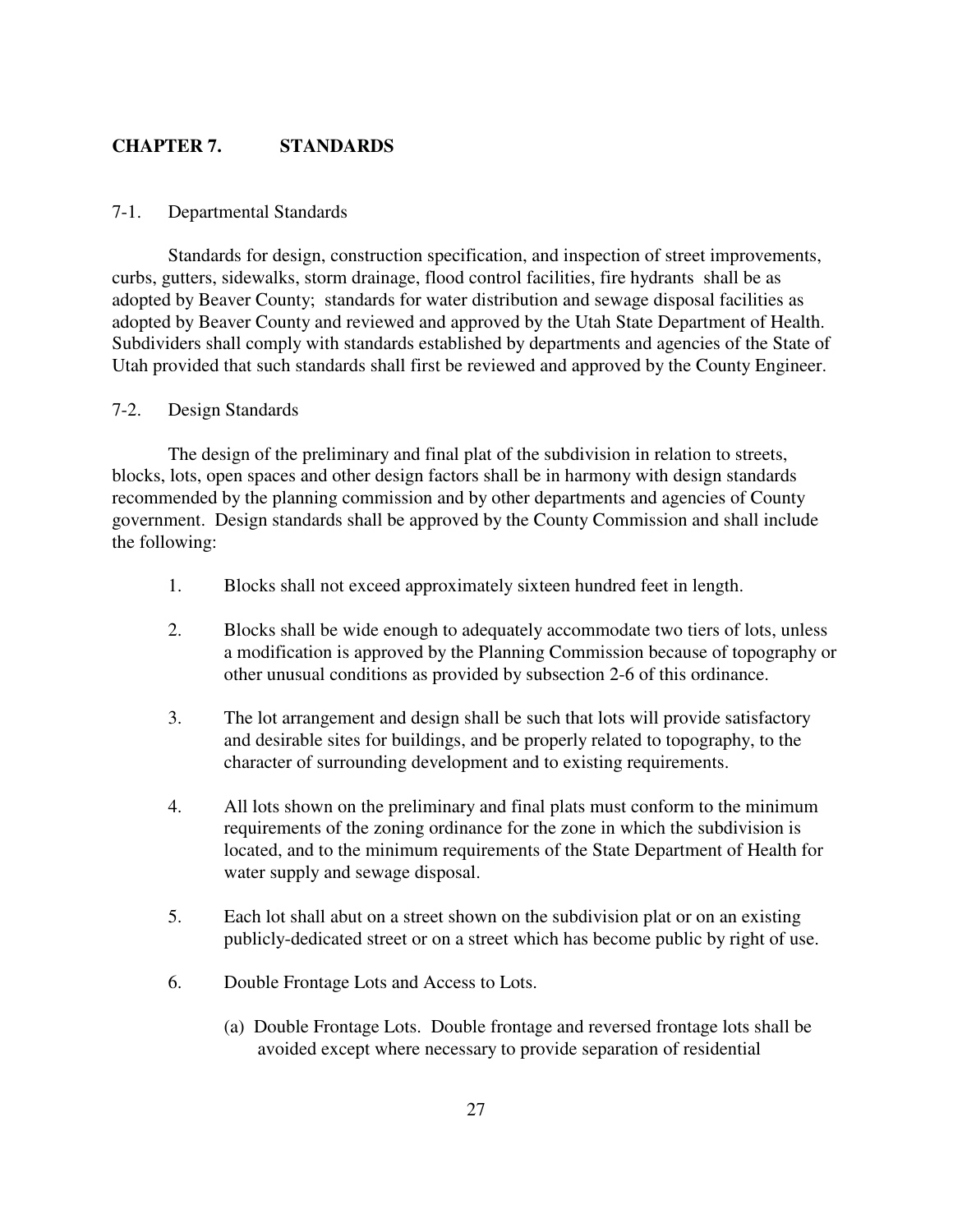# CHAPTER 7. STANDARDS

## 7-1. Departmental Standards

Standards for design, construction specification, and inspection of street improvements, curbs, gutters, sidewalks, storm drainage, flood control facilities, fire hydrants shall be as adopted by Beaver County; standards for water distribution and sewage disposal facilities as adopted by Beaver County and reviewed and approved by the Utah State Department of Health. Subdividers shall comply with standards established by departments and agencies of the State of Utah provided that such standards shall first be reviewed and approved by the County Engineer.

## 7-2. Design Standards

The design of the preliminary and final plat of the subdivision in relation to streets, blocks, lots, open spaces and other design factors shall be in harmony with design standards recommended by the planning commission and by other departments and agencies of County government. Design standards shall be approved by the County Commission and shall include the following:

1. Blocks shall not exceed approximately sixteen hundred feet in length.

2. Blocks shall be wide enough to adequately accommodate two tiers of lots, unless a modification is approved by the Planning Commission because of topography or other unusual conditions as provided by subsection 2-6 of this ordinance.

3. The lot arrangement and design shall be such that lots will provide satisfactory and desirable sites for buildings, and be properly related to topography, to the character of surrounding development and to existing requirements.

4. All lots shown on the preliminary and final plats must conform to the minimum requirements of the zoning ordinance for the zone in which the subdivision is located, and to the minimum requirements of the State Department of Health for water supply and sewage disposal.

5. Each lot shall abut on a street shown on the subdivision plat or on an existing publicly-dedicated street or on a street which has become public by right of use.

6. Double Frontage Lots and Access to Lots.

   (a) Double Frontage Lots. Double frontage and reversed frontage lots shall be avoided except where necessary to provide separation of residential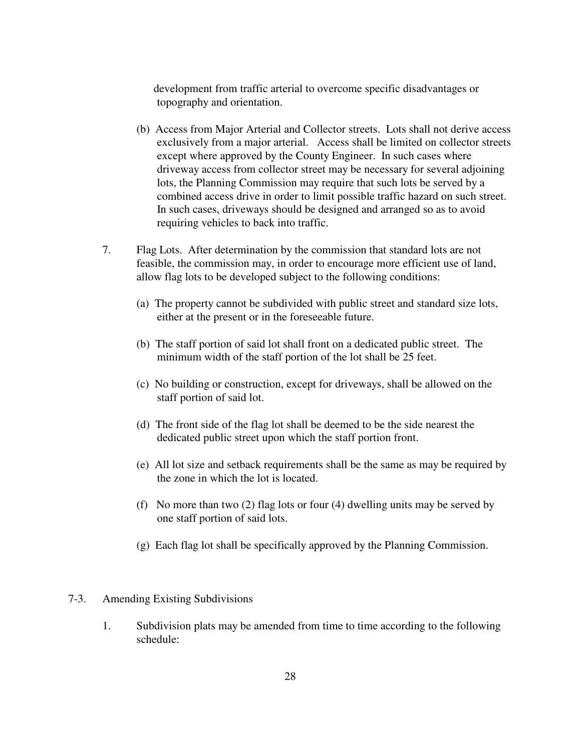development from traffic arterial to overcome specific disadvantages or topography and orientation.

(b) Access from Major Arterial and Collector streets. Lots shall not derive access exclusively from a major arterial. Access shall be limited on collector streets except where approved by the County Engineer. In such cases where driveway access from collector street may be necessary for several adjoining lots, the Planning Commission may require that such lots be served by a combined access drive in order to limit possible traffic hazard on such street. In such cases, driveways should be designed and arranged so as to avoid requiring vehicles to back into traffic.

7. Flag Lots. After determination by the commission that standard lots are not feasible, the commission may, in order to encourage more efficient use of land, allow flag lots to be developed subject to the following conditions:

(a) The property cannot be subdivided with public street and standard size lots, either at the present or in the foreseeable future.

(b) The staff portion of said lot shall front on a dedicated public street. The minimum width of the staff portion of the lot shall be 25 feet.

(c) No building or construction, except for driveways, shall be allowed on the staff portion of said lot.

(d) The front side of the flag lot shall be deemed to be the side nearest the dedicated public street upon which the staff portion front.

(e) All lot size and setback requirements shall be the same as may be required by the zone in which the lot is located.

(f) No more than two (2) flag lots or four (4) dwelling units may be served by one staff portion of said lots.

(g) Each flag lot shall be specifically approved by the Planning Commission.

## 7-3. Amending Existing Subdivisions

1. Subdivision plats may be amended from time to time according to the following schedule: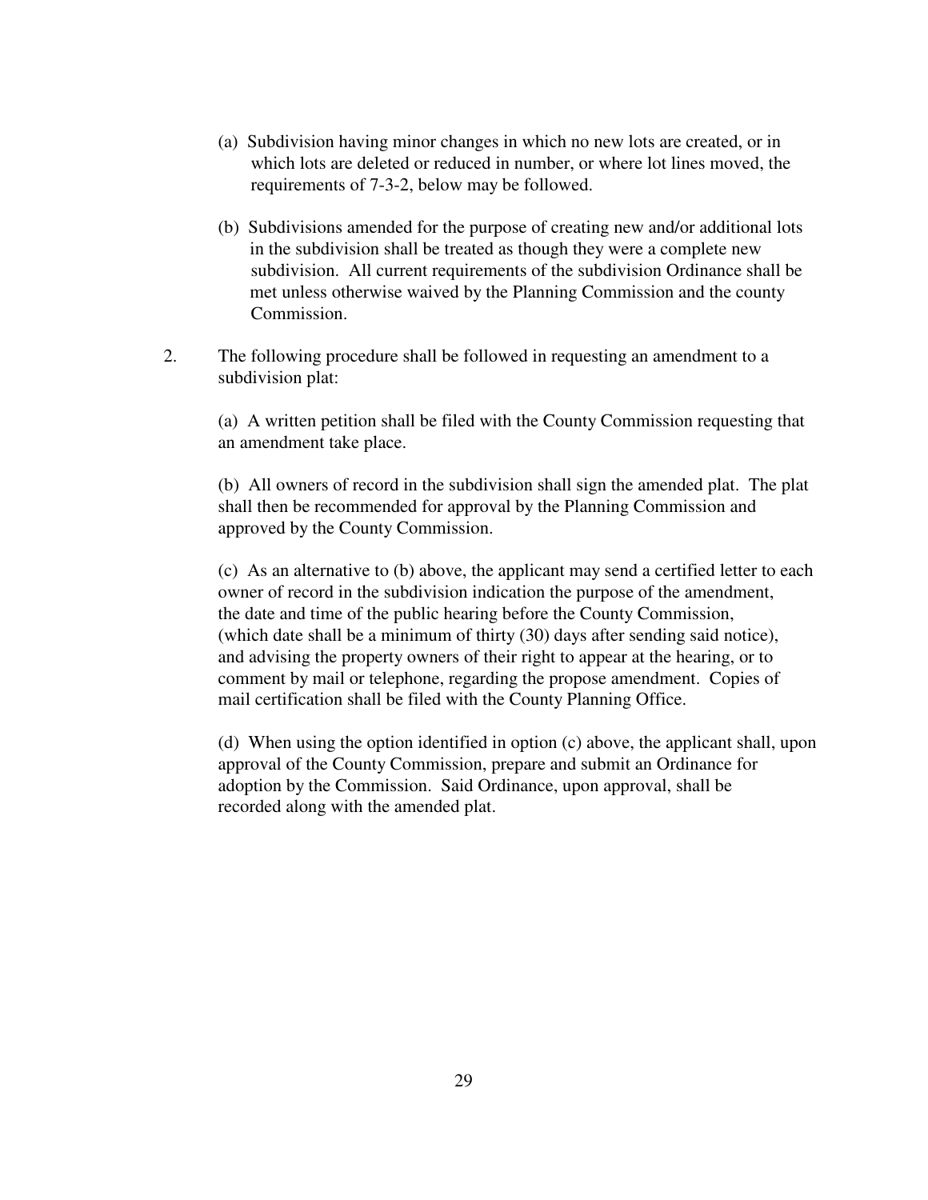(a) Subdivision having minor changes in which no new lots are created, or in which lots are deleted or reduced in number, or where lot lines moved, the requirements of 7-3-2, below may be followed.

(b) Subdivisions amended for the purpose of creating new and/or additional lots in the subdivision shall be treated as though they were a complete new subdivision. All current requirements of the subdivision Ordinance shall be met unless otherwise waived by the Planning Commission and the county Commission.

2. The following procedure shall be followed in requesting an amendment to a subdivision plat:

   (a) A written petition shall be filed with the County Commission requesting that an amendment take place.

   (b) All owners of record in the subdivision shall sign the amended plat. The plat shall then be recommended for approval by the Planning Commission and approved by the County Commission.

   (c) As an alternative to (b) above, the applicant may send a certified letter to each owner of record in the subdivision indication the purpose of the amendment, the date and time of the public hearing before the County Commission, (which date shall be a minimum of thirty (30) days after sending said notice), and advising the property owners of their right to appear at the hearing, or to comment by mail or telephone, regarding the propose amendment. Copies of mail certification shall be filed with the County Planning Office.

   (d) When using the option identified in option (c) above, the applicant shall, upon approval of the County Commission, prepare and submit an Ordinance for adoption by the Commission. Said Ordinance, upon approval, shall be recorded along with the amended plat.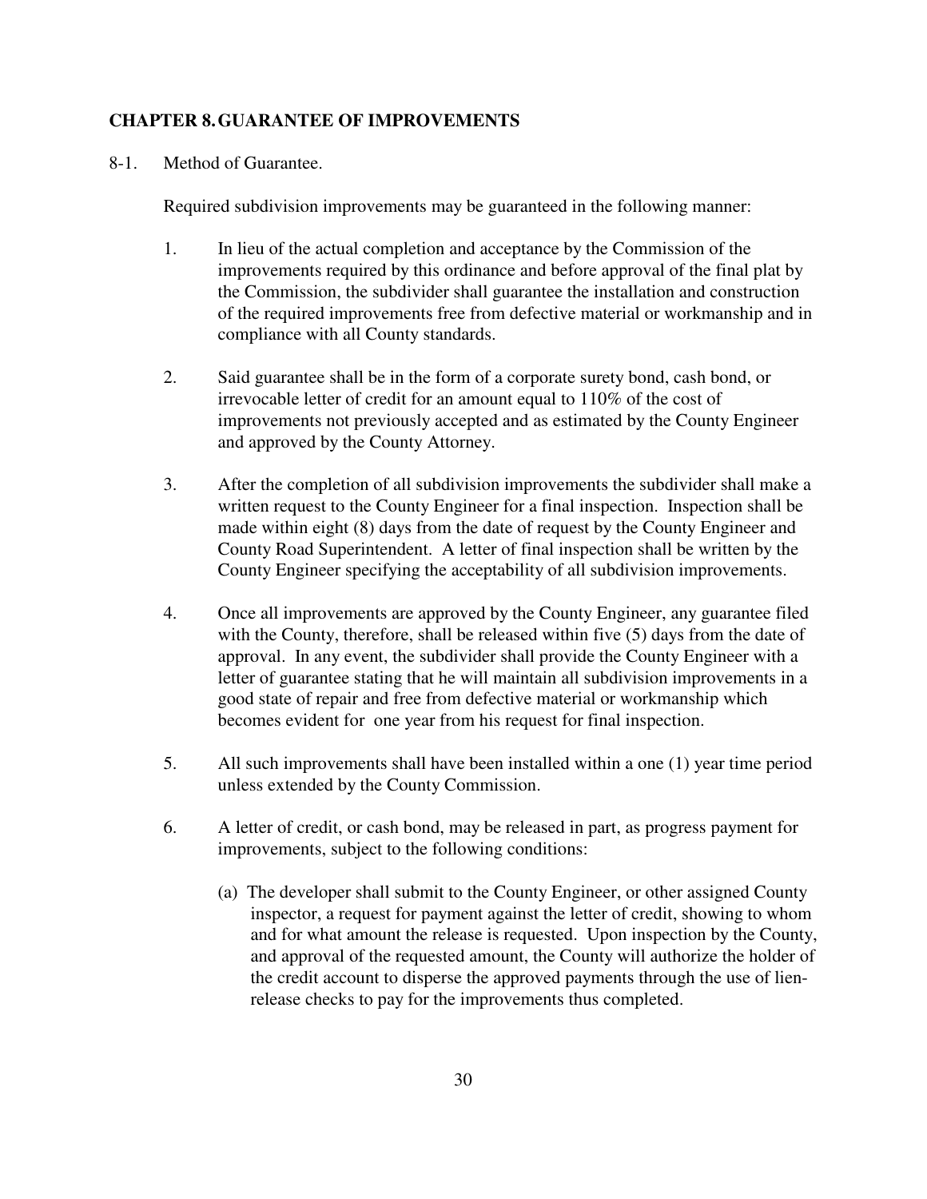## CHAPTER 8. GUARANTEE OF IMPROVEMENTS

8-1. Method of Guarantee.

Required subdivision improvements may be guaranteed in the following manner:

1. In lieu of the actual completion and acceptance by the Commission of the improvements required by this ordinance and before approval of the final plat by the Commission, the subdivider shall guarantee the installation and construction of the required improvements free from defective material or workmanship and in compliance with all County standards.

2. Said guarantee shall be in the form of a corporate surety bond, cash bond, or irrevocable letter of credit for an amount equal to 110% of the cost of improvements not previously accepted and as estimated by the County Engineer and approved by the County Attorney.

3. After the completion of all subdivision improvements the subdivider shall make a written request to the County Engineer for a final inspection. Inspection shall be made within eight (8) days from the date of request by the County Engineer and County Road Superintendent. A letter of final inspection shall be written by the County Engineer specifying the acceptability of all subdivision improvements.

4. Once all improvements are approved by the County Engineer, any guarantee filed with the County, therefore, shall be released within five (5) days from the date of approval. In any event, the subdivider shall provide the County Engineer with a letter of guarantee stating that he will maintain all subdivision improvements in a good state of repair and free from defective material or workmanship which becomes evident for one year from his request for final inspection.

5. All such improvements shall have been installed within a one (1) year time period unless extended by the County Commission.

6. A letter of credit, or cash bond, may be released in part, as progress payment for improvements, subject to the following conditions:

   (a) The developer shall submit to the County Engineer, or other assigned County inspector, a request for payment against the letter of credit, showing to whom and for what amount the release is requested. Upon inspection by the County, and approval of the requested amount, the County will authorize the holder of the credit account to disperse the approved payments through the use of lien-release checks to pay for the improvements thus completed.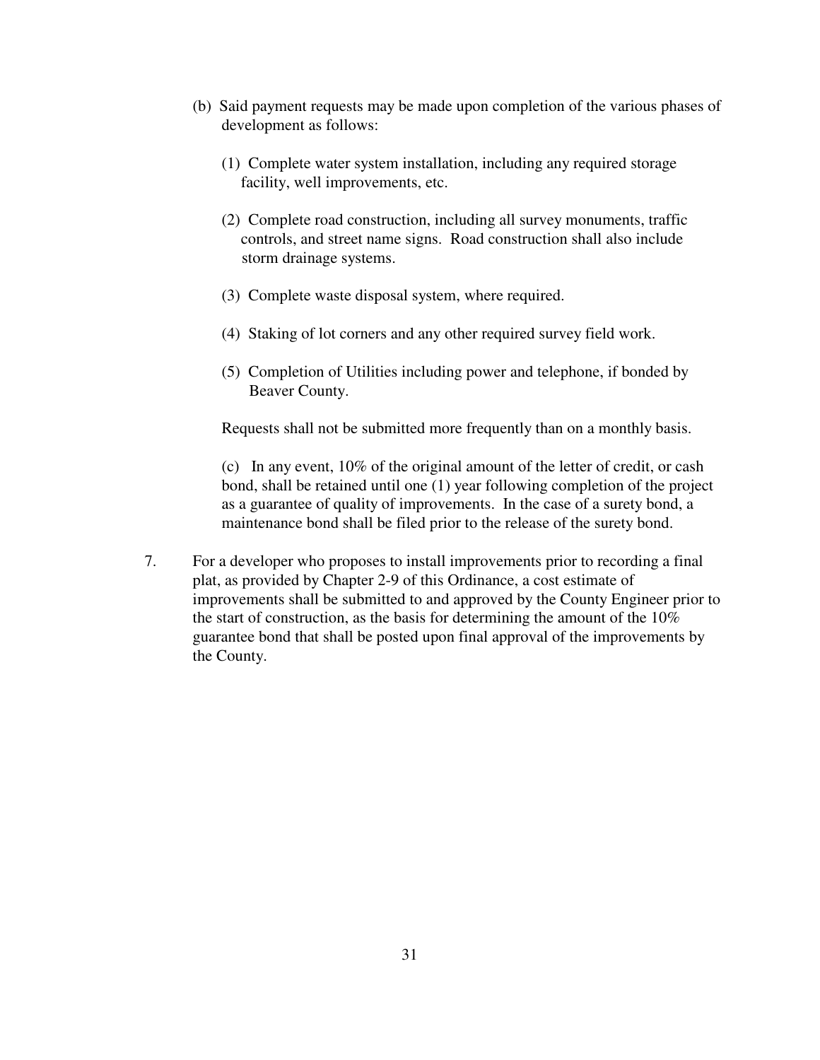(b) Said payment requests may be made upon completion of the various phases of development as follows:

(1) Complete water system installation, including any required storage facility, well improvements, etc.

(2) Complete road construction, including all survey monuments, traffic controls, and street name signs. Road construction shall also include storm drainage systems.

(3) Complete waste disposal system, where required.

(4) Staking of lot corners and any other required survey field work.

(5) Completion of Utilities including power and telephone, if bonded by Beaver County.

Requests shall not be submitted more frequently than on a monthly basis.

(c) In any event, 10% of the original amount of the letter of credit, or cash bond, shall be retained until one (1) year following completion of the project as a guarantee of quality of improvements. In the case of a surety bond, a maintenance bond shall be filed prior to the release of the surety bond.

7. For a developer who proposes to install improvements prior to recording a final plat, as provided by Chapter 2-9 of this Ordinance, a cost estimate of improvements shall be submitted to and approved by the County Engineer prior to the start of construction, as the basis for determining the amount of the 10% guarantee bond that shall be posted upon final approval of the improvements by the County.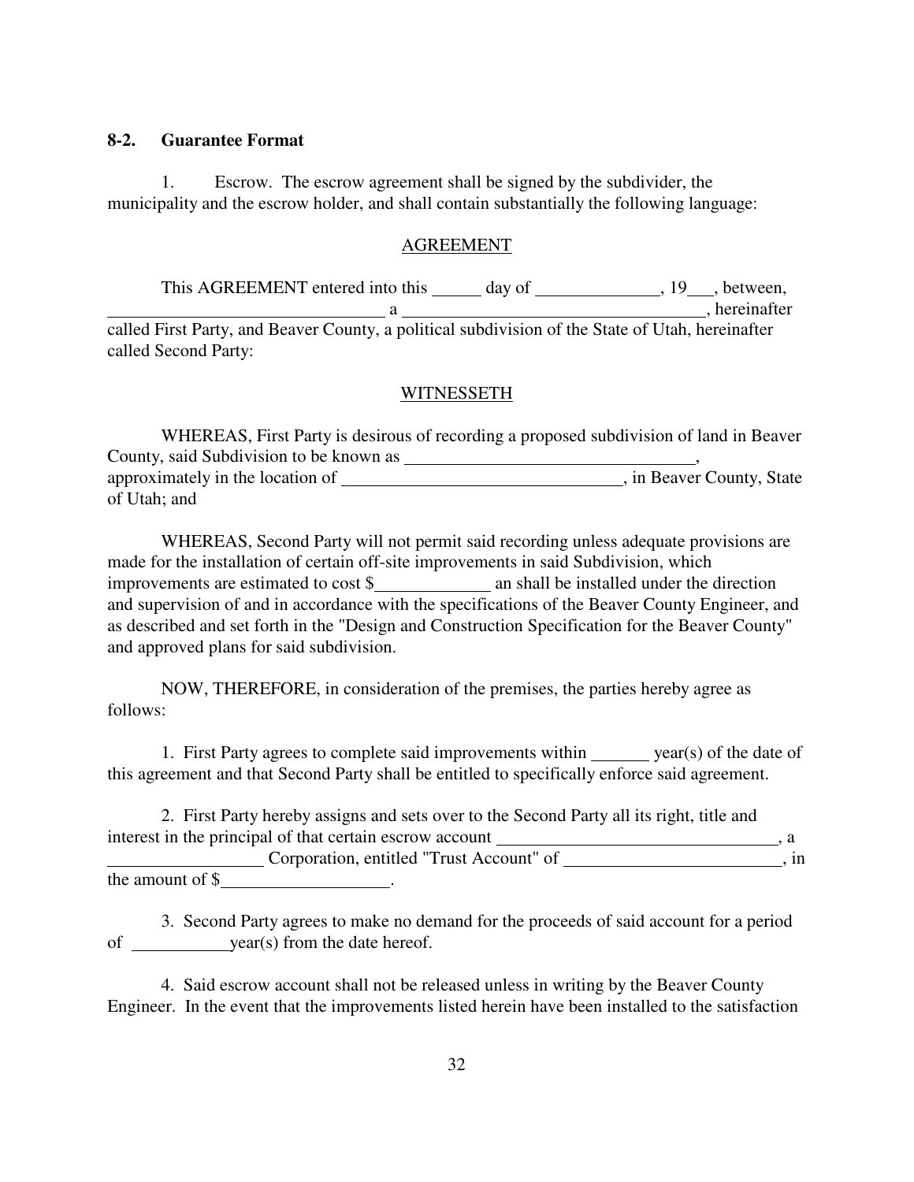### 8-2. Guarantee Format

1. Escrow. The escrow agreement shall be signed by the subdivider, the municipality and the escrow holder, and shall contain substantially the following language:

<u>AGREEMENT</u>

This AGREEMENT entered into this ______ day of ______________, 19___, between, ________________________________ a ___________________________________, hereinafter called First Party, and Beaver County, a political subdivision of the State of Utah, hereinafter called Second Party:

<u>WITNESSETH</u>

WHEREAS, First Party is desirous of recording a proposed subdivision of land in Beaver County, said Subdivision to be known as _________________________________, approximately in the location of ________________________________, in Beaver County, State of Utah; and

WHEREAS, Second Party will not permit said recording unless adequate provisions are made for the installation of certain off-site improvements in said Subdivision, which improvements are estimated to cost $_____________ an shall be installed under the direction and supervision of and in accordance with the specifications of the Beaver County Engineer, and as described and set forth in the "Design and Construction Specification for the Beaver County" and approved plans for said subdivision.

NOW, THEREFORE, in consideration of the premises, the parties hereby agree as follows:

1. First Party agrees to complete said improvements within _______ year(s) of the date of this agreement and that Second Party shall be entitled to specifically enforce said agreement.

2. First Party hereby assigns and sets over to the Second Party all its right, title and interest in the principal of that certain escrow account ________________________________, a __________________ Corporation, entitled "Trust Account" of _________________________, in the amount of $___________________.

3. Second Party agrees to make no demand for the proceeds of said account for a period of ___________year(s) from the date hereof.

4. Said escrow account shall not be released unless in writing by the Beaver County Engineer. In the event that the improvements listed herein have been installed to the satisfaction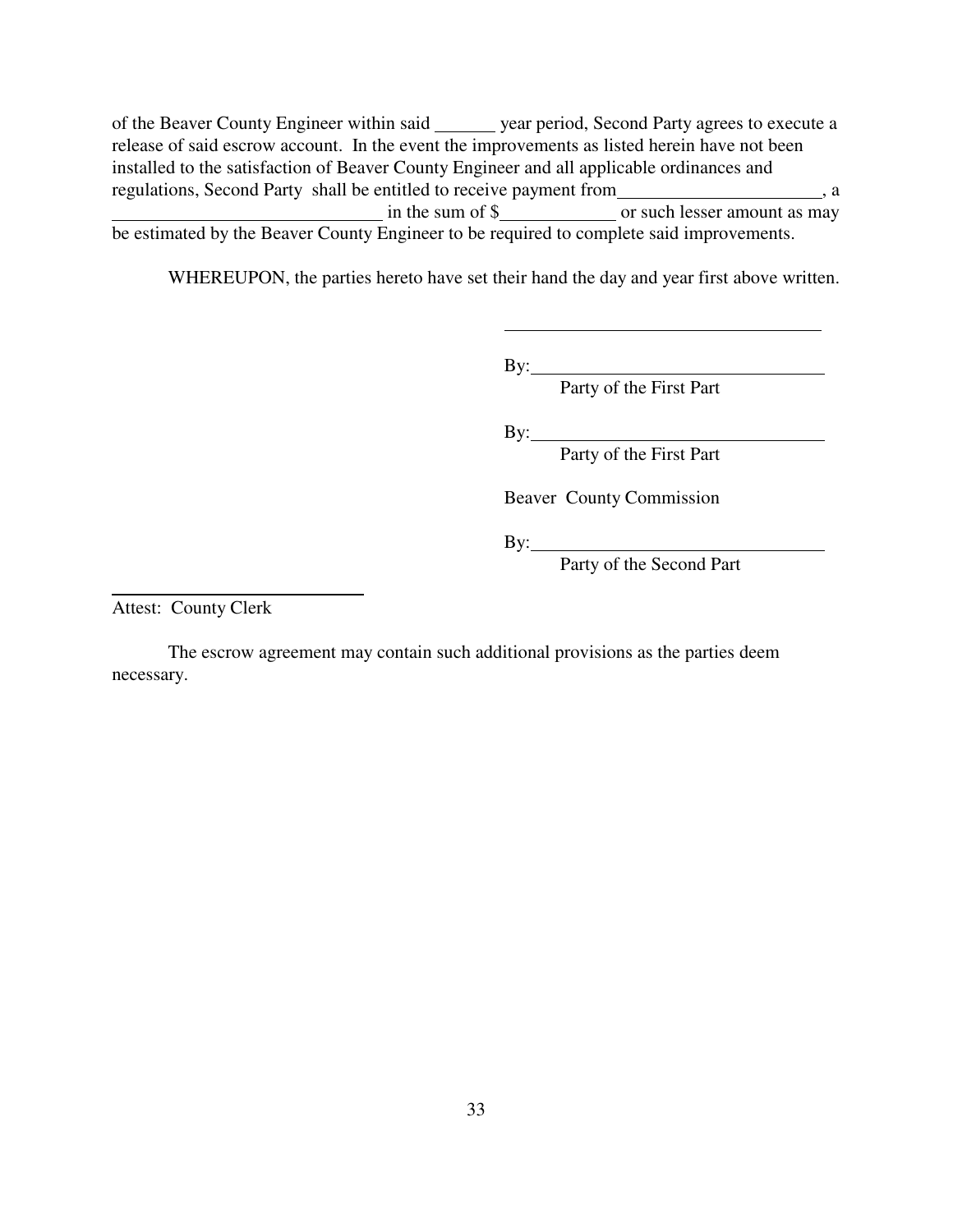of the Beaver County Engineer within said _______ year period, Second Party agrees to execute a release of said escrow account. In the event the improvements as listed herein have not been installed to the satisfaction of Beaver County Engineer and all applicable ordinances and regulations, Second Party shall be entitled to receive payment from______________________, a ______________________________ in the sum of $____________ or such lesser amount as may be estimated by the Beaver County Engineer to be required to complete said improvements.

WHEREUPON, the parties hereto have set their hand the day and year first above written.

____________________________________

By:________________________________
Party of the First Part

By:________________________________
Party of the First Part

Beaver County Commission

By:________________________________
Party of the Second Part

____________________________
Attest: County Clerk

The escrow agreement may contain such additional provisions as the parties deem necessary.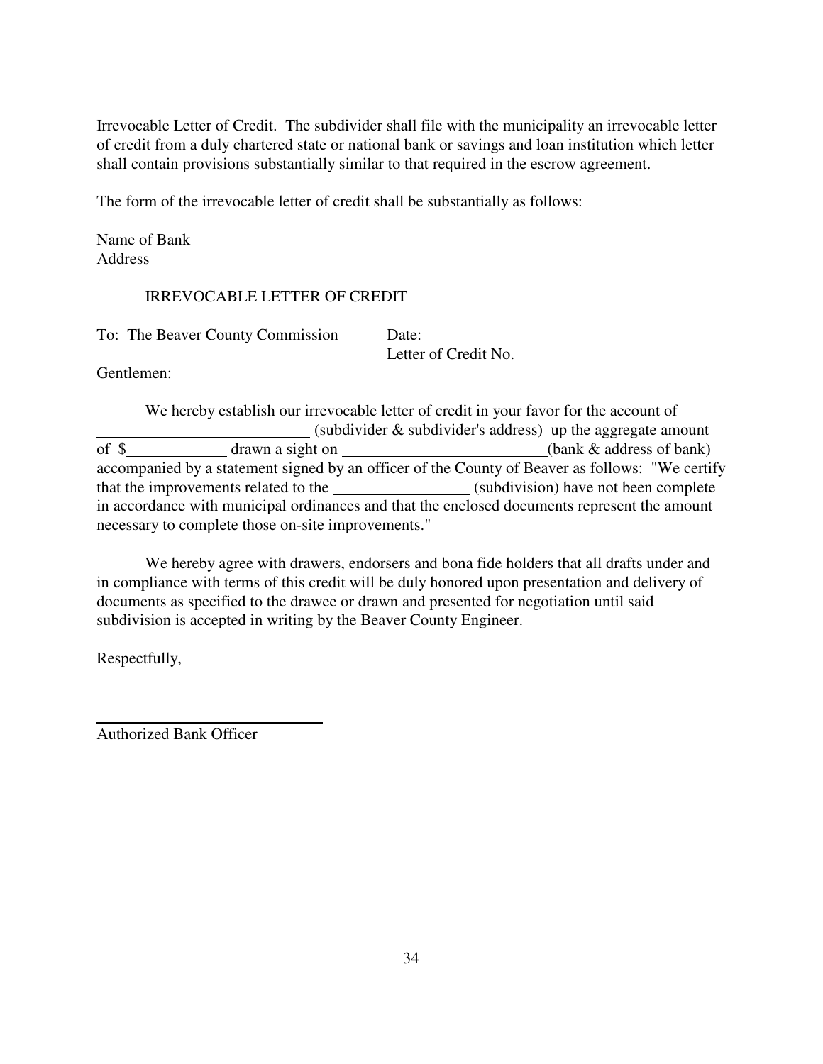<u>Irrevocable Letter of Credit.</u> The subdivider shall file with the municipality an irrevocable letter of credit from a duly chartered state or national bank or savings and loan institution which letter shall contain provisions substantially similar to that required in the escrow agreement.

The form of the irrevocable letter of credit shall be substantially as follows:

Name of Bank
Address

IRREVOCABLE LETTER OF CREDIT

To: The Beaver County Commission — Date:
Letter of Credit No.

Gentlemen:

We hereby establish our irrevocable letter of credit in your favor for the account of ___________________________ (subdivider & subdivider's address) up the aggregate amount of $____________ drawn a sight on _________________________(bank & address of bank) accompanied by a statement signed by an officer of the County of Beaver as follows: "We certify that the improvements related to the _________________ (subdivision) have not been complete in accordance with municipal ordinances and that the enclosed documents represent the amount necessary to complete those on-site improvements."

We hereby agree with drawers, endorsers and bona fide holders that all drafts under and in compliance with terms of this credit will be duly honored upon presentation and delivery of documents as specified to the drawee or drawn and presented for negotiation until said subdivision is accepted in writing by the Beaver County Engineer.

Respectfully,

______________________________
Authorized Bank Officer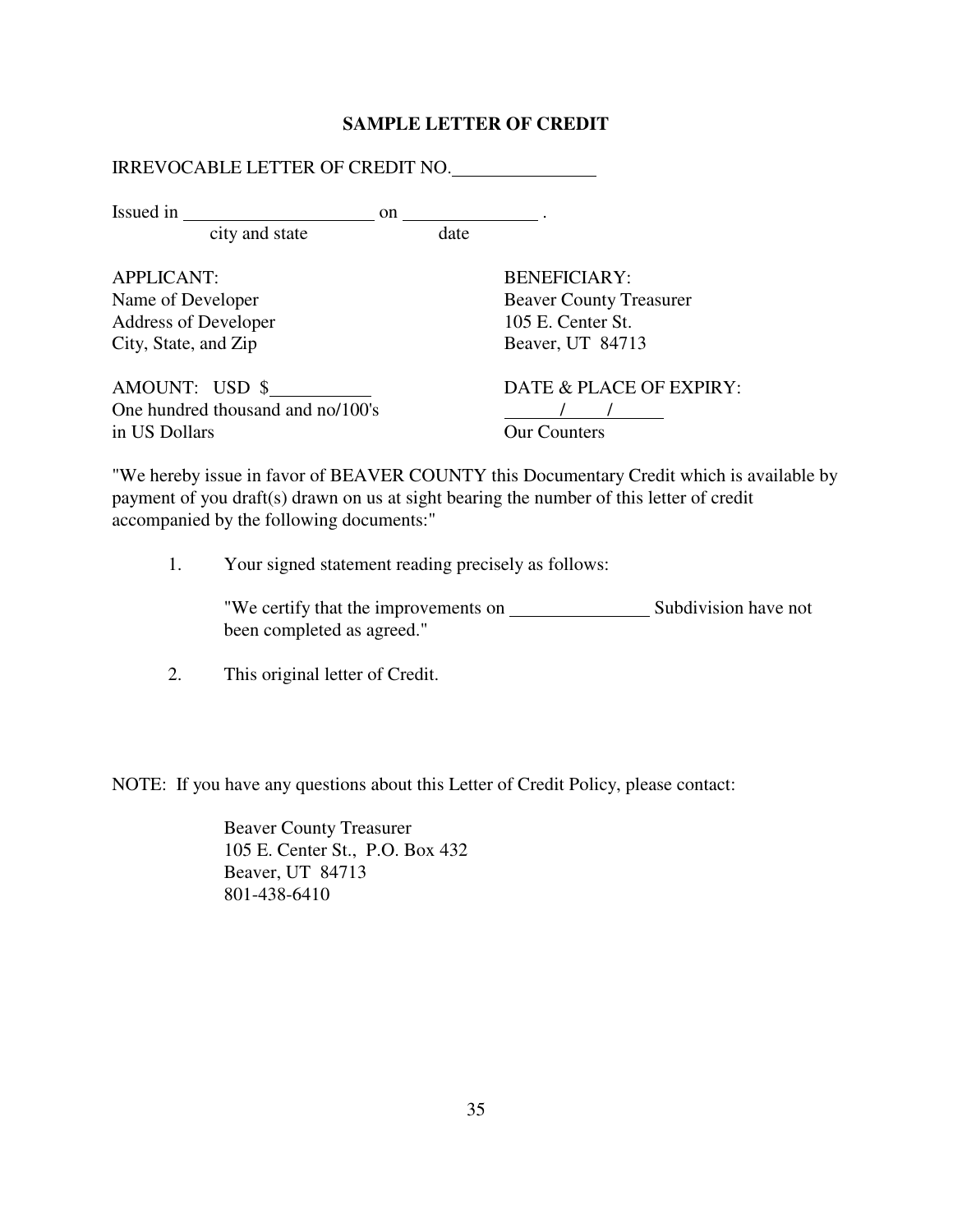## SAMPLE LETTER OF CREDIT

IRREVOCABLE LETTER OF CREDIT NO.________________

Issued in ______________________ on _______________ .
city and state                date

APPLICANT:
Name of Developer
Address of Developer
City, State, and Zip

BENEFICIARY:
Beaver County Treasurer
105 E. Center St.
Beaver, UT 84713

AMOUNT: USD $___________
One hundred thousand and no/100's
in US Dollars

DATE & PLACE OF EXPIRY:
______/____/______
Our Counters

"We hereby issue in favor of BEAVER COUNTY this Documentary Credit which is available by payment of you draft(s) drawn on us at sight bearing the number of this letter of credit accompanied by the following documents:"

1. Your signed statement reading precisely as follows:

   "We certify that the improvements on ________________ Subdivision have not been completed as agreed."

2. This original letter of Credit.

NOTE: If you have any questions about this Letter of Credit Policy, please contact:

Beaver County Treasurer
105 E. Center St., P.O. Box 432
Beaver, UT 84713
801-438-6410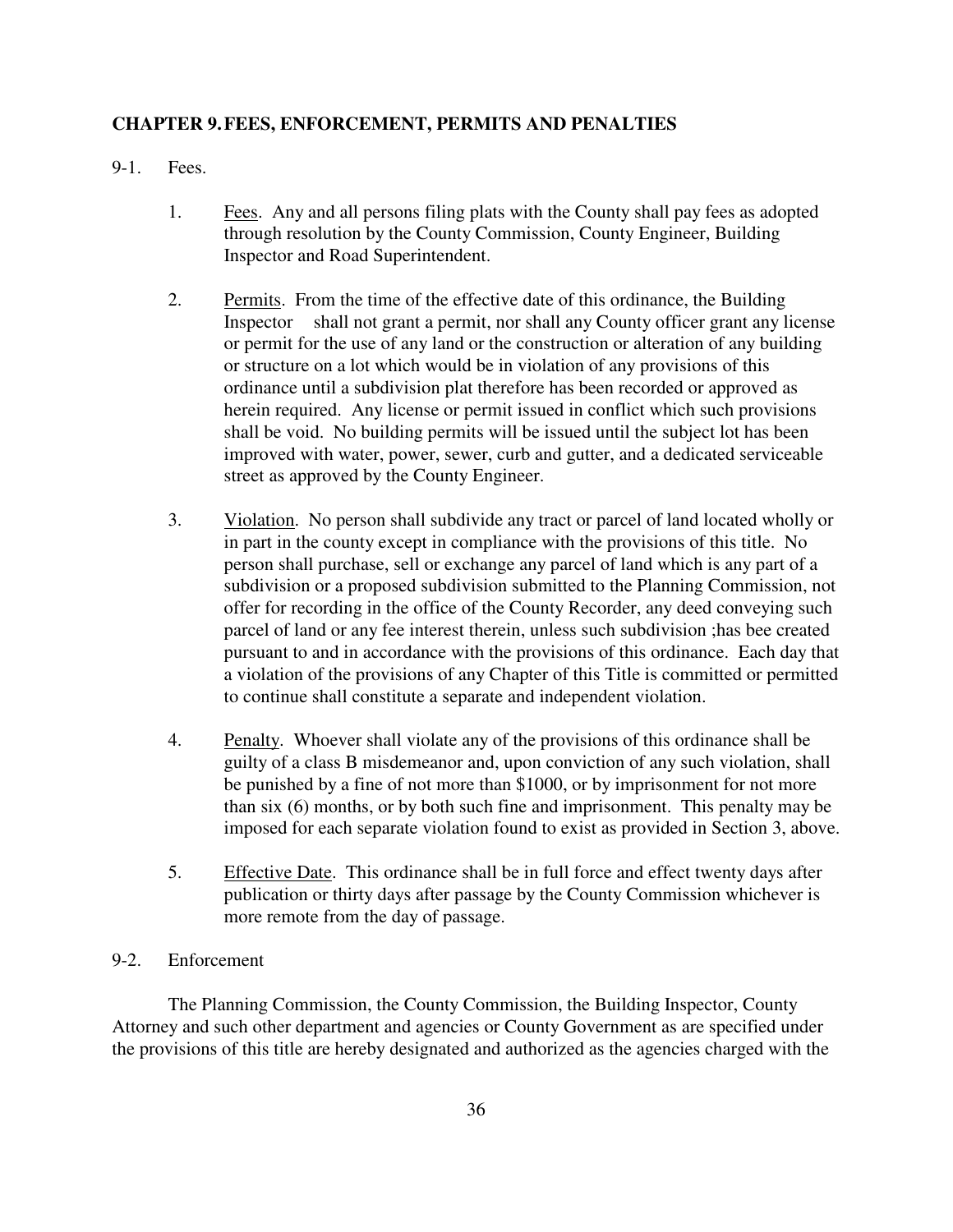## CHAPTER 9. FEES, ENFORCEMENT, PERMITS AND PENALTIES

9-1. Fees.

1. Fees. Any and all persons filing plats with the County shall pay fees as adopted through resolution by the County Commission, County Engineer, Building Inspector and Road Superintendent.

2. Permits. From the time of the effective date of this ordinance, the Building Inspector shall not grant a permit, nor shall any County officer grant any license or permit for the use of any land or the construction or alteration of any building or structure on a lot which would be in violation of any provisions of this ordinance until a subdivision plat therefore has been recorded or approved as herein required. Any license or permit issued in conflict which such provisions shall be void. No building permits will be issued until the subject lot has been improved with water, power, sewer, curb and gutter, and a dedicated serviceable street as approved by the County Engineer.

3. Violation. No person shall subdivide any tract or parcel of land located wholly or in part in the county except in compliance with the provisions of this title. No person shall purchase, sell or exchange any parcel of land which is any part of a subdivision or a proposed subdivision submitted to the Planning Commission, not offer for recording in the office of the County Recorder, any deed conveying such parcel of land or any fee interest therein, unless such subdivision ;has bee created pursuant to and in accordance with the provisions of this ordinance. Each day that a violation of the provisions of any Chapter of this Title is committed or permitted to continue shall constitute a separate and independent violation.

4. Penalty. Whoever shall violate any of the provisions of this ordinance shall be guilty of a class B misdemeanor and, upon conviction of any such violation, shall be punished by a fine of not more than $1000, or by imprisonment for not more than six (6) months, or by both such fine and imprisonment. This penalty may be imposed for each separate violation found to exist as provided in Section 3, above.

5. Effective Date. This ordinance shall be in full force and effect twenty days after publication or thirty days after passage by the County Commission whichever is more remote from the day of passage.

9-2. Enforcement

The Planning Commission, the County Commission, the Building Inspector, County Attorney and such other department and agencies or County Government as are specified under the provisions of this title are hereby designated and authorized as the agencies charged with the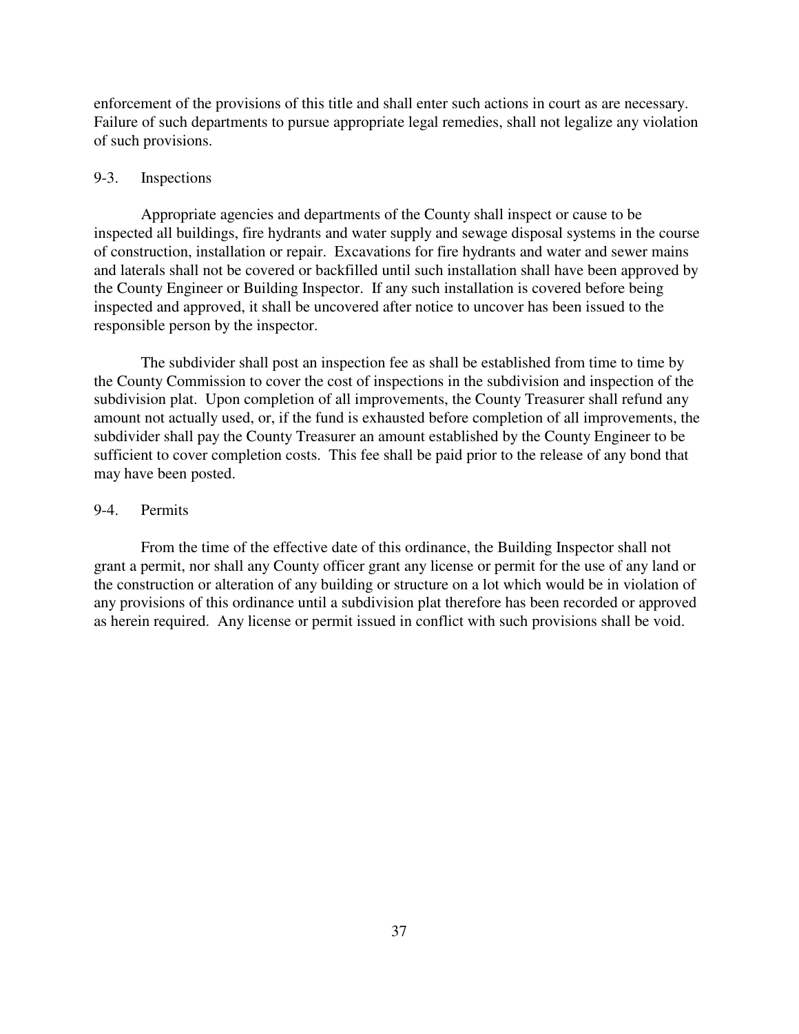enforcement of the provisions of this title and shall enter such actions in court as are necessary. Failure of such departments to pursue appropriate legal remedies, shall not legalize any violation of such provisions.

## 9-3. Inspections

Appropriate agencies and departments of the County shall inspect or cause to be inspected all buildings, fire hydrants and water supply and sewage disposal systems in the course of construction, installation or repair. Excavations for fire hydrants and water and sewer mains and laterals shall not be covered or backfilled until such installation shall have been approved by the County Engineer or Building Inspector. If any such installation is covered before being inspected and approved, it shall be uncovered after notice to uncover has been issued to the responsible person by the inspector.

The subdivider shall post an inspection fee as shall be established from time to time by the County Commission to cover the cost of inspections in the subdivision and inspection of the subdivision plat. Upon completion of all improvements, the County Treasurer shall refund any amount not actually used, or, if the fund is exhausted before completion of all improvements, the subdivider shall pay the County Treasurer an amount established by the County Engineer to be sufficient to cover completion costs. This fee shall be paid prior to the release of any bond that may have been posted.

## 9-4. Permits

From the time of the effective date of this ordinance, the Building Inspector shall not grant a permit, nor shall any County officer grant any license or permit for the use of any land or the construction or alteration of any building or structure on a lot which would be in violation of any provisions of this ordinance until a subdivision plat therefore has been recorded or approved as herein required. Any license or permit issued in conflict with such provisions shall be void.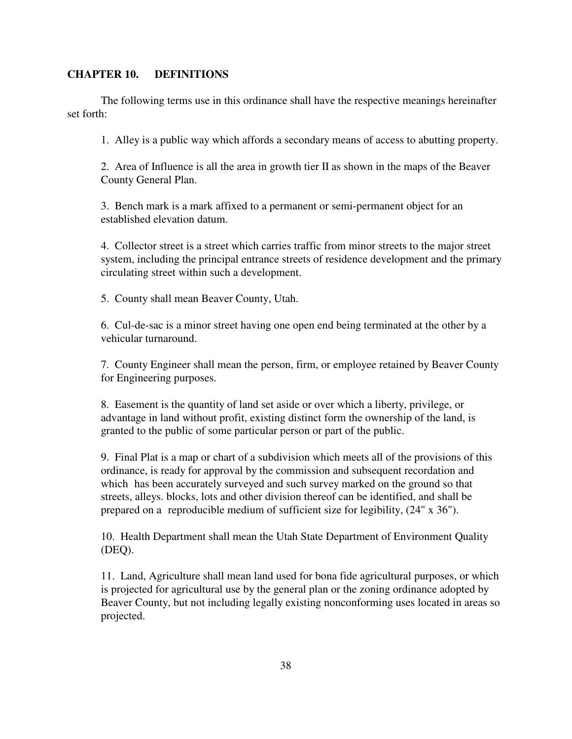## CHAPTER 10. DEFINITIONS

The following terms use in this ordinance shall have the respective meanings hereinafter set forth:

1. Alley is a public way which affords a secondary means of access to abutting property.

2. Area of Influence is all the area in growth tier II as shown in the maps of the Beaver County General Plan.

3. Bench mark is a mark affixed to a permanent or semi-permanent object for an established elevation datum.

4. Collector street is a street which carries traffic from minor streets to the major street system, including the principal entrance streets of residence development and the primary circulating street within such a development.

5. County shall mean Beaver County, Utah.

6. Cul-de-sac is a minor street having one open end being terminated at the other by a vehicular turnaround.

7. County Engineer shall mean the person, firm, or employee retained by Beaver County for Engineering purposes.

8. Easement is the quantity of land set aside or over which a liberty, privilege, or advantage in land without profit, existing distinct form the ownership of the land, is granted to the public of some particular person or part of the public.

9. Final Plat is a map or chart of a subdivision which meets all of the provisions of this ordinance, is ready for approval by the commission and subsequent recordation and which has been accurately surveyed and such survey marked on the ground so that streets, alleys. blocks, lots and other division thereof can be identified, and shall be prepared on a reproducible medium of sufficient size for legibility, (24" x 36").

10. Health Department shall mean the Utah State Department of Environment Quality (DEQ).

11. Land, Agriculture shall mean land used for bona fide agricultural purposes, or which is projected for agricultural use by the general plan or the zoning ordinance adopted by Beaver County, but not including legally existing nonconforming uses located in areas so projected.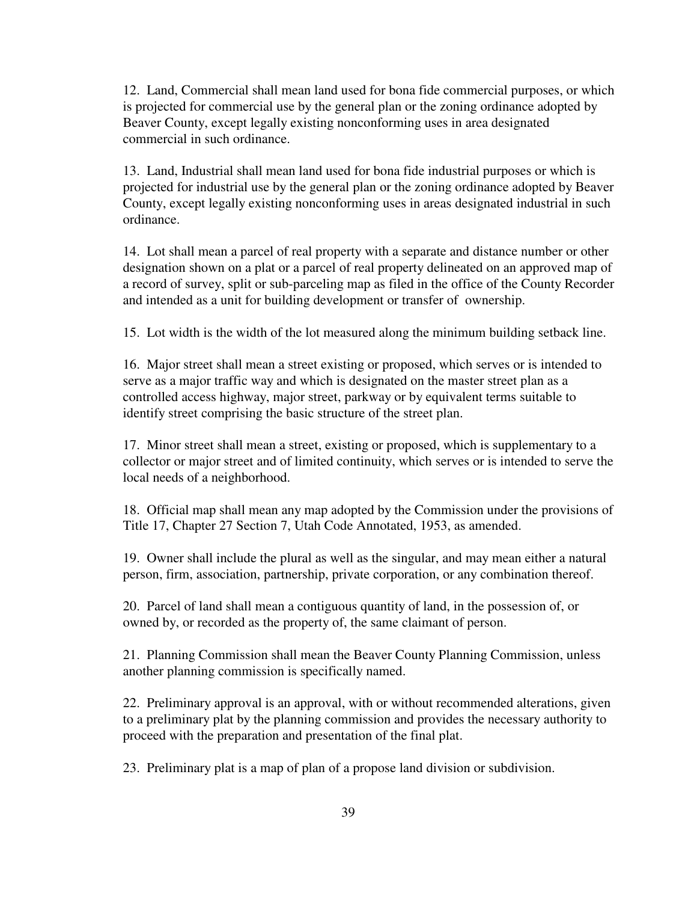12. Land, Commercial shall mean land used for bona fide commercial purposes, or which is projected for commercial use by the general plan or the zoning ordinance adopted by Beaver County, except legally existing nonconforming uses in area designated commercial in such ordinance.

13. Land, Industrial shall mean land used for bona fide industrial purposes or which is projected for industrial use by the general plan or the zoning ordinance adopted by Beaver County, except legally existing nonconforming uses in areas designated industrial in such ordinance.

14. Lot shall mean a parcel of real property with a separate and distance number or other designation shown on a plat or a parcel of real property delineated on an approved map of a record of survey, split or sub-parceling map as filed in the office of the County Recorder and intended as a unit for building development or transfer of ownership.

15. Lot width is the width of the lot measured along the minimum building setback line.

16. Major street shall mean a street existing or proposed, which serves or is intended to serve as a major traffic way and which is designated on the master street plan as a controlled access highway, major street, parkway or by equivalent terms suitable to identify street comprising the basic structure of the street plan.

17. Minor street shall mean a street, existing or proposed, which is supplementary to a collector or major street and of limited continuity, which serves or is intended to serve the local needs of a neighborhood.

18. Official map shall mean any map adopted by the Commission under the provisions of Title 17, Chapter 27 Section 7, Utah Code Annotated, 1953, as amended.

19. Owner shall include the plural as well as the singular, and may mean either a natural person, firm, association, partnership, private corporation, or any combination thereof.

20. Parcel of land shall mean a contiguous quantity of land, in the possession of, or owned by, or recorded as the property of, the same claimant of person.

21. Planning Commission shall mean the Beaver County Planning Commission, unless another planning commission is specifically named.

22. Preliminary approval is an approval, with or without recommended alterations, given to a preliminary plat by the planning commission and provides the necessary authority to proceed with the preparation and presentation of the final plat.

23. Preliminary plat is a map of plan of a propose land division or subdivision.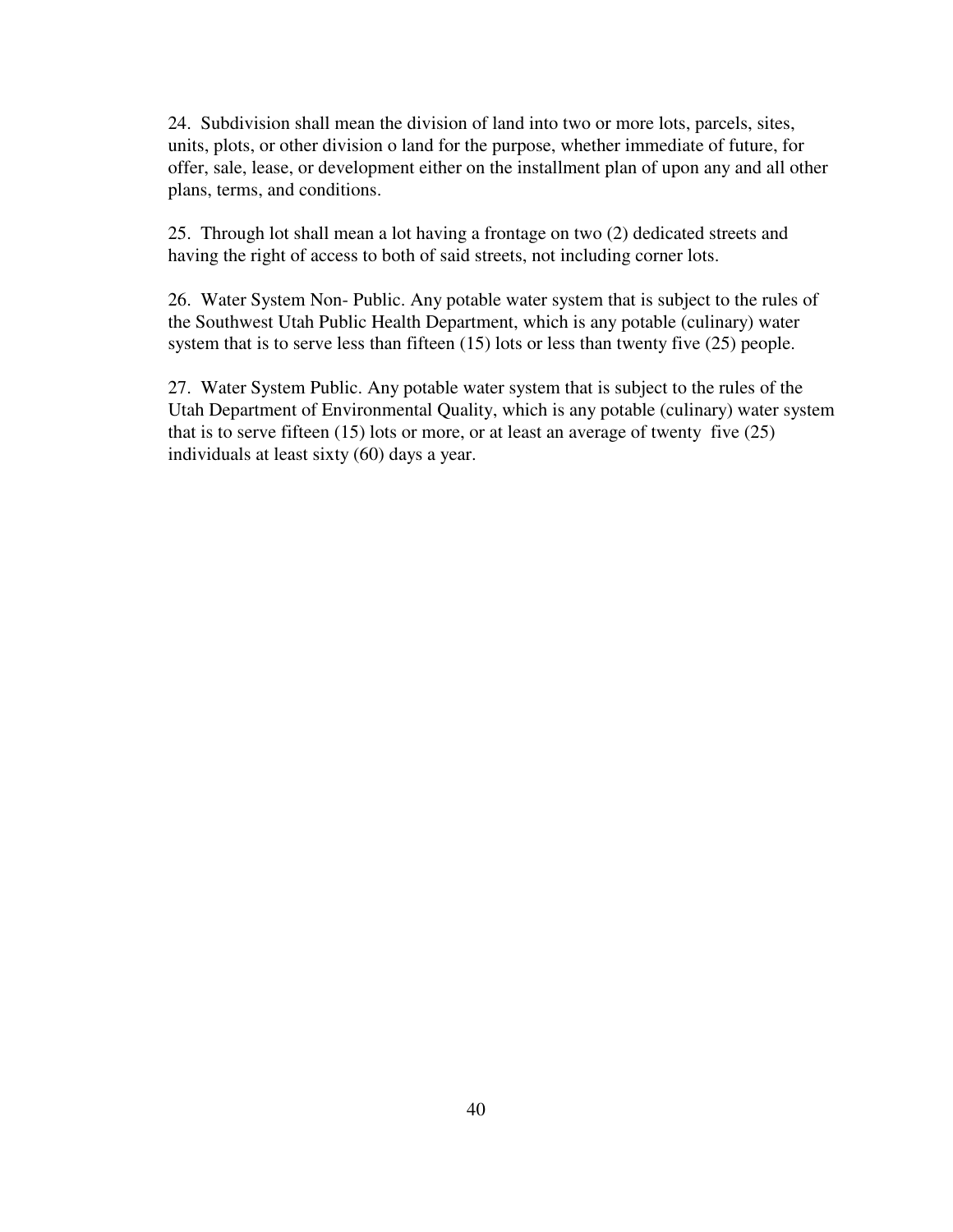24. Subdivision shall mean the division of land into two or more lots, parcels, sites, units, plots, or other division o land for the purpose, whether immediate of future, for offer, sale, lease, or development either on the installment plan of upon any and all other plans, terms, and conditions.

25. Through lot shall mean a lot having a frontage on two (2) dedicated streets and having the right of access to both of said streets, not including corner lots.

26. Water System Non- Public. Any potable water system that is subject to the rules of the Southwest Utah Public Health Department, which is any potable (culinary) water system that is to serve less than fifteen (15) lots or less than twenty five (25) people.

27. Water System Public. Any potable water system that is subject to the rules of the Utah Department of Environmental Quality, which is any potable (culinary) water system that is to serve fifteen (15) lots or more, or at least an average of twenty five (25) individuals at least sixty (60) days a year.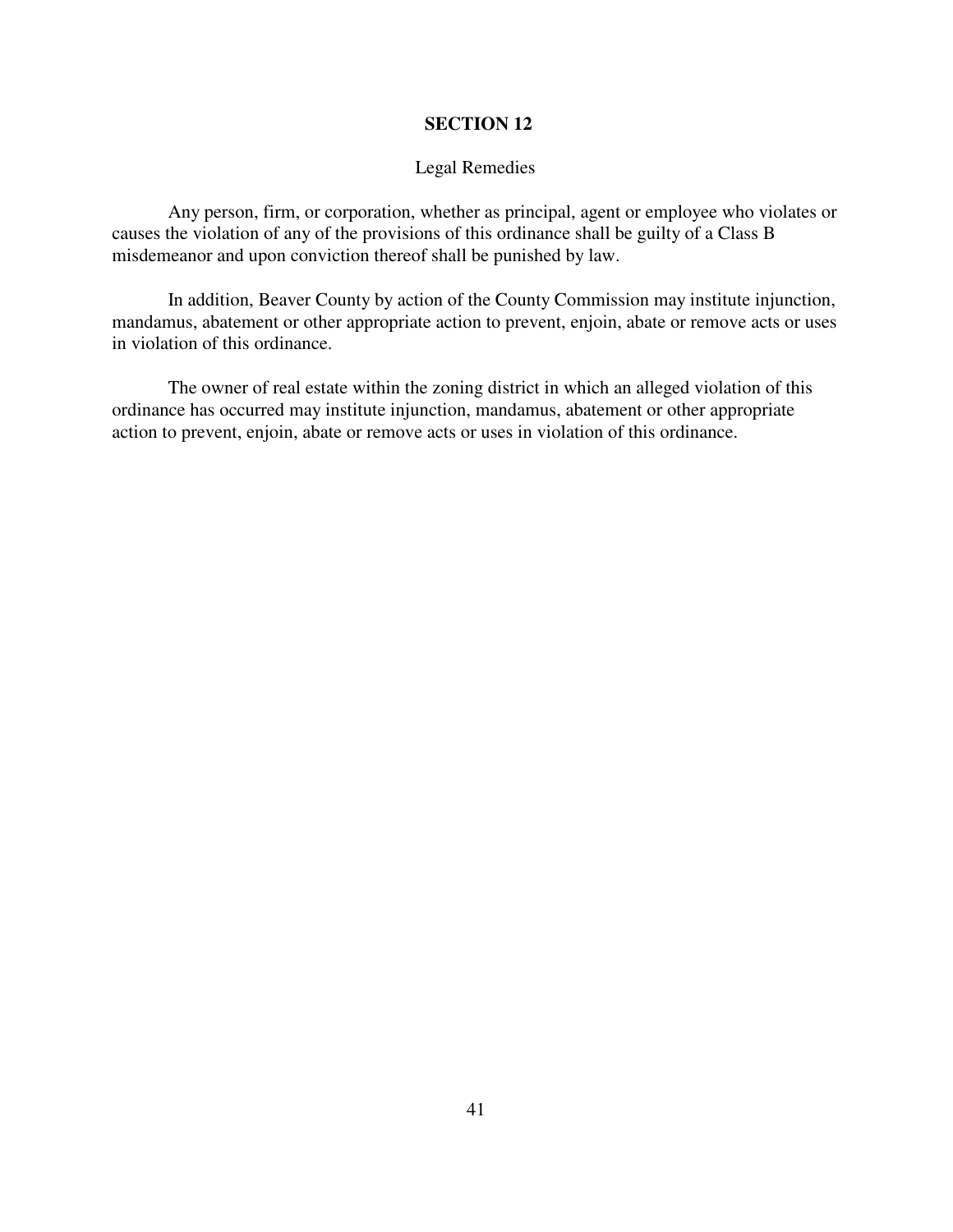# SECTION 12

## Legal Remedies

Any person, firm, or corporation, whether as principal, agent or employee who violates or causes the violation of any of the provisions of this ordinance shall be guilty of a Class B misdemeanor and upon conviction thereof shall be punished by law.

In addition, Beaver County by action of the County Commission may institute injunction, mandamus, abatement or other appropriate action to prevent, enjoin, abate or remove acts or uses in violation of this ordinance.

The owner of real estate within the zoning district in which an alleged violation of this ordinance has occurred may institute injunction, mandamus, abatement or other appropriate action to prevent, enjoin, abate or remove acts or uses in violation of this ordinance.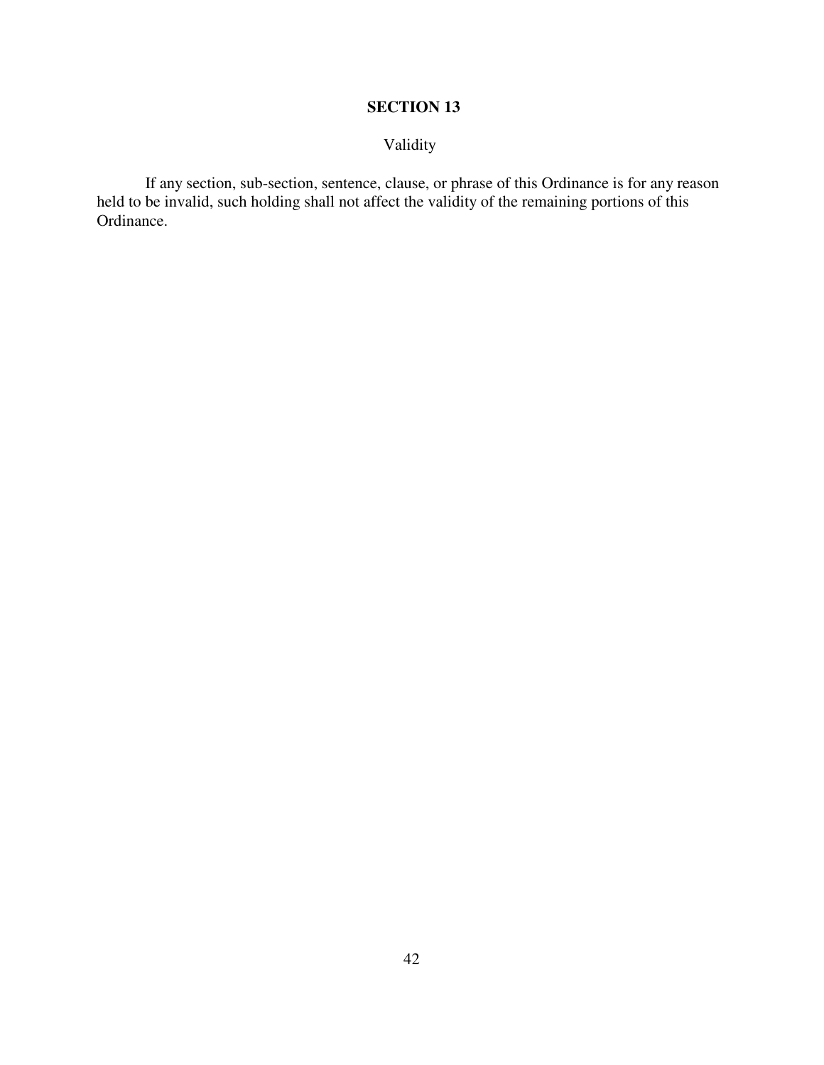## SECTION 13

Validity

If any section, sub-section, sentence, clause, or phrase of this Ordinance is for any reason held to be invalid, such holding shall not affect the validity of the remaining portions of this Ordinance.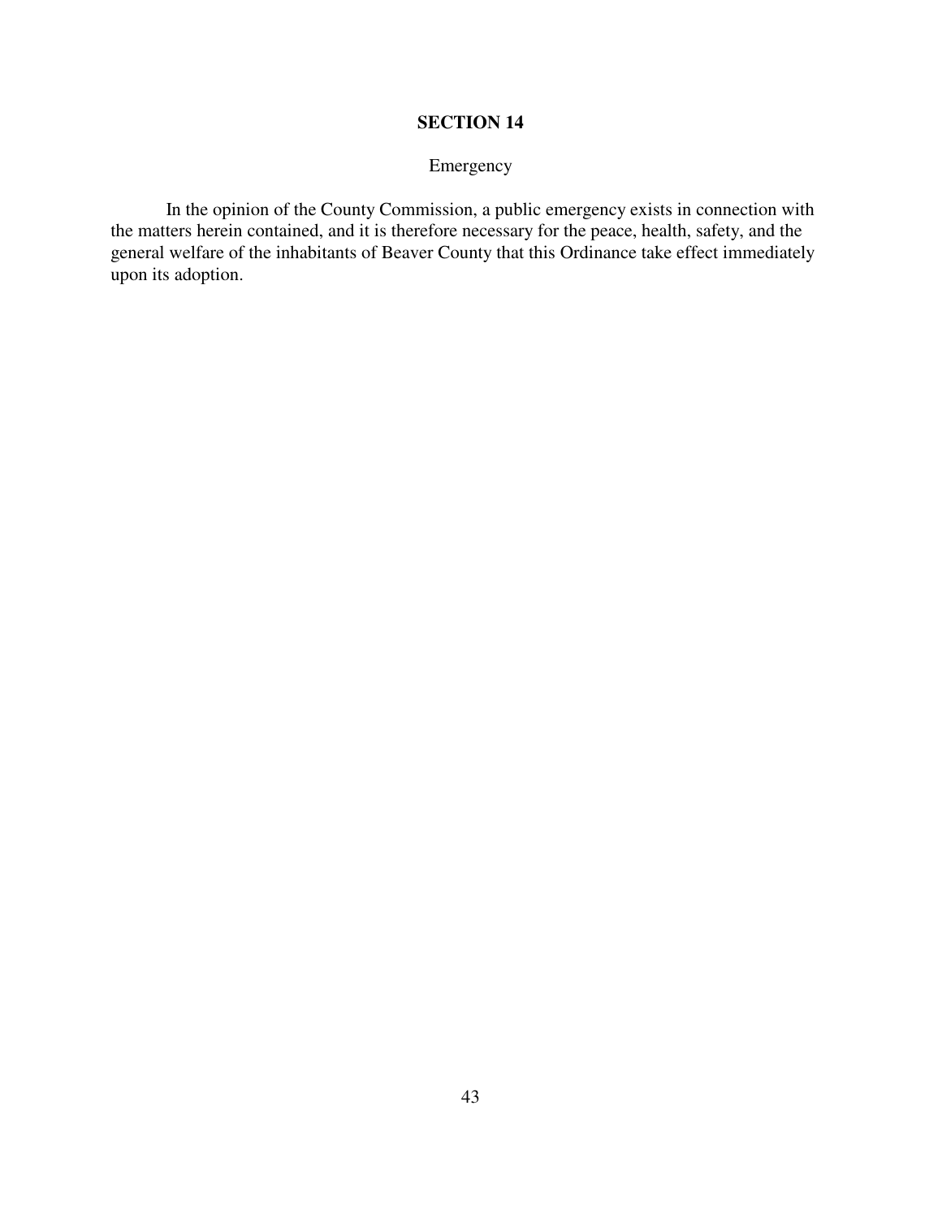## SECTION 14

Emergency

In the opinion of the County Commission, a public emergency exists in connection with the matters herein contained, and it is therefore necessary for the peace, health, safety, and the general welfare of the inhabitants of Beaver County that this Ordinance take effect immediately upon its adoption.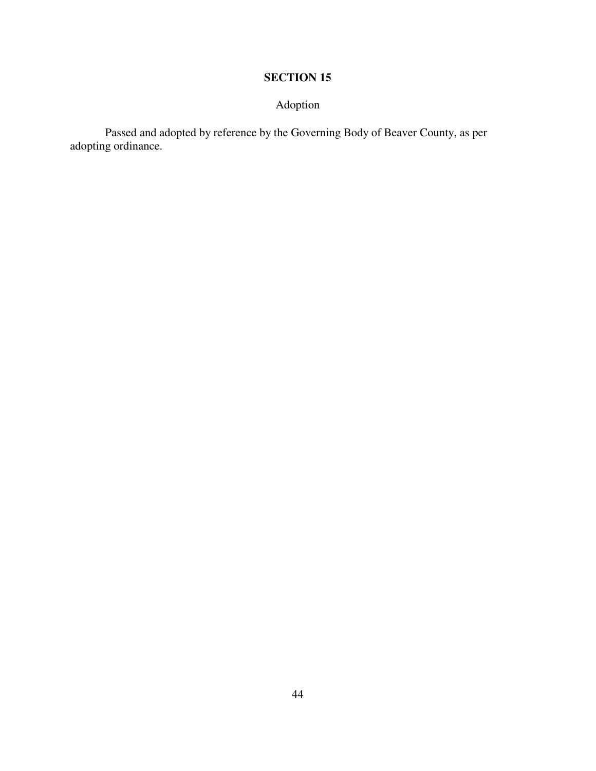## SECTION 15

Adoption

Passed and adopted by reference by the Governing Body of Beaver County, as per adopting ordinance.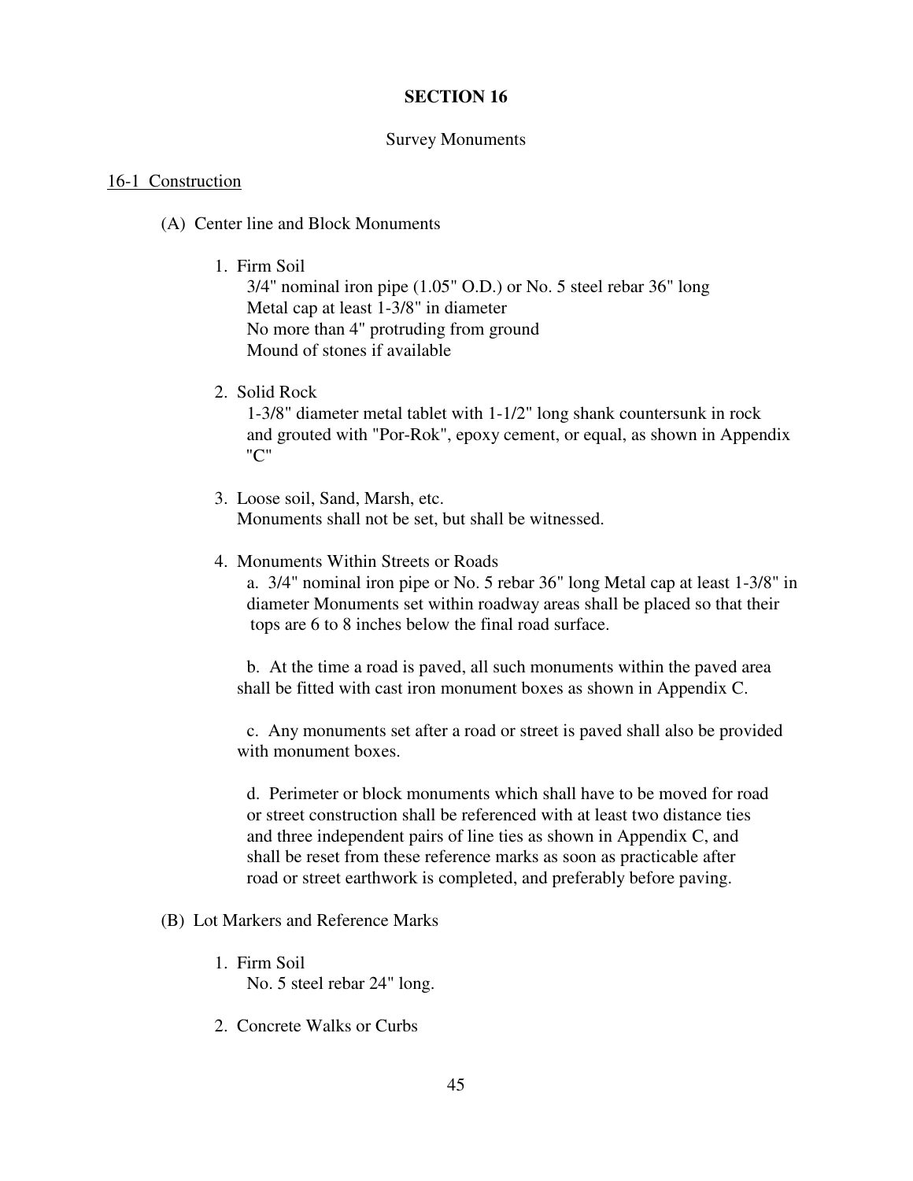# SECTION 16

Survey Monuments

## 16-1 Construction

(A) Center line and Block Monuments

1. Firm Soil
   3/4" nominal iron pipe (1.05" O.D.) or No. 5 steel rebar 36" long
   Metal cap at least 1-3/8" in diameter
   No more than 4" protruding from ground
   Mound of stones if available

2. Solid Rock
   1-3/8" diameter metal tablet with 1-1/2" long shank countersunk in rock and grouted with "Por-Rok", epoxy cement, or equal, as shown in Appendix "C"

3. Loose soil, Sand, Marsh, etc.
   Monuments shall not be set, but shall be witnessed.

4. Monuments Within Streets or Roads
   a. 3/4" nominal iron pipe or No. 5 rebar 36" long Metal cap at least 1-3/8" in diameter Monuments set within roadway areas shall be placed so that their tops are 6 to 8 inches below the final road surface.

   b. At the time a road is paved, all such monuments within the paved area shall be fitted with cast iron monument boxes as shown in Appendix C.

   c. Any monuments set after a road or street is paved shall also be provided with monument boxes.

   d. Perimeter or block monuments which shall have to be moved for road or street construction shall be referenced with at least two distance ties and three independent pairs of line ties as shown in Appendix C, and shall be reset from these reference marks as soon as practicable after road or street earthwork is completed, and preferably before paving.

(B) Lot Markers and Reference Marks

1. Firm Soil
   No. 5 steel rebar 24" long.

2. Concrete Walks or Curbs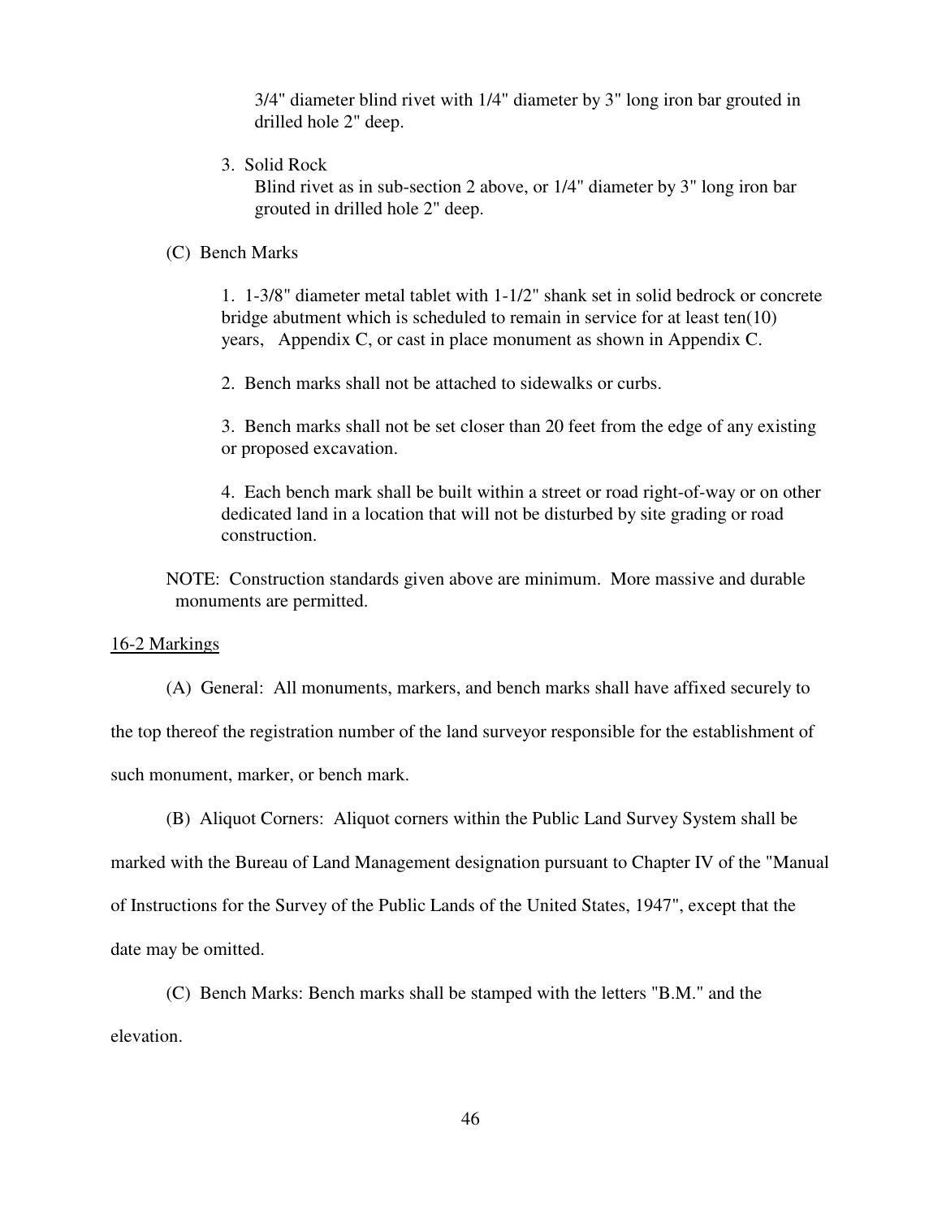3/4" diameter blind rivet with 1/4" diameter by 3" long iron bar grouted in drilled hole 2" deep.

3. Solid Rock
   Blind rivet as in sub-section 2 above, or 1/4" diameter by 3" long iron bar grouted in drilled hole 2" deep.

(C) Bench Marks

1. 1-3/8" diameter metal tablet with 1-1/2" shank set in solid bedrock or concrete bridge abutment which is scheduled to remain in service for at least ten(10) years, Appendix C, or cast in place monument as shown in Appendix C.

2. Bench marks shall not be attached to sidewalks or curbs.

3. Bench marks shall not be set closer than 20 feet from the edge of any existing or proposed excavation.

4. Each bench mark shall be built within a street or road right-of-way or on other dedicated land in a location that will not be disturbed by site grading or road construction.

NOTE: Construction standards given above are minimum. More massive and durable monuments are permitted.

<u>16-2 Markings</u>

(A) General: All monuments, markers, and bench marks shall have affixed securely to the top thereof the registration number of the land surveyor responsible for the establishment of such monument, marker, or bench mark.

(B) Aliquot Corners: Aliquot corners within the Public Land Survey System shall be marked with the Bureau of Land Management designation pursuant to Chapter IV of the "Manual of Instructions for the Survey of the Public Lands of the United States, 1947", except that the date may be omitted.

(C) Bench Marks: Bench marks shall be stamped with the letters "B.M." and the elevation.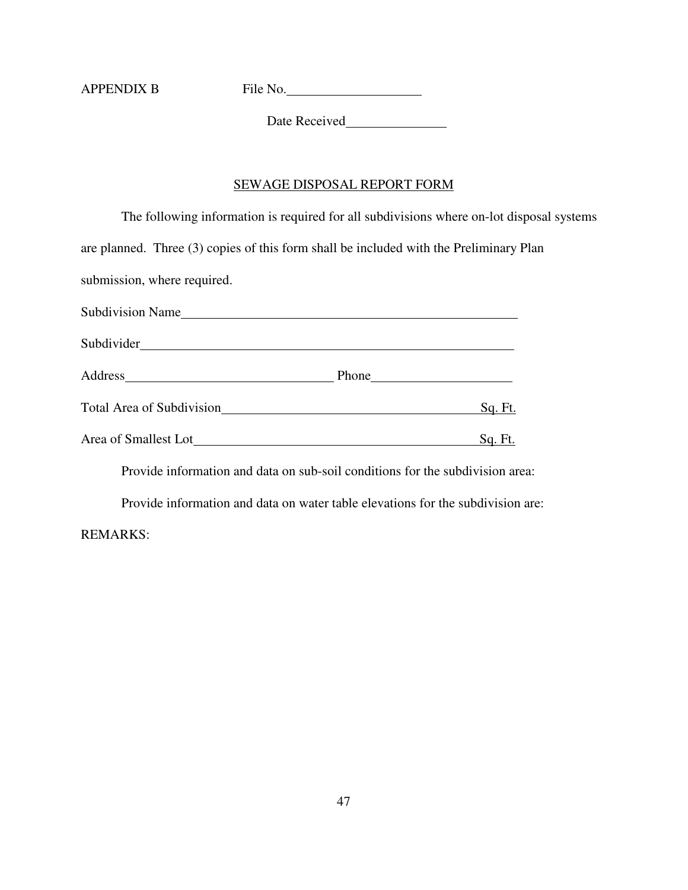APPENDIX B File No.\_\_\_\_\_\_\_\_\_\_\_\_\_\_\_\_\_\_\_\_

Date Received\_\_\_\_\_\_\_\_\_\_\_\_\_\_\_\_

## SEWAGE DISPOSAL REPORT FORM

The following information is required for all subdivisions where on-lot disposal systems are planned. Three (3) copies of this form shall be included with the Preliminary Plan submission, where required.

Subdivision Name\_\_\_\_\_\_\_\_\_\_\_\_\_\_\_\_\_\_\_\_\_\_\_\_\_\_\_\_\_\_\_\_\_\_\_\_\_\_\_\_\_\_\_\_\_\_\_\_\_\_\_\_

Subdivider\_\_\_\_\_\_\_\_\_\_\_\_\_\_\_\_\_\_\_\_\_\_\_\_\_\_\_\_\_\_\_\_\_\_\_\_\_\_\_\_\_\_\_\_\_\_\_\_\_\_\_\_\_\_\_\_\_\_

Address\_\_\_\_\_\_\_\_\_\_\_\_\_\_\_\_\_\_\_\_\_\_\_\_\_\_\_\_\_\_\_\_ Phone\_\_\_\_\_\_\_\_\_\_\_\_\_\_\_\_\_\_\_\_\_\_

Total Area of Subdivision\_\_\_\_\_\_\_\_\_\_\_\_\_\_\_\_\_\_\_\_\_\_\_\_\_\_\_\_\_\_\_\_\_\_\_\_\_\_ Sq. Ft.

Area of Smallest Lot\_\_\_\_\_\_\_\_\_\_\_\_\_\_\_\_\_\_\_\_\_\_\_\_\_\_\_\_\_\_\_\_\_\_\_\_\_\_\_\_\_\_\_ Sq. Ft.

Provide information and data on sub-soil conditions for the subdivision area:

Provide information and data on water table elevations for the subdivision are:

REMARKS: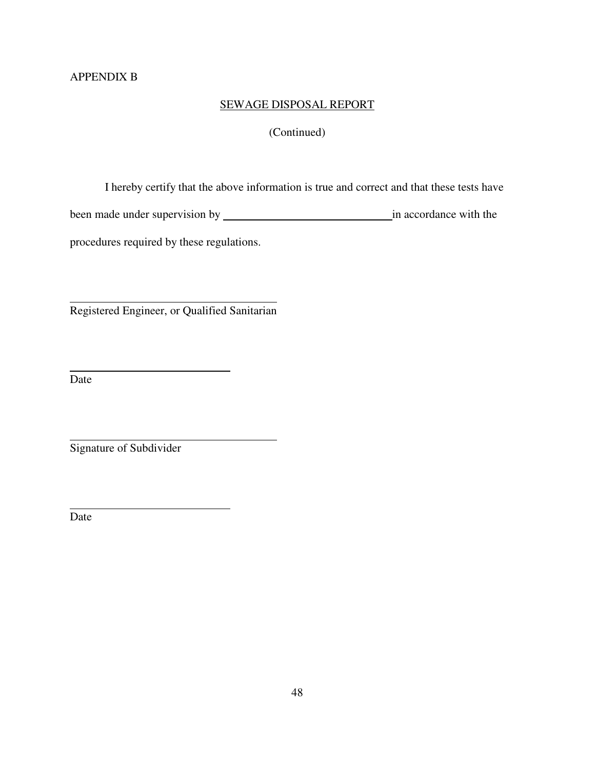APPENDIX B

## SEWAGE DISPOSAL REPORT

(Continued)

I hereby certify that the above information is true and correct and that these tests have been made under supervision by ______________________________ in accordance with the procedures required by these regulations.

______________________________________
Registered Engineer, or Qualified Sanitarian

_____________________________
Date

______________________________________
Signature of Subdivider

_____________________________
Date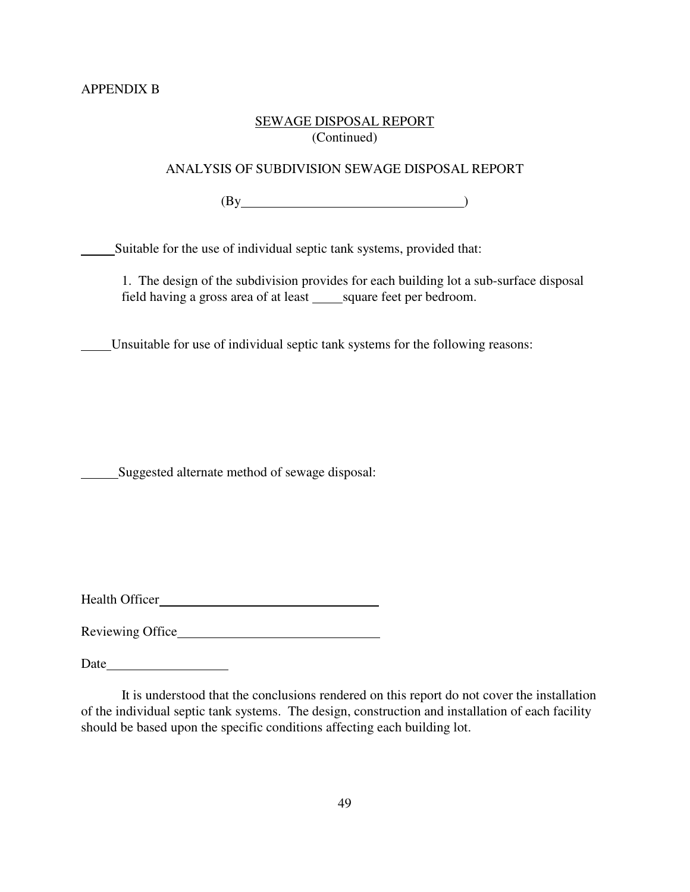APPENDIX B

## SEWAGE DISPOSAL REPORT
(Continued)

### ANALYSIS OF SUBDIVISION SEWAGE DISPOSAL REPORT

(By\_\_\_\_\_\_\_\_\_\_\_\_\_\_\_\_\_\_\_\_\_\_\_\_\_\_\_\_\_\_\_\_)

\_\_\_\_\_Suitable for the use of individual septic tank systems, provided that:

1. The design of the subdivision provides for each building lot a sub-surface disposal field having a gross area of at least \_\_\_\_\_square feet per bedroom.

\_\_\_\_\_Unsuitable for use of individual septic tank systems for the following reasons:

\_\_\_\_\_\_Suggested alternate method of sewage disposal:

Health Officer\_\_\_\_\_\_\_\_\_\_\_\_\_\_\_\_\_\_\_\_\_\_\_\_\_\_\_\_\_\_\_\_\_\_

Reviewing Office\_\_\_\_\_\_\_\_\_\_\_\_\_\_\_\_\_\_\_\_\_\_\_\_\_\_\_\_\_\_

Date\_\_\_\_\_\_\_\_\_\_\_\_\_\_\_\_\_\_\_

It is understood that the conclusions rendered on this report do not cover the installation of the individual septic tank systems. The design, construction and installation of each facility should be based upon the specific conditions affecting each building lot.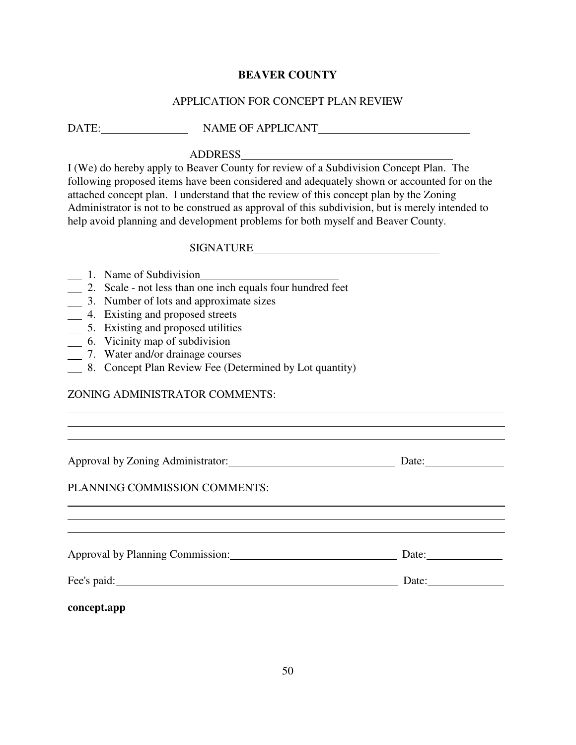# BEAVER COUNTY

## APPLICATION FOR CONCEPT PLAN REVIEW

DATE:________________ NAME OF APPLICANT____________________________

ADDRESS______________________________________

I (We) do hereby apply to Beaver County for review of a Subdivision Concept Plan. The following proposed items have been considered and adequately shown or accounted for on the attached concept plan. I understand that the review of this concept plan by the Zoning Administrator is not to be construed as approval of this subdivision, but is merely intended to help avoid planning and development problems for both myself and Beaver County.

SIGNATURE__________________________________

___ 1. Name of Subdivision_________________________
___ 2. Scale - not less than one inch equals four hundred feet
___ 3. Number of lots and approximate sizes
___ 4. Existing and proposed streets
___ 5. Existing and proposed utilities
___ 6. Vicinity map of subdivision
___ 7. Water and/or drainage courses
___ 8. Concept Plan Review Fee (Determined by Lot quantity)

ZONING ADMINISTRATOR COMMENTS:

______________________________________________________________________________
______________________________________________________________________________
______________________________________________________________________________

Approval by Zoning Administrator:______________________________ Date:______________

PLANNING COMMISSION COMMENTS:

______________________________________________________________________________
______________________________________________________________________________
______________________________________________________________________________

Approval by Planning Commission:______________________________ Date:______________

Fee's paid:______________________________________________________ Date:______________

**concept.app**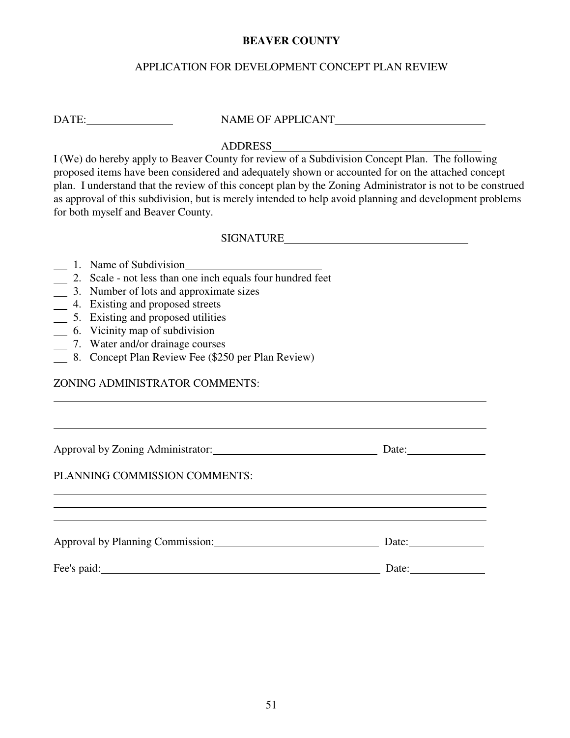**BEAVER COUNTY**

APPLICATION FOR DEVELOPMENT CONCEPT PLAN REVIEW

DATE:________________ NAME OF APPLICANT____________________________

ADDRESS______________________________________

I (We) do hereby apply to Beaver County for review of a Subdivision Concept Plan. The following proposed items have been considered and adequately shown or accounted for on the attached concept plan. I understand that the review of this concept plan by the Zoning Administrator is not to be construed as approval of this subdivision, but is merely intended to help avoid planning and development problems for both myself and Beaver County.

SIGNATURE__________________________________

___ 1. Name of Subdivision__________________________
___ 2. Scale - not less than one inch equals four hundred feet
___ 3. Number of lots and approximate sizes
___ 4. Existing and proposed streets
___ 5. Existing and proposed utilities
___ 6. Vicinity map of subdivision
___ 7. Water and/or drainage courses
___ 8. Concept Plan Review Fee ($250 per Plan Review)

ZONING ADMINISTRATOR COMMENTS:

______________________________________________________________________________
______________________________________________________________________________
______________________________________________________________________________

Approval by Zoning Administrator:______________________________ Date:______________

PLANNING COMMISSION COMMENTS:

______________________________________________________________________________
______________________________________________________________________________
______________________________________________________________________________

Approval by Planning Commission:______________________________ Date:______________

Fee's paid:______________________________________________________ Date:______________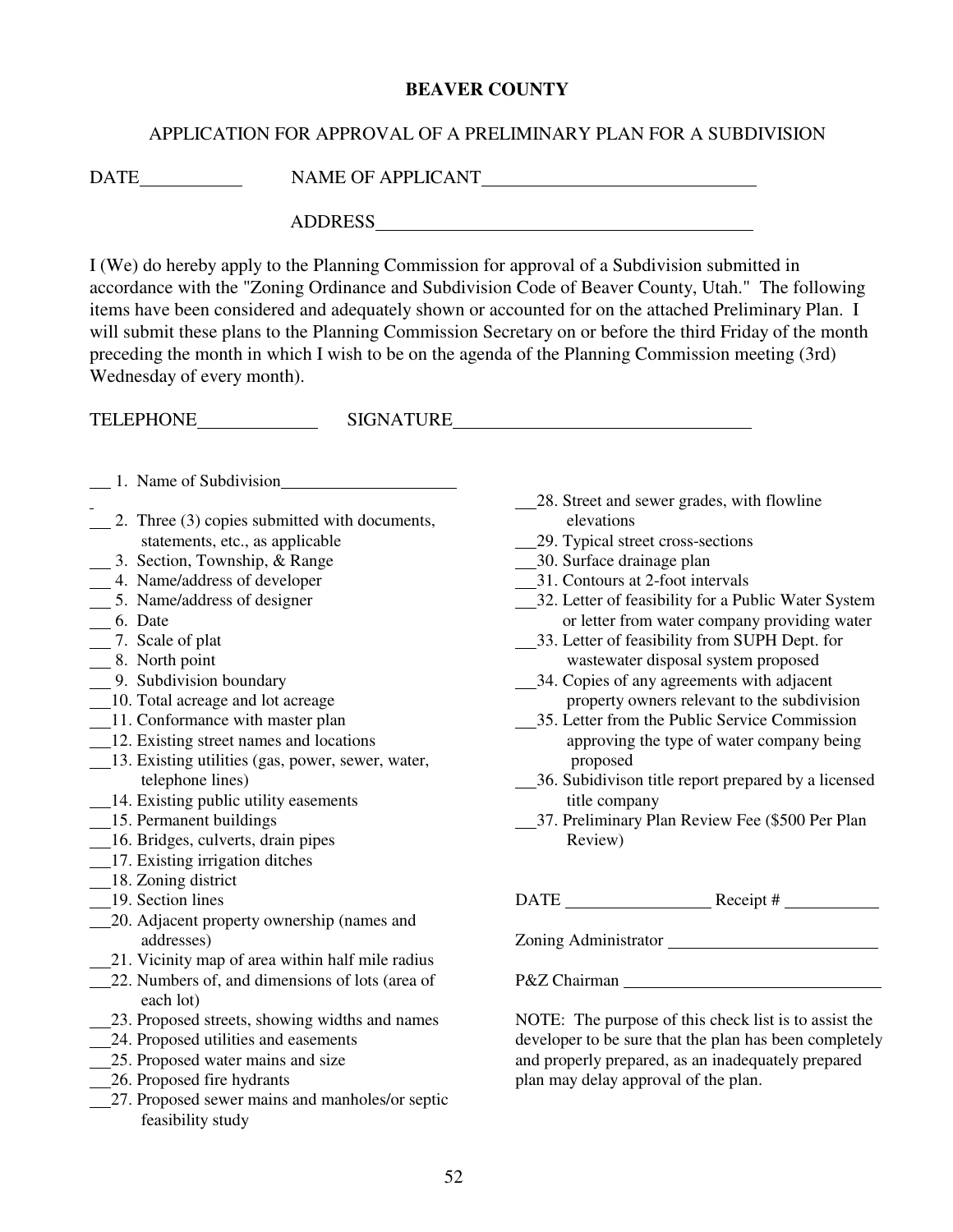**BEAVER COUNTY**

APPLICATION FOR APPROVAL OF A PRELIMINARY PLAN FOR A SUBDIVISION

DATE\_\_\_\_\_\_\_\_\_\_ NAME OF APPLICANT\_\_\_\_\_\_\_\_\_\_\_\_\_\_\_\_\_\_\_\_\_\_\_\_\_\_\_\_

ADDRESS\_\_\_\_\_\_\_\_\_\_\_\_\_\_\_\_\_\_\_\_\_\_\_\_\_\_\_\_\_\_\_\_\_\_\_\_\_\_\_\_

I (We) do hereby apply to the Planning Commission for approval of a Subdivision submitted in accordance with the "Zoning Ordinance and Subdivision Code of Beaver County, Utah." The following items have been considered and adequately shown or accounted for on the attached Preliminary Plan. I will submit these plans to the Planning Commission Secretary on or before the third Friday of the month preceding the month in which I wish to be on the agenda of the Planning Commission meeting (3rd) Wednesday of every month).

TELEPHONE\_\_\_\_\_\_\_\_\_\_\_\_ SIGNATURE\_\_\_\_\_\_\_\_\_\_\_\_\_\_\_\_\_\_\_\_\_\_\_\_\_\_\_\_\_\_\_\_

\_\_ 1. Name of Subdivision\_\_\_\_\_\_\_\_\_\_\_\_\_\_\_\_\_\_\_\_
\_\_ 2. Three (3) copies submitted with documents, statements, etc., as applicable
\_\_ 3. Section, Township, & Range
\_\_ 4. Name/address of developer
\_\_ 5. Name/address of designer
\_\_ 6. Date
\_\_ 7. Scale of plat
\_\_ 8. North point
\_\_ 9. Subdivision boundary
\_\_10. Total acreage and lot acreage
\_\_11. Conformance with master plan
\_\_12. Existing street names and locations
\_\_13. Existing utilities (gas, power, sewer, water, telephone lines)
\_\_14. Existing public utility easements
\_\_15. Permanent buildings
\_\_16. Bridges, culverts, drain pipes
\_\_17. Existing irrigation ditches
\_\_18. Zoning district
\_\_19. Section lines
\_\_20. Adjacent property ownership (names and addresses)
\_\_21. Vicinity map of area within half mile radius
\_\_22. Numbers of, and dimensions of lots (area of each lot)
\_\_23. Proposed streets, showing widths and names
\_\_24. Proposed utilities and easements
\_\_25. Proposed water mains and size
\_\_26. Proposed fire hydrants
\_\_27. Proposed sewer mains and manholes/or septic feasibility study
\_\_28. Street and sewer grades, with flowline elevations
\_\_29. Typical street cross-sections
\_\_30. Surface drainage plan
\_\_31. Contours at 2-foot intervals
\_\_32. Letter of feasibility for a Public Water System or letter from water company providing water
\_\_33. Letter of feasibility from SUPH Dept. for wastewater disposal system proposed
\_\_34. Copies of any agreements with adjacent property owners relevant to the subdivision
\_\_35. Letter from the Public Service Commission approving the type of water company being proposed
\_\_36. Subidivison title report prepared by a licensed title company
\_\_37. Preliminary Plan Review Fee ($500 Per Plan Review)

DATE \_\_\_\_\_\_\_\_\_\_\_\_\_\_\_ Receipt # \_\_\_\_\_\_\_\_\_\_

Zoning Administrator \_\_\_\_\_\_\_\_\_\_\_\_\_\_\_\_\_\_\_\_\_\_

P&Z Chairman \_\_\_\_\_\_\_\_\_\_\_\_\_\_\_\_\_\_\_\_\_\_\_\_\_\_\_

NOTE: The purpose of this check list is to assist the developer to be sure that the plan has been completely and properly prepared, as an inadequately prepared plan may delay approval of the plan.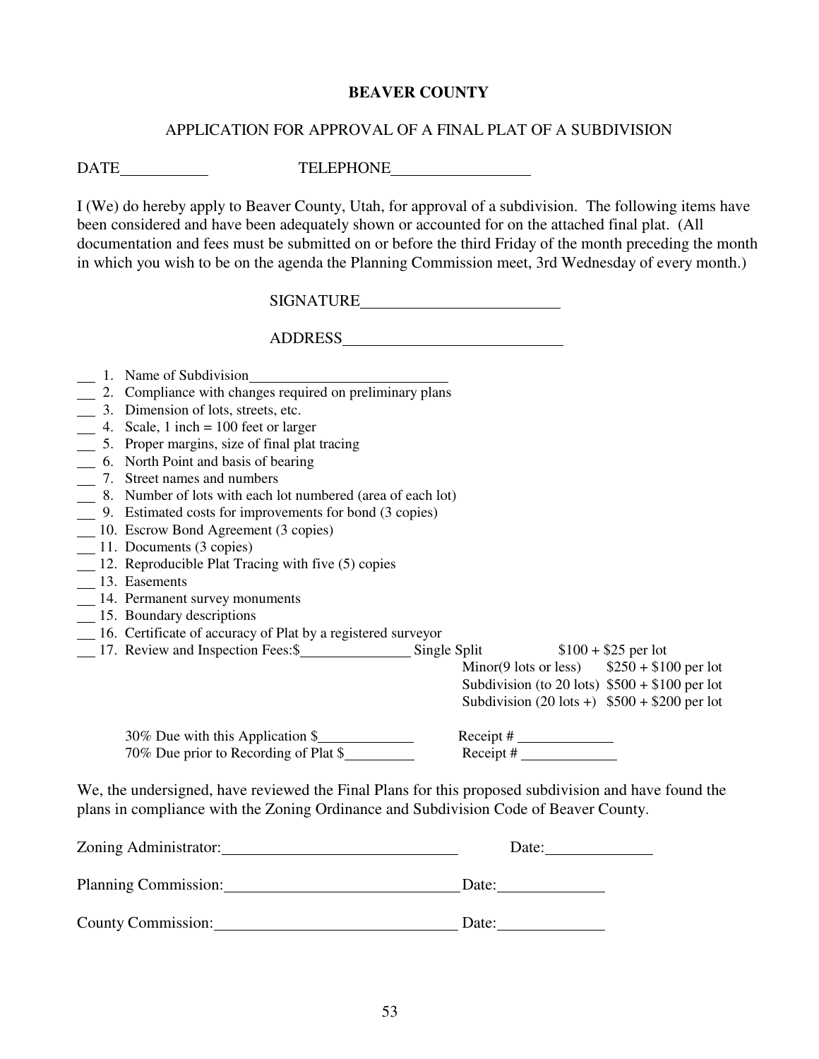# BEAVER COUNTY

## APPLICATION FOR APPROVAL OF A FINAL PLAT OF A SUBDIVISION

DATE__________ TELEPHONE_______________

I (We) do hereby apply to Beaver County, Utah, for approval of a subdivision. The following items have been considered and have been adequately shown or accounted for on the attached final plat. (All documentation and fees must be submitted on or before the third Friday of the month preceding the month in which you wish to be on the agenda the Planning Commission meet, 3rd Wednesday of every month.)

SIGNATURE_______________________

ADDRESS_________________________

\_\_ 1. Name of Subdivision________________________
\_\_ 2. Compliance with changes required on preliminary plans
\_\_ 3. Dimension of lots, streets, etc.
\_\_ 4. Scale, 1 inch = 100 feet or larger
\_\_ 5. Proper margins, size of final plat tracing
\_\_ 6. North Point and basis of bearing
\_\_ 7. Street names and numbers
\_\_ 8. Number of lots with each lot numbered (area of each lot)
\_\_ 9. Estimated costs for improvements for bond (3 copies)
\_\_ 10. Escrow Bond Agreement (3 copies)
\_\_ 11. Documents (3 copies)
\_\_ 12. Reproducible Plat Tracing with five (5) copies
\_\_ 13. Easements
\_\_ 14. Permanent survey monuments
\_\_ 15. Boundary descriptions
\_\_ 16. Certificate of accuracy of Plat by a registered surveyor
\_\_ 17. Review and Inspection Fees:$______________

| | |
|---|---|
| Single Split | $100 + $25 per lot |
| Minor(9 lots or less) | $250 + $100 per lot |
| Subdivision (to 20 lots) | $500 + $100 per lot |
| Subdivision (20 lots +) | $500 + $200 per lot |

30% Due with this Application $___________ Receipt # ___________
70% Due prior to Recording of Plat $_________ Receipt # ___________

We, the undersigned, have reviewed the Final Plans for this proposed subdivision and have found the plans in compliance with the Zoning Ordinance and Subdivision Code of Beaver County.

Zoning Administrator:____________________________ Date:____________

Planning Commission:____________________________ Date:____________

County Commission:_____________________________ Date:____________